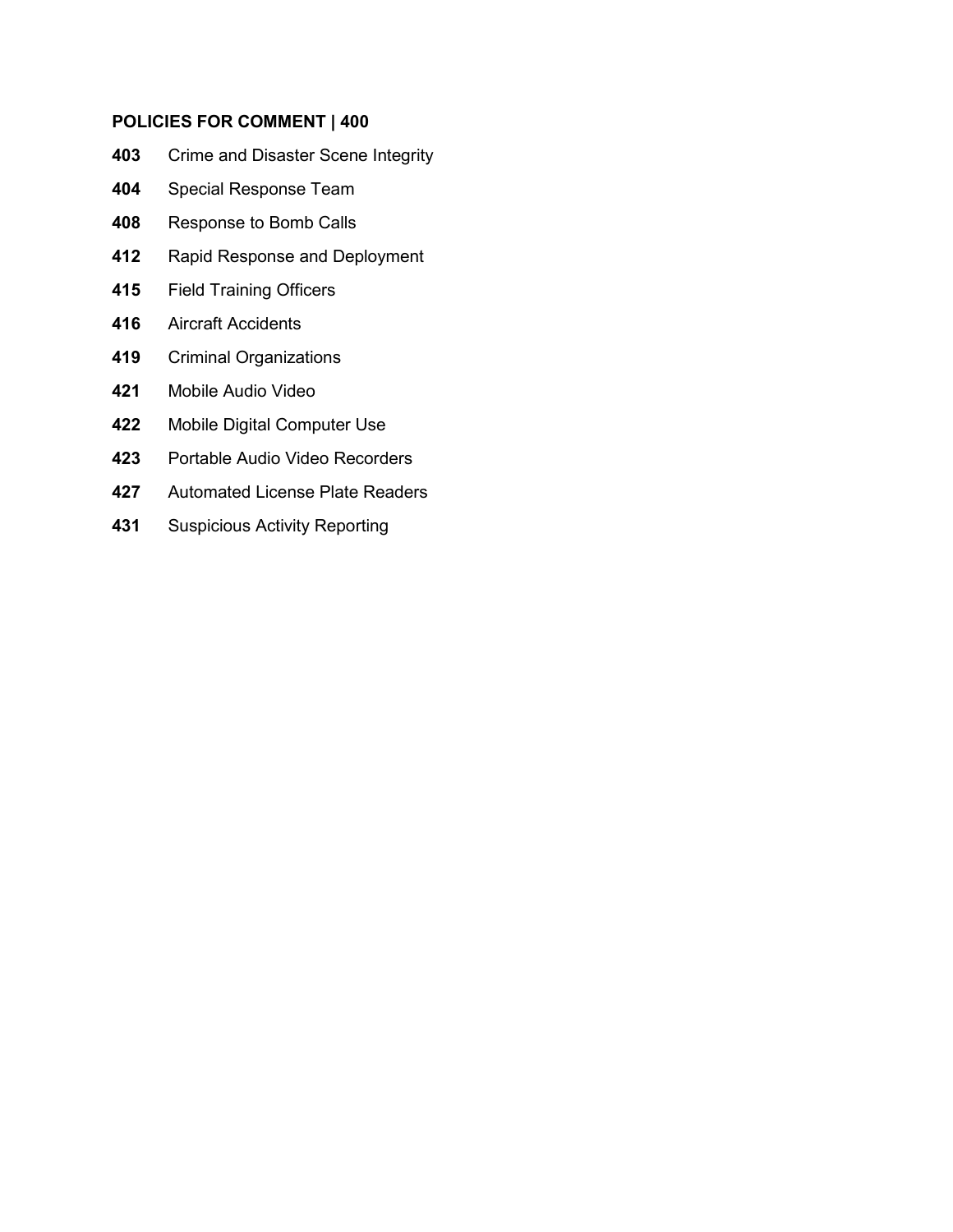**POLICIES FOR COMMENT | 400**

**403** Crime and Disaster Scene Integrity

**404** Special Response Team

**408** Response to Bomb Calls

**412** Rapid Response and Deployment

**415** Field Training Officers

**416** Aircraft Accidents

**419** Criminal Organizations

**421** Mobile Audio Video

**422** Mobile Digital Computer Use

**423** Portable Audio Video Recorders

**427** Automated License Plate Readers

**431** Suspicious Activity Reporting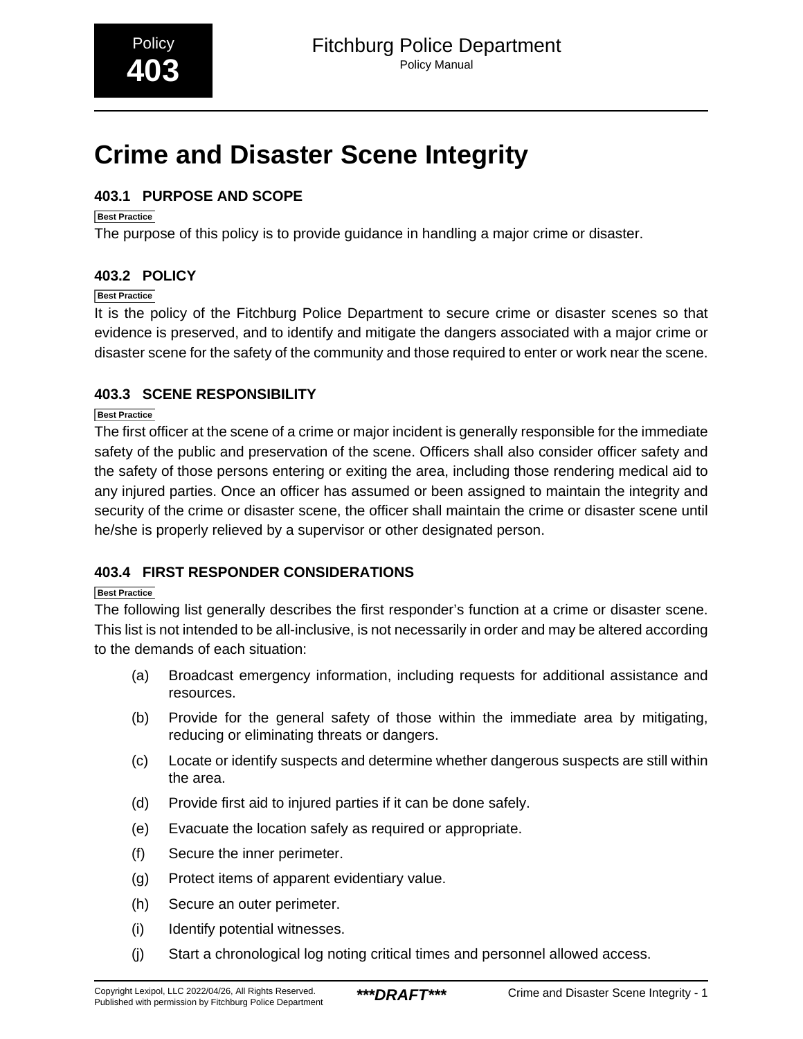Policy **403**

# Crime and Disaster Scene Integrity

## 403.1 PURPOSE AND SCOPE

Best Practice

The purpose of this policy is to provide guidance in handling a major crime or disaster.

## 403.2 POLICY

Best Practice

It is the policy of the Fitchburg Police Department to secure crime or disaster scenes so that evidence is preserved, and to identify and mitigate the dangers associated with a major crime or disaster scene for the safety of the community and those required to enter or work near the scene.

## 403.3 SCENE RESPONSIBILITY

Best Practice

The first officer at the scene of a crime or major incident is generally responsible for the immediate safety of the public and preservation of the scene. Officers shall also consider officer safety and the safety of those persons entering or exiting the area, including those rendering medical aid to any injured parties. Once an officer has assumed or been assigned to maintain the integrity and security of the crime or disaster scene, the officer shall maintain the crime or disaster scene until he/she is properly relieved by a supervisor or other designated person.

## 403.4 FIRST RESPONDER CONSIDERATIONS

Best Practice

The following list generally describes the first responder's function at a crime or disaster scene. This list is not intended to be all-inclusive, is not necessarily in order and may be altered according to the demands of each situation:

(a) Broadcast emergency information, including requests for additional assistance and resources.

(b) Provide for the general safety of those within the immediate area by mitigating, reducing or eliminating threats or dangers.

(c) Locate or identify suspects and determine whether dangerous suspects are still within the area.

(d) Provide first aid to injured parties if it can be done safely.

(e) Evacuate the location safely as required or appropriate.

(f) Secure the inner perimeter.

(g) Protect items of apparent evidentiary value.

(h) Secure an outer perimeter.

(i) Identify potential witnesses.

(j) Start a chronological log noting critical times and personnel allowed access.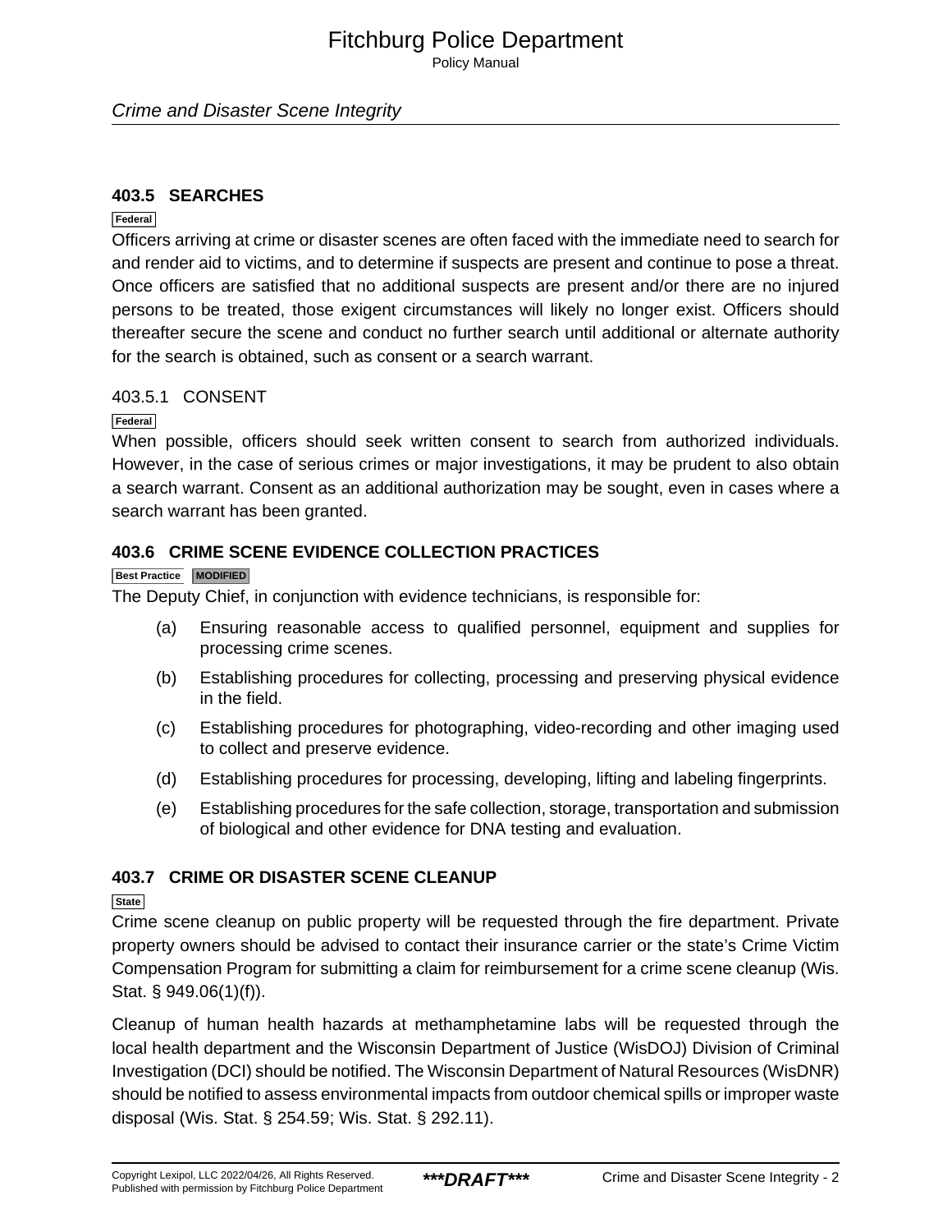## 403.5 SEARCHES

Federal

Officers arriving at crime or disaster scenes are often faced with the immediate need to search for and render aid to victims, and to determine if suspects are present and continue to pose a threat. Once officers are satisfied that no additional suspects are present and/or there are no injured persons to be treated, those exigent circumstances will likely no longer exist. Officers should thereafter secure the scene and conduct no further search until additional or alternate authority for the search is obtained, such as consent or a search warrant.

### 403.5.1 CONSENT

Federal

When possible, officers should seek written consent to search from authorized individuals. However, in the case of serious crimes or major investigations, it may be prudent to also obtain a search warrant. Consent as an additional authorization may be sought, even in cases where a search warrant has been granted.

## 403.6 CRIME SCENE EVIDENCE COLLECTION PRACTICES

Best Practice MODIFIED

The Deputy Chief, in conjunction with evidence technicians, is responsible for:

(a) Ensuring reasonable access to qualified personnel, equipment and supplies for processing crime scenes.

(b) Establishing procedures for collecting, processing and preserving physical evidence in the field.

(c) Establishing procedures for photographing, video-recording and other imaging used to collect and preserve evidence.

(d) Establishing procedures for processing, developing, lifting and labeling fingerprints.

(e) Establishing procedures for the safe collection, storage, transportation and submission of biological and other evidence for DNA testing and evaluation.

## 403.7 CRIME OR DISASTER SCENE CLEANUP

State

Crime scene cleanup on public property will be requested through the fire department. Private property owners should be advised to contact their insurance carrier or the state's Crime Victim Compensation Program for submitting a claim for reimbursement for a crime scene cleanup (Wis. Stat. § 949.06(1)(f)).

Cleanup of human health hazards at methamphetamine labs will be requested through the local health department and the Wisconsin Department of Justice (WisDOJ) Division of Criminal Investigation (DCI) should be notified. The Wisconsin Department of Natural Resources (WisDNR) should be notified to assess environmental impacts from outdoor chemical spills or improper waste disposal (Wis. Stat. § 254.59; Wis. Stat. § 292.11).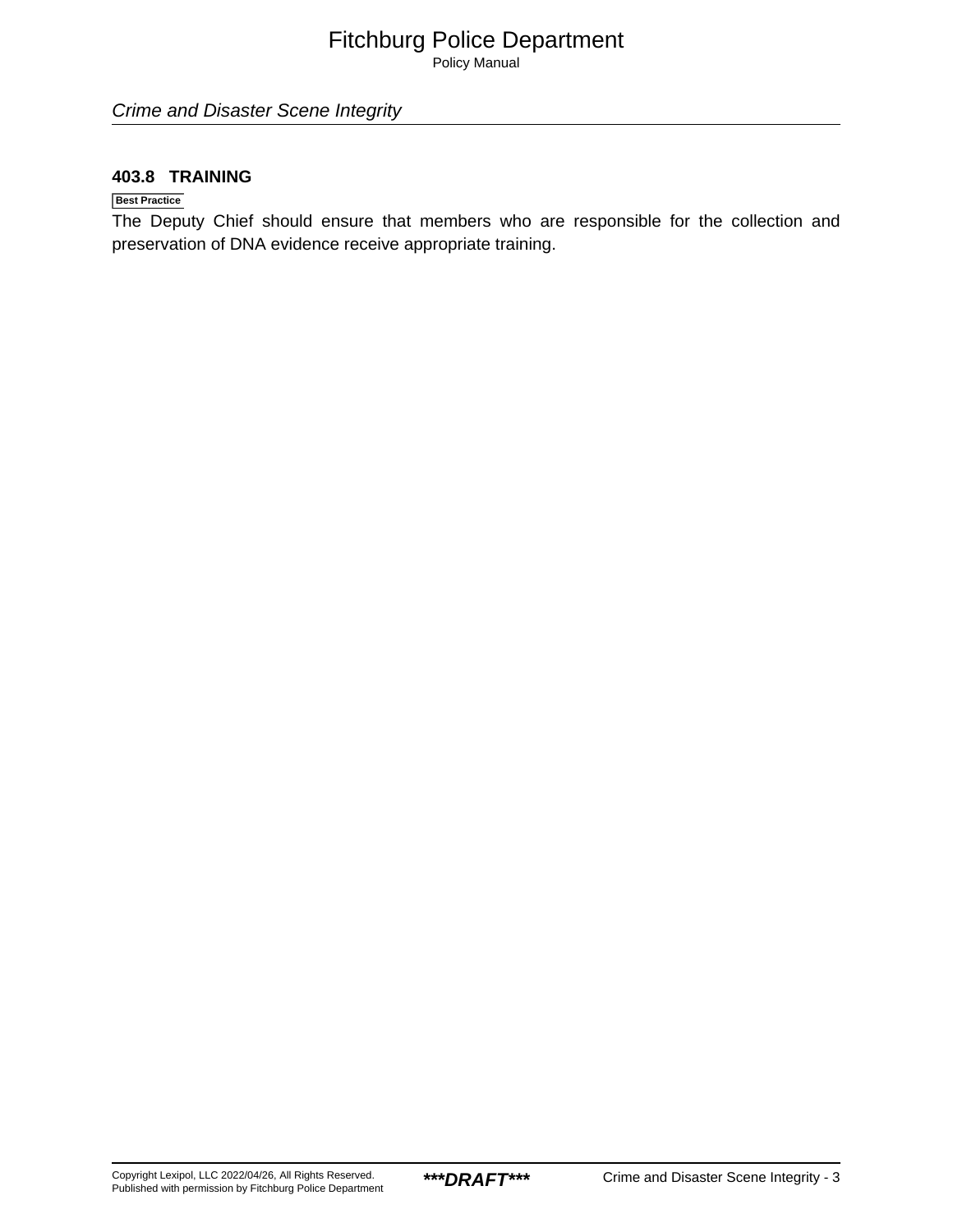### 403.8 TRAINING

Best Practice

The Deputy Chief should ensure that members who are responsible for the collection and preservation of DNA evidence receive appropriate training.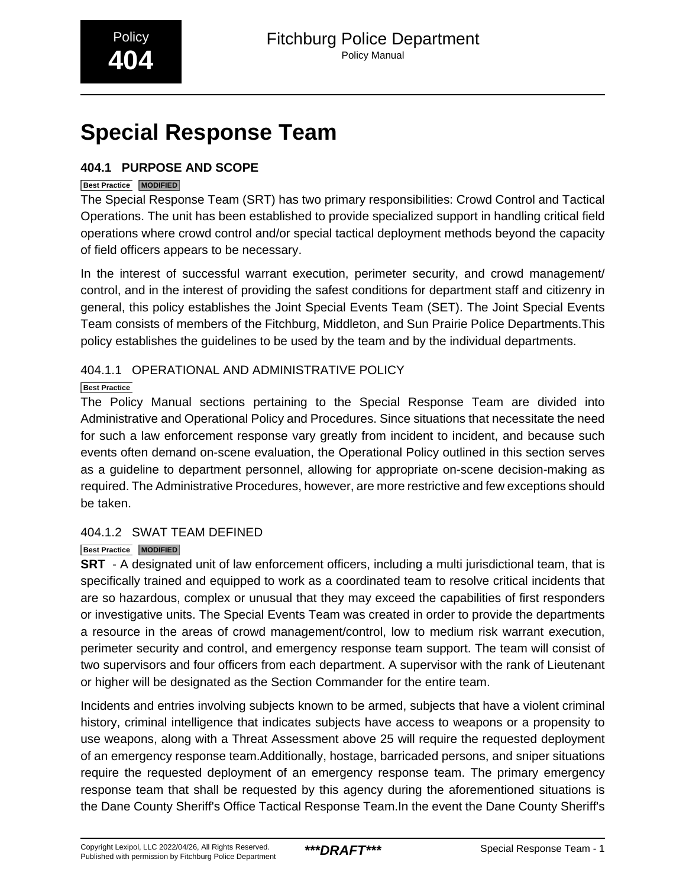# Special Response Team

## 404.1 PURPOSE AND SCOPE

**Best Practice** **MODIFIED**

The Special Response Team (SRT) has two primary responsibilities: Crowd Control and Tactical Operations. The unit has been established to provide specialized support in handling critical field operations where crowd control and/or special tactical deployment methods beyond the capacity of field officers appears to be necessary.

In the interest of successful warrant execution, perimeter security, and crowd management/control, and in the interest of providing the safest conditions for department staff and citizenry in general, this policy establishes the Joint Special Events Team (SET). The Joint Special Events Team consists of members of the Fitchburg, Middleton, and Sun Prairie Police Departments.This policy establishes the guidelines to be used by the team and by the individual departments.

### 404.1.1 OPERATIONAL AND ADMINISTRATIVE POLICY

**Best Practice**

The Policy Manual sections pertaining to the Special Response Team are divided into Administrative and Operational Policy and Procedures. Since situations that necessitate the need for such a law enforcement response vary greatly from incident to incident, and because such events often demand on-scene evaluation, the Operational Policy outlined in this section serves as a guideline to department personnel, allowing for appropriate on-scene decision-making as required. The Administrative Procedures, however, are more restrictive and few exceptions should be taken.

### 404.1.2 SWAT TEAM DEFINED

**Best Practice** **MODIFIED**

**SRT** - A designated unit of law enforcement officers, including a multi jurisdictional team, that is specifically trained and equipped to work as a coordinated team to resolve critical incidents that are so hazardous, complex or unusual that they may exceed the capabilities of first responders or investigative units. The Special Events Team was created in order to provide the departments a resource in the areas of crowd management/control, low to medium risk warrant execution, perimeter security and control, and emergency response team support. The team will consist of two supervisors and four officers from each department. A supervisor with the rank of Lieutenant or higher will be designated as the Section Commander for the entire team.

Incidents and entries involving subjects known to be armed, subjects that have a violent criminal history, criminal intelligence that indicates subjects have access to weapons or a propensity to use weapons, along with a Threat Assessment above 25 will require the requested deployment of an emergency response team.Additionally, hostage, barricaded persons, and sniper situations require the requested deployment of an emergency response team. The primary emergency response team that shall be requested by this agency during the aforementioned situations is the Dane County Sheriff's Office Tactical Response Team.In the event the Dane County Sheriff's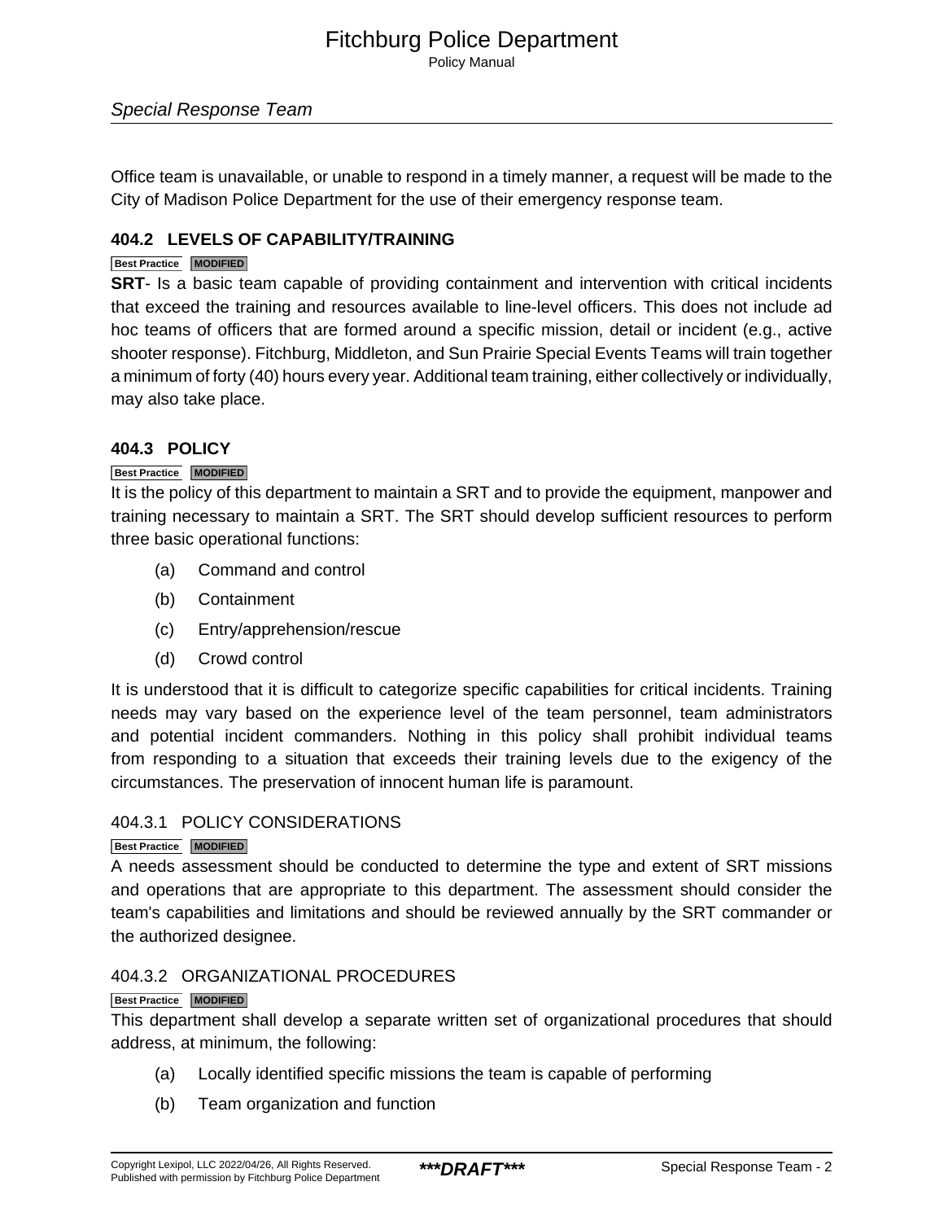Office team is unavailable, or unable to respond in a timely manner, a request will be made to the City of Madison Police Department for the use of their emergency response team.

## 404.2 LEVELS OF CAPABILITY/TRAINING

Best Practice MODIFIED

**SRT**- Is a basic team capable of providing containment and intervention with critical incidents that exceed the training and resources available to line-level officers. This does not include ad hoc teams of officers that are formed around a specific mission, detail or incident (e.g., active shooter response). Fitchburg, Middleton, and Sun Prairie Special Events Teams will train together a minimum of forty (40) hours every year. Additional team training, either collectively or individually, may also take place.

## 404.3 POLICY

Best Practice MODIFIED

It is the policy of this department to maintain a SRT and to provide the equipment, manpower and training necessary to maintain a SRT. The SRT should develop sufficient resources to perform three basic operational functions:

(a) Command and control

(b) Containment

(c) Entry/apprehension/rescue

(d) Crowd control

It is understood that it is difficult to categorize specific capabilities for critical incidents. Training needs may vary based on the experience level of the team personnel, team administrators and potential incident commanders. Nothing in this policy shall prohibit individual teams from responding to a situation that exceeds their training levels due to the exigency of the circumstances. The preservation of innocent human life is paramount.

### 404.3.1 POLICY CONSIDERATIONS

Best Practice MODIFIED

A needs assessment should be conducted to determine the type and extent of SRT missions and operations that are appropriate to this department. The assessment should consider the team's capabilities and limitations and should be reviewed annually by the SRT commander or the authorized designee.

### 404.3.2 ORGANIZATIONAL PROCEDURES

Best Practice MODIFIED

This department shall develop a separate written set of organizational procedures that should address, at minimum, the following:

(a) Locally identified specific missions the team is capable of performing

(b) Team organization and function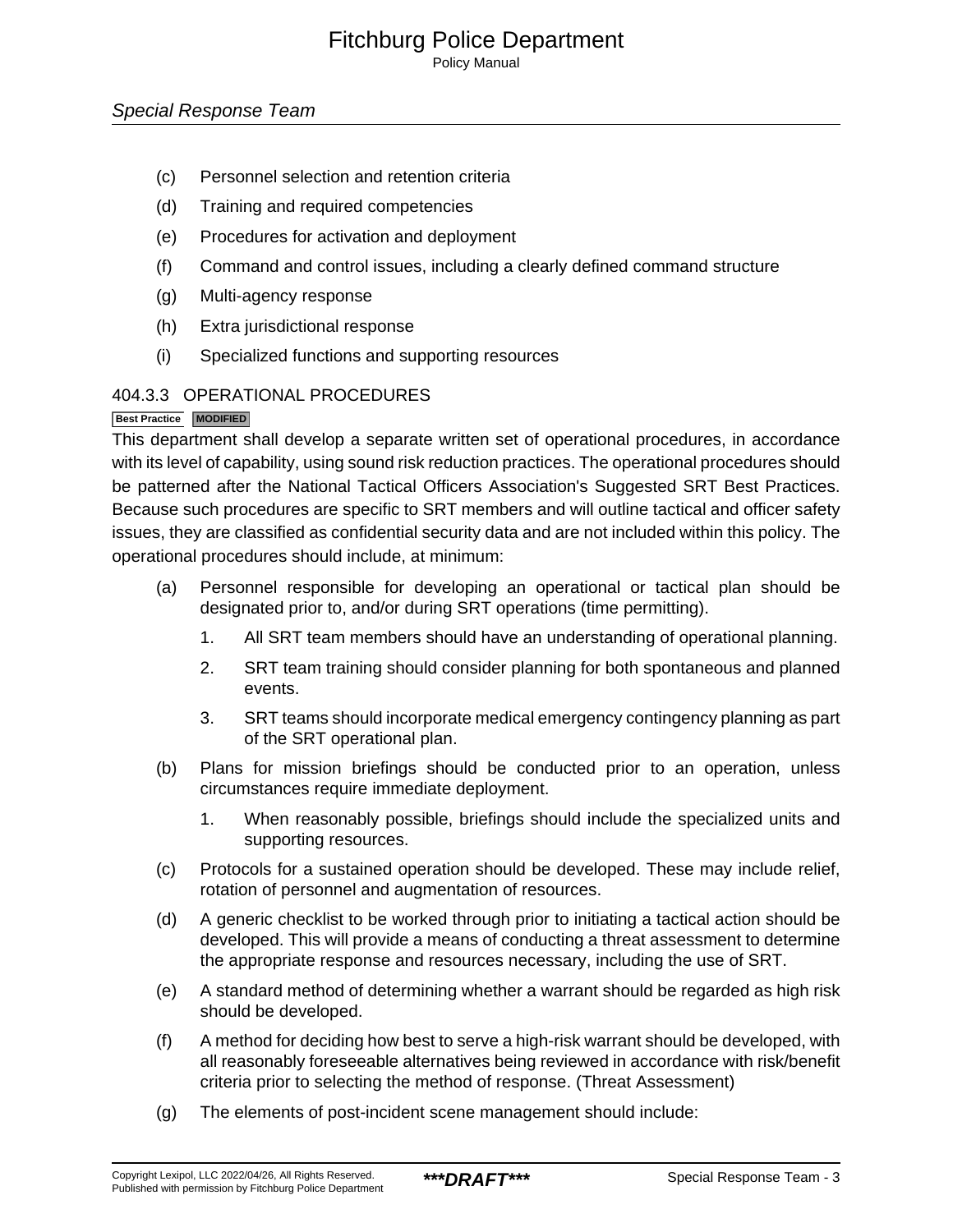(c) Personnel selection and retention criteria

(d) Training and required competencies

(e) Procedures for activation and deployment

(f) Command and control issues, including a clearly defined command structure

(g) Multi-agency response

(h) Extra jurisdictional response

(i) Specialized functions and supporting resources

### 404.3.3 OPERATIONAL PROCEDURES

Best Practice MODIFIED

This department shall develop a separate written set of operational procedures, in accordance with its level of capability, using sound risk reduction practices. The operational procedures should be patterned after the National Tactical Officers Association's Suggested SRT Best Practices. Because such procedures are specific to SRT members and will outline tactical and officer safety issues, they are classified as confidential security data and are not included within this policy. The operational procedures should include, at minimum:

(a) Personnel responsible for developing an operational or tactical plan should be designated prior to, and/or during SRT operations (time permitting).

1. All SRT team members should have an understanding of operational planning.
2. SRT team training should consider planning for both spontaneous and planned events.
3. SRT teams should incorporate medical emergency contingency planning as part of the SRT operational plan.

(b) Plans for mission briefings should be conducted prior to an operation, unless circumstances require immediate deployment.

1. When reasonably possible, briefings should include the specialized units and supporting resources.

(c) Protocols for a sustained operation should be developed. These may include relief, rotation of personnel and augmentation of resources.

(d) A generic checklist to be worked through prior to initiating a tactical action should be developed. This will provide a means of conducting a threat assessment to determine the appropriate response and resources necessary, including the use of SRT.

(e) A standard method of determining whether a warrant should be regarded as high risk should be developed.

(f) A method for deciding how best to serve a high-risk warrant should be developed, with all reasonably foreseeable alternatives being reviewed in accordance with risk/benefit criteria prior to selecting the method of response. (Threat Assessment)

(g) The elements of post-incident scene management should include: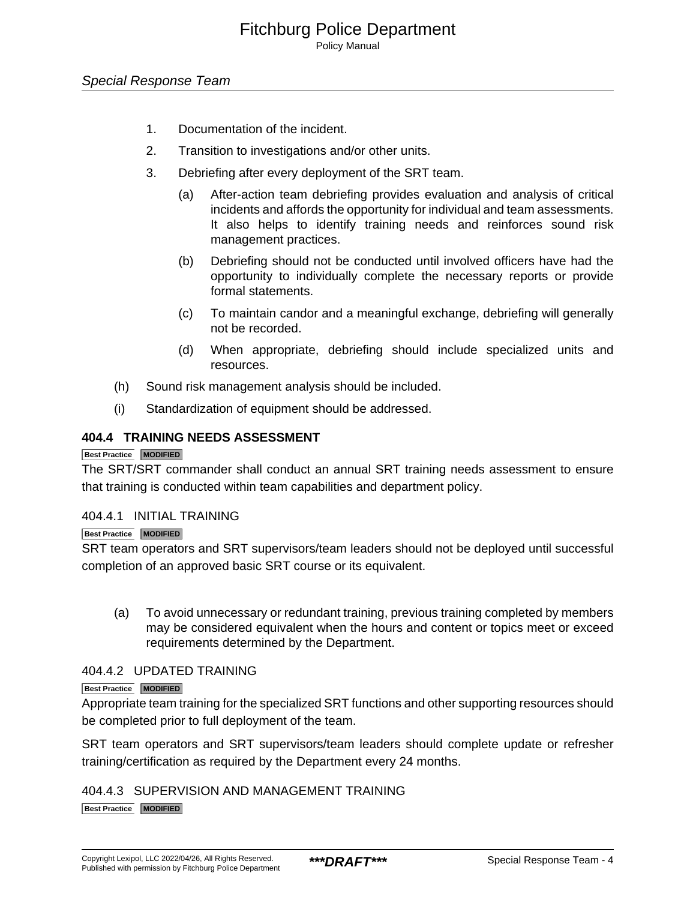1. Documentation of the incident.
2. Transition to investigations and/or other units.
3. Debriefing after every deployment of the SRT team.
    (a) After-action team debriefing provides evaluation and analysis of critical incidents and affords the opportunity for individual and team assessments. It also helps to identify training needs and reinforces sound risk management practices.
    (b) Debriefing should not be conducted until involved officers have had the opportunity to individually complete the necessary reports or provide formal statements.
    (c) To maintain candor and a meaningful exchange, debriefing will generally not be recorded.
    (d) When appropriate, debriefing should include specialized units and resources.

(h) Sound risk management analysis should be included.

(i) Standardization of equipment should be addressed.

## 404.4 TRAINING NEEDS ASSESSMENT

Best Practice MODIFIED

The SRT/SRT commander shall conduct an annual SRT training needs assessment to ensure that training is conducted within team capabilities and department policy.

### 404.4.1 INITIAL TRAINING

Best Practice MODIFIED

SRT team operators and SRT supervisors/team leaders should not be deployed until successful completion of an approved basic SRT course or its equivalent.

(a) To avoid unnecessary or redundant training, previous training completed by members may be considered equivalent when the hours and content or topics meet or exceed requirements determined by the Department.

### 404.4.2 UPDATED TRAINING

Best Practice MODIFIED

Appropriate team training for the specialized SRT functions and other supporting resources should be completed prior to full deployment of the team.

SRT team operators and SRT supervisors/team leaders should complete update or refresher training/certification as required by the Department every 24 months.

### 404.4.3 SUPERVISION AND MANAGEMENT TRAINING

Best Practice MODIFIED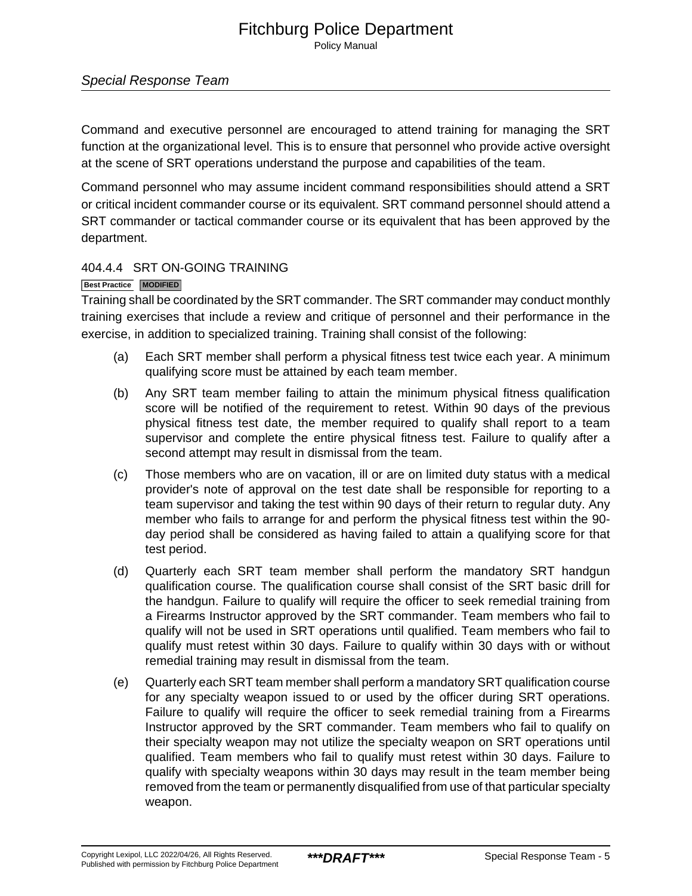Command and executive personnel are encouraged to attend training for managing the SRT function at the organizational level. This is to ensure that personnel who provide active oversight at the scene of SRT operations understand the purpose and capabilities of the team.

Command personnel who may assume incident command responsibilities should attend a SRT or critical incident commander course or its equivalent. SRT command personnel should attend a SRT commander or tactical commander course or its equivalent that has been approved by the department.

### 404.4.4 SRT ON-GOING TRAINING

Best Practice MODIFIED

Training shall be coordinated by the SRT commander. The SRT commander may conduct monthly training exercises that include a review and critique of personnel and their performance in the exercise, in addition to specialized training. Training shall consist of the following:

(a) Each SRT member shall perform a physical fitness test twice each year. A minimum qualifying score must be attained by each team member.

(b) Any SRT team member failing to attain the minimum physical fitness qualification score will be notified of the requirement to retest. Within 90 days of the previous physical fitness test date, the member required to qualify shall report to a team supervisor and complete the entire physical fitness test. Failure to qualify after a second attempt may result in dismissal from the team.

(c) Those members who are on vacation, ill or are on limited duty status with a medical provider's note of approval on the test date shall be responsible for reporting to a team supervisor and taking the test within 90 days of their return to regular duty. Any member who fails to arrange for and perform the physical fitness test within the 90-day period shall be considered as having failed to attain a qualifying score for that test period.

(d) Quarterly each SRT team member shall perform the mandatory SRT handgun qualification course. The qualification course shall consist of the SRT basic drill for the handgun. Failure to qualify will require the officer to seek remedial training from a Firearms Instructor approved by the SRT commander. Team members who fail to qualify will not be used in SRT operations until qualified. Team members who fail to qualify must retest within 30 days. Failure to qualify within 30 days with or without remedial training may result in dismissal from the team.

(e) Quarterly each SRT team member shall perform a mandatory SRT qualification course for any specialty weapon issued to or used by the officer during SRT operations. Failure to qualify will require the officer to seek remedial training from a Firearms Instructor approved by the SRT commander. Team members who fail to qualify on their specialty weapon may not utilize the specialty weapon on SRT operations until qualified. Team members who fail to qualify must retest within 30 days. Failure to qualify with specialty weapons within 30 days may result in the team member being removed from the team or permanently disqualified from use of that particular specialty weapon.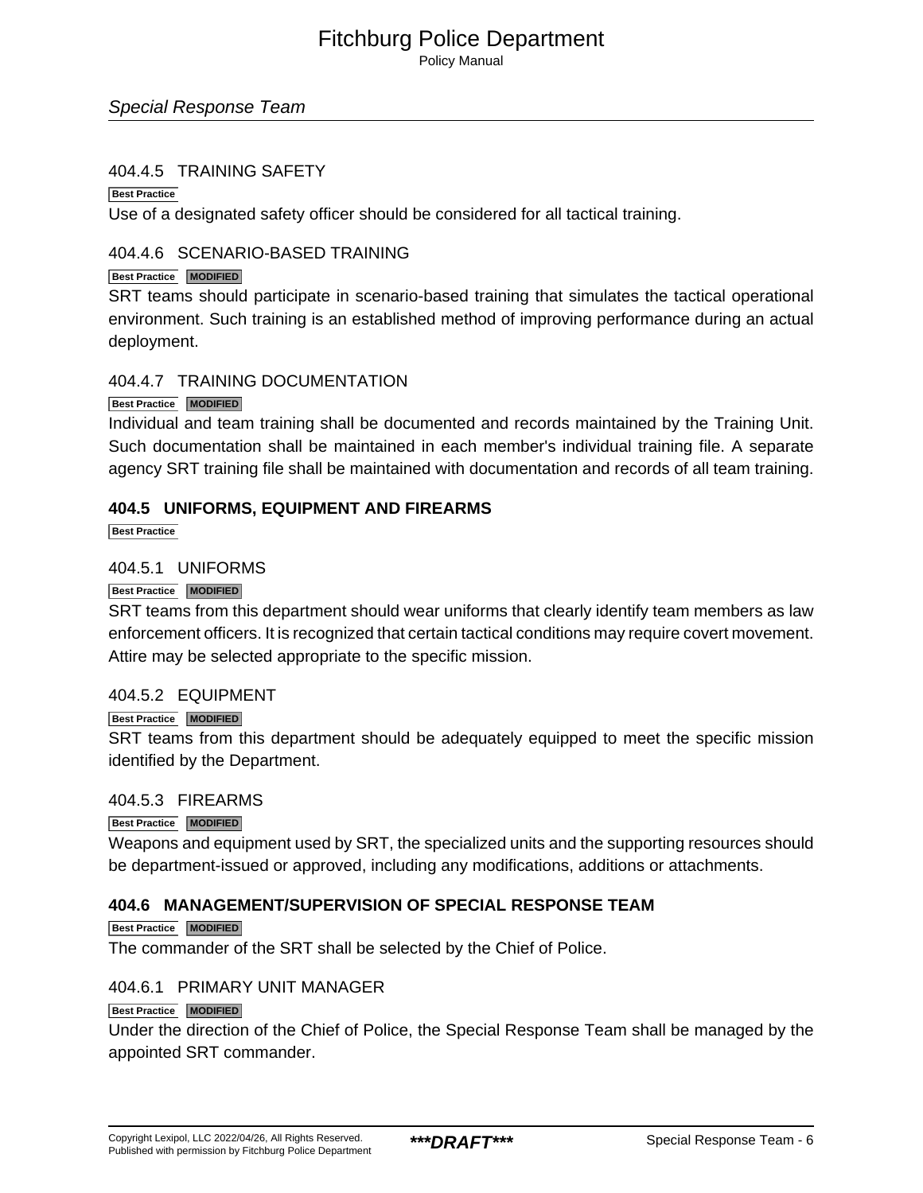#### 404.4.5 TRAINING SAFETY

Best Practice

Use of a designated safety officer should be considered for all tactical training.

#### 404.4.6 SCENARIO-BASED TRAINING

Best Practice MODIFIED

SRT teams should participate in scenario-based training that simulates the tactical operational environment. Such training is an established method of improving performance during an actual deployment.

#### 404.4.7 TRAINING DOCUMENTATION

Best Practice MODIFIED

Individual and team training shall be documented and records maintained by the Training Unit. Such documentation shall be maintained in each member's individual training file. A separate agency SRT training file shall be maintained with documentation and records of all team training.

### 404.5 UNIFORMS, EQUIPMENT AND FIREARMS

Best Practice

#### 404.5.1 UNIFORMS

Best Practice MODIFIED

SRT teams from this department should wear uniforms that clearly identify team members as law enforcement officers. It is recognized that certain tactical conditions may require covert movement. Attire may be selected appropriate to the specific mission.

#### 404.5.2 EQUIPMENT

Best Practice MODIFIED

SRT teams from this department should be adequately equipped to meet the specific mission identified by the Department.

#### 404.5.3 FIREARMS

Best Practice MODIFIED

Weapons and equipment used by SRT, the specialized units and the supporting resources should be department-issued or approved, including any modifications, additions or attachments.

### 404.6 MANAGEMENT/SUPERVISION OF SPECIAL RESPONSE TEAM

Best Practice MODIFIED

The commander of the SRT shall be selected by the Chief of Police.

#### 404.6.1 PRIMARY UNIT MANAGER

Best Practice MODIFIED

Under the direction of the Chief of Police, the Special Response Team shall be managed by the appointed SRT commander.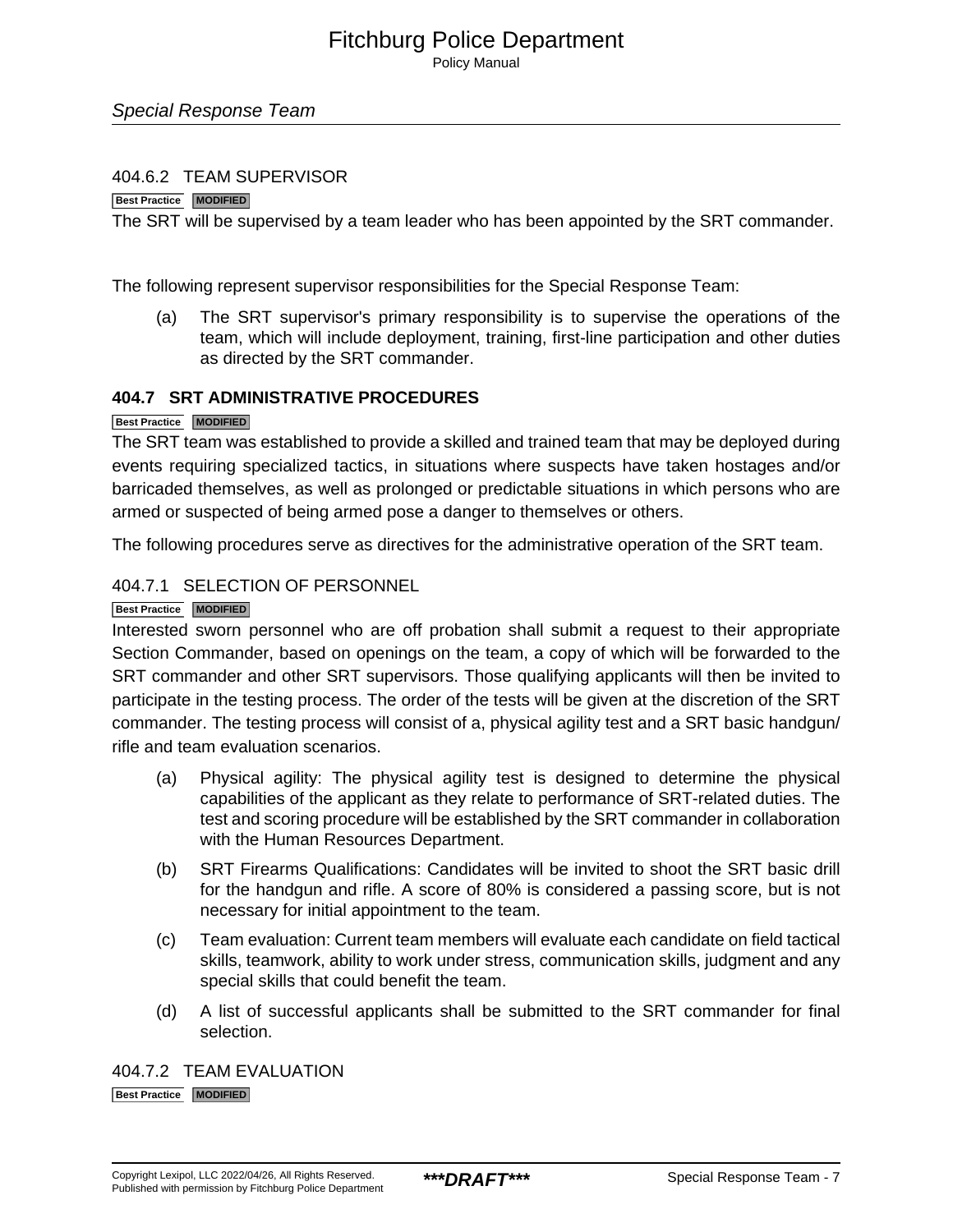#### 404.6.2 TEAM SUPERVISOR

Best Practice MODIFIED

The SRT will be supervised by a team leader who has been appointed by the SRT commander.

The following represent supervisor responsibilities for the Special Response Team:

(a) The SRT supervisor's primary responsibility is to supervise the operations of the team, which will include deployment, training, first-line participation and other duties as directed by the SRT commander.

### 404.7 SRT ADMINISTRATIVE PROCEDURES

Best Practice MODIFIED

The SRT team was established to provide a skilled and trained team that may be deployed during events requiring specialized tactics, in situations where suspects have taken hostages and/or barricaded themselves, as well as prolonged or predictable situations in which persons who are armed or suspected of being armed pose a danger to themselves or others.

The following procedures serve as directives for the administrative operation of the SRT team.

#### 404.7.1 SELECTION OF PERSONNEL

Best Practice MODIFIED

Interested sworn personnel who are off probation shall submit a request to their appropriate Section Commander, based on openings on the team, a copy of which will be forwarded to the SRT commander and other SRT supervisors. Those qualifying applicants will then be invited to participate in the testing process. The order of the tests will be given at the discretion of the SRT commander. The testing process will consist of a, physical agility test and a SRT basic handgun/rifle and team evaluation scenarios.

(a) Physical agility: The physical agility test is designed to determine the physical capabilities of the applicant as they relate to performance of SRT-related duties. The test and scoring procedure will be established by the SRT commander in collaboration with the Human Resources Department.

(b) SRT Firearms Qualifications: Candidates will be invited to shoot the SRT basic drill for the handgun and rifle. A score of 80% is considered a passing score, but is not necessary for initial appointment to the team.

(c) Team evaluation: Current team members will evaluate each candidate on field tactical skills, teamwork, ability to work under stress, communication skills, judgment and any special skills that could benefit the team.

(d) A list of successful applicants shall be submitted to the SRT commander for final selection.

#### 404.7.2 TEAM EVALUATION

Best Practice MODIFIED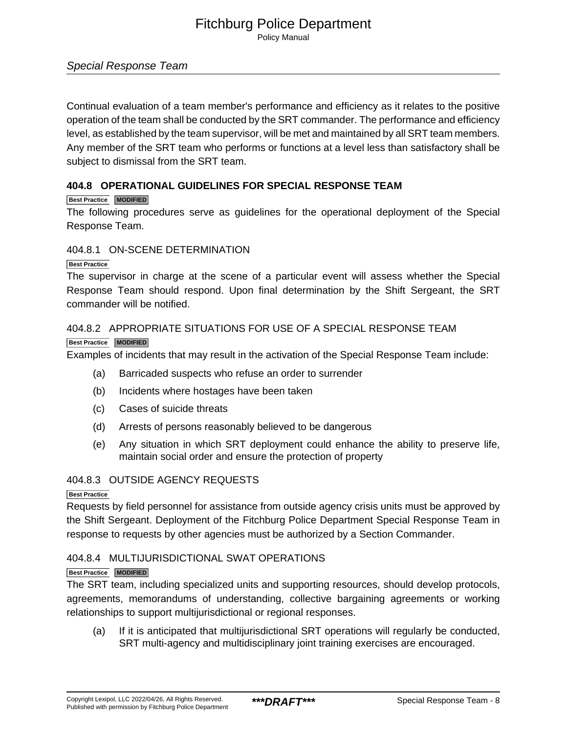Continual evaluation of a team member's performance and efficiency as it relates to the positive operation of the team shall be conducted by the SRT commander. The performance and efficiency level, as established by the team supervisor, will be met and maintained by all SRT team members. Any member of the SRT team who performs or functions at a level less than satisfactory shall be subject to dismissal from the SRT team.

## 404.8 OPERATIONAL GUIDELINES FOR SPECIAL RESPONSE TEAM

Best Practice MODIFIED

The following procedures serve as guidelines for the operational deployment of the Special Response Team.

### 404.8.1 ON-SCENE DETERMINATION

Best Practice

The supervisor in charge at the scene of a particular event will assess whether the Special Response Team should respond. Upon final determination by the Shift Sergeant, the SRT commander will be notified.

### 404.8.2 APPROPRIATE SITUATIONS FOR USE OF A SPECIAL RESPONSE TEAM

Best Practice MODIFIED

Examples of incidents that may result in the activation of the Special Response Team include:

(a) Barricaded suspects who refuse an order to surrender

(b) Incidents where hostages have been taken

(c) Cases of suicide threats

(d) Arrests of persons reasonably believed to be dangerous

(e) Any situation in which SRT deployment could enhance the ability to preserve life, maintain social order and ensure the protection of property

### 404.8.3 OUTSIDE AGENCY REQUESTS

Best Practice

Requests by field personnel for assistance from outside agency crisis units must be approved by the Shift Sergeant. Deployment of the Fitchburg Police Department Special Response Team in response to requests by other agencies must be authorized by a Section Commander.

### 404.8.4 MULTIJURISDICTIONAL SWAT OPERATIONS

Best Practice MODIFIED

The SRT team, including specialized units and supporting resources, should develop protocols, agreements, memorandums of understanding, collective bargaining agreements or working relationships to support multijurisdictional or regional responses.

(a) If it is anticipated that multijurisdictional SRT operations will regularly be conducted, SRT multi-agency and multidisciplinary joint training exercises are encouraged.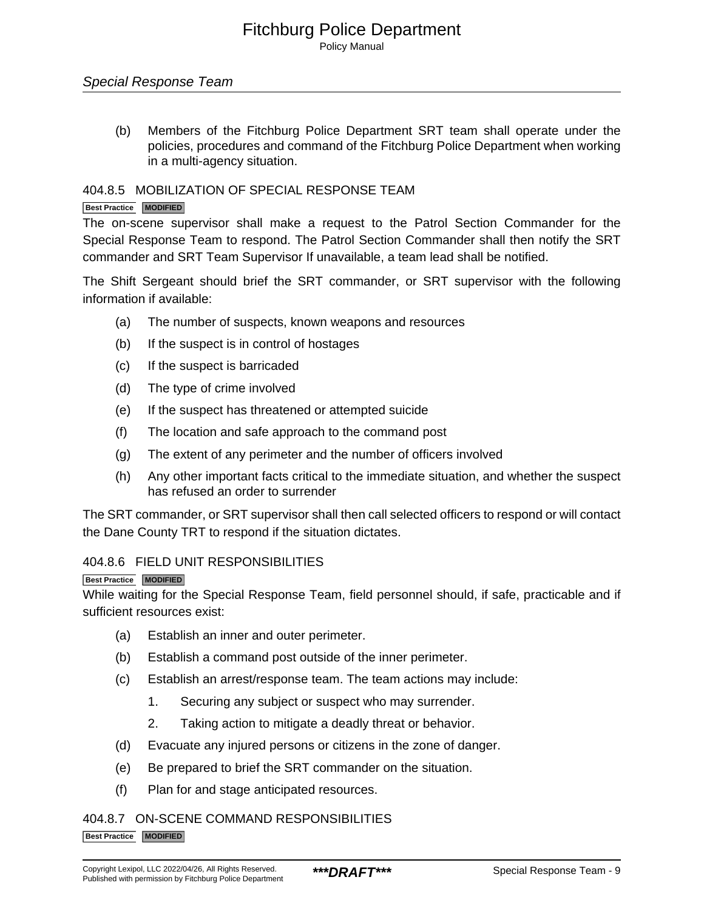(b) Members of the Fitchburg Police Department SRT team shall operate under the policies, procedures and command of the Fitchburg Police Department when working in a multi-agency situation.

### 404.8.5 MOBILIZATION OF SPECIAL RESPONSE TEAM

**Best Practice** **MODIFIED**

The on-scene supervisor shall make a request to the Patrol Section Commander for the Special Response Team to respond. The Patrol Section Commander shall then notify the SRT commander and SRT Team Supervisor If unavailable, a team lead shall be notified.

The Shift Sergeant should brief the SRT commander, or SRT supervisor with the following information if available:

(a) The number of suspects, known weapons and resources

(b) If the suspect is in control of hostages

(c) If the suspect is barricaded

(d) The type of crime involved

(e) If the suspect has threatened or attempted suicide

(f) The location and safe approach to the command post

(g) The extent of any perimeter and the number of officers involved

(h) Any other important facts critical to the immediate situation, and whether the suspect has refused an order to surrender

The SRT commander, or SRT supervisor shall then call selected officers to respond or will contact the Dane County TRT to respond if the situation dictates.

### 404.8.6 FIELD UNIT RESPONSIBILITIES

**Best Practice** **MODIFIED**

While waiting for the Special Response Team, field personnel should, if safe, practicable and if sufficient resources exist:

(a) Establish an inner and outer perimeter.

(b) Establish a command post outside of the inner perimeter.

(c) Establish an arrest/response team. The team actions may include:

1. Securing any subject or suspect who may surrender.
2. Taking action to mitigate a deadly threat or behavior.

(d) Evacuate any injured persons or citizens in the zone of danger.

(e) Be prepared to brief the SRT commander on the situation.

(f) Plan for and stage anticipated resources.

### 404.8.7 ON-SCENE COMMAND RESPONSIBILITIES

**Best Practice** **MODIFIED**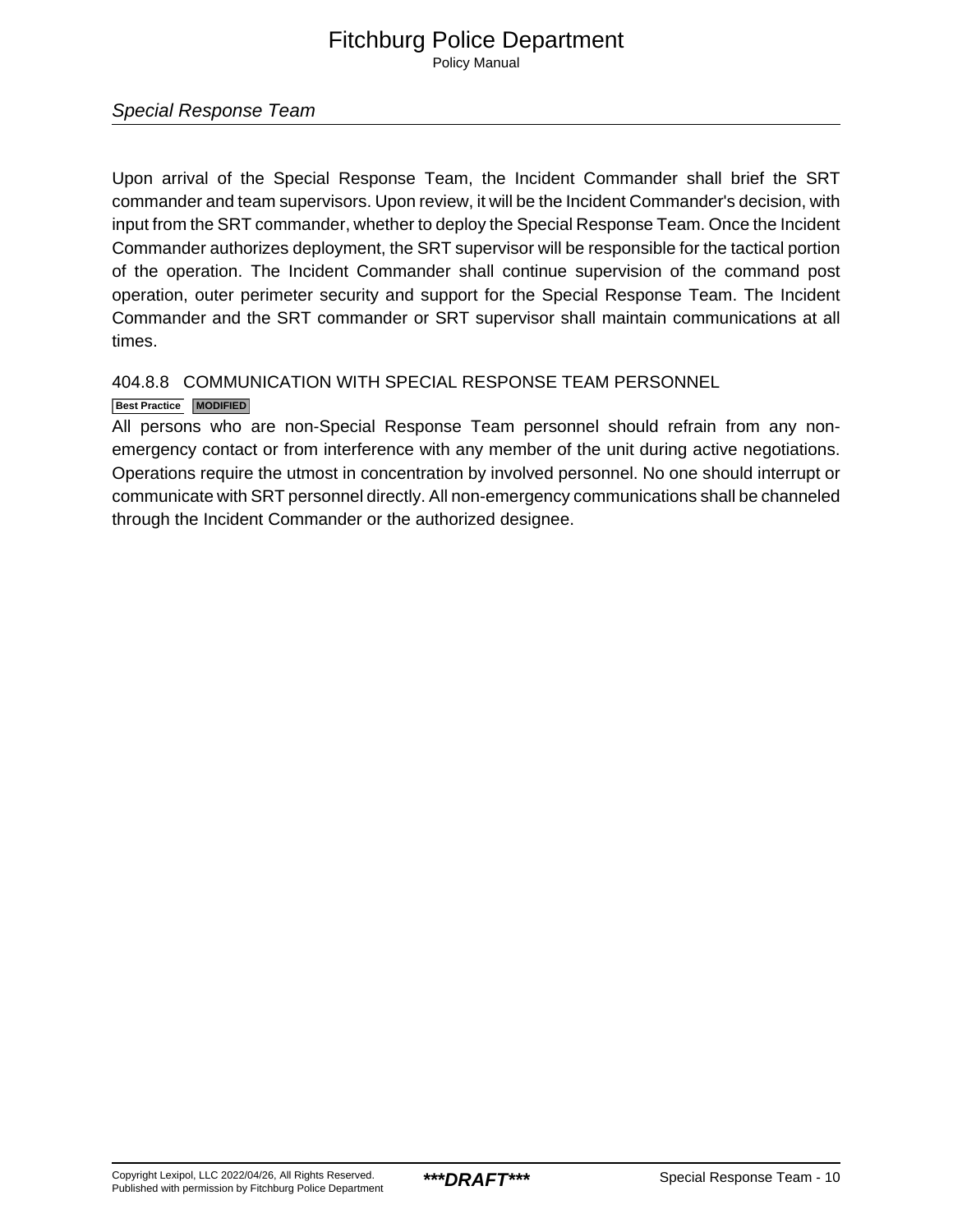Upon arrival of the Special Response Team, the Incident Commander shall brief the SRT commander and team supervisors. Upon review, it will be the Incident Commander's decision, with input from the SRT commander, whether to deploy the Special Response Team. Once the Incident Commander authorizes deployment, the SRT supervisor will be responsible for the tactical portion of the operation. The Incident Commander shall continue supervision of the command post operation, outer perimeter security and support for the Special Response Team. The Incident Commander and the SRT commander or SRT supervisor shall maintain communications at all times.

### 404.8.8 COMMUNICATION WITH SPECIAL RESPONSE TEAM PERSONNEL

**Best Practice** **MODIFIED**

All persons who are non-Special Response Team personnel should refrain from any non-emergency contact or from interference with any member of the unit during active negotiations. Operations require the utmost in concentration by involved personnel. No one should interrupt or communicate with SRT personnel directly. All non-emergency communications shall be channeled through the Incident Commander or the authorized designee.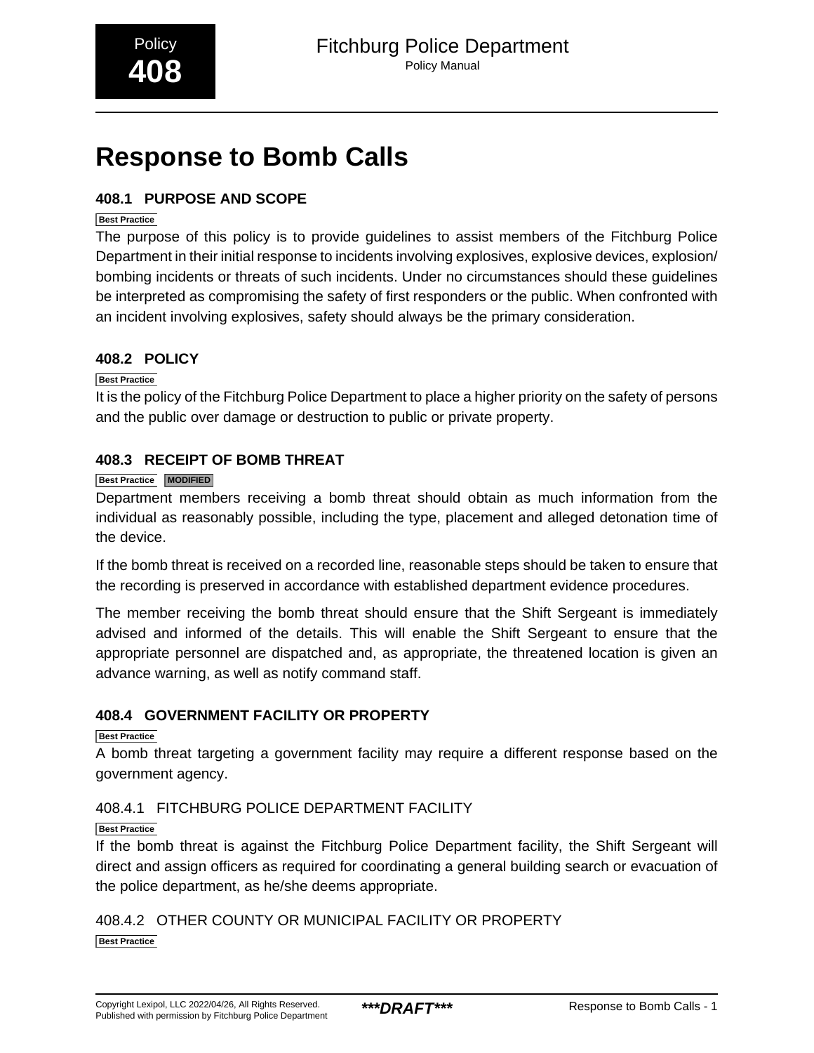# Response to Bomb Calls

## 408.1 PURPOSE AND SCOPE

Best Practice

The purpose of this policy is to provide guidelines to assist members of the Fitchburg Police Department in their initial response to incidents involving explosives, explosive devices, explosion/bombing incidents or threats of such incidents. Under no circumstances should these guidelines be interpreted as compromising the safety of first responders or the public. When confronted with an incident involving explosives, safety should always be the primary consideration.

## 408.2 POLICY

Best Practice

It is the policy of the Fitchburg Police Department to place a higher priority on the safety of persons and the public over damage or destruction to public or private property.

## 408.3 RECEIPT OF BOMB THREAT

Best Practice MODIFIED

Department members receiving a bomb threat should obtain as much information from the individual as reasonably possible, including the type, placement and alleged detonation time of the device.

If the bomb threat is received on a recorded line, reasonable steps should be taken to ensure that the recording is preserved in accordance with established department evidence procedures.

The member receiving the bomb threat should ensure that the Shift Sergeant is immediately advised and informed of the details. This will enable the Shift Sergeant to ensure that the appropriate personnel are dispatched and, as appropriate, the threatened location is given an advance warning, as well as notify command staff.

## 408.4 GOVERNMENT FACILITY OR PROPERTY

Best Practice

A bomb threat targeting a government facility may require a different response based on the government agency.

### 408.4.1 FITCHBURG POLICE DEPARTMENT FACILITY

Best Practice

If the bomb threat is against the Fitchburg Police Department facility, the Shift Sergeant will direct and assign officers as required for coordinating a general building search or evacuation of the police department, as he/she deems appropriate.

### 408.4.2 OTHER COUNTY OR MUNICIPAL FACILITY OR PROPERTY

Best Practice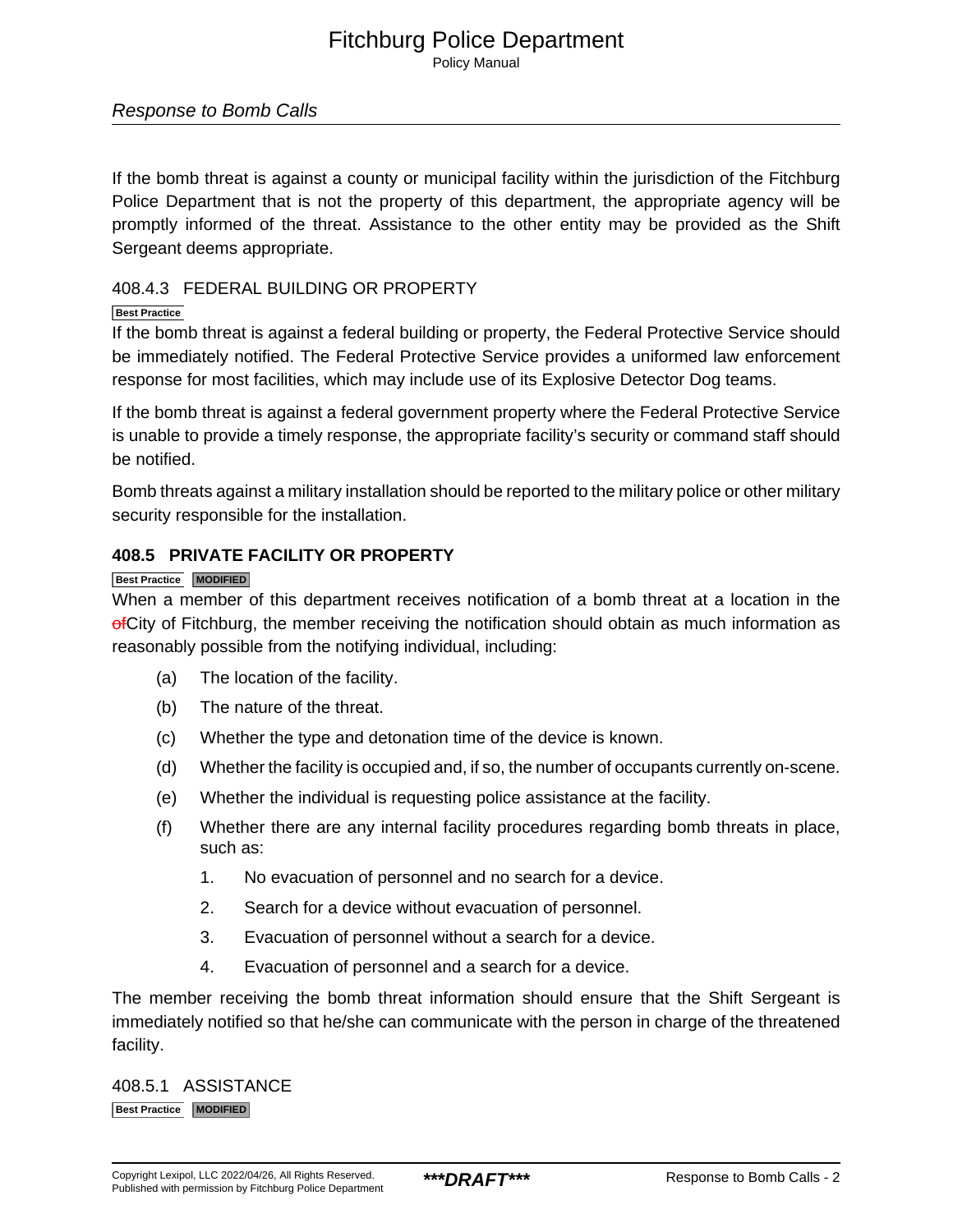If the bomb threat is against a county or municipal facility within the jurisdiction of the Fitchburg Police Department that is not the property of this department, the appropriate agency will be promptly informed of the threat. Assistance to the other entity may be provided as the Shift Sergeant deems appropriate.

### 408.4.3 FEDERAL BUILDING OR PROPERTY

Best Practice

If the bomb threat is against a federal building or property, the Federal Protective Service should be immediately notified. The Federal Protective Service provides a uniformed law enforcement response for most facilities, which may include use of its Explosive Detector Dog teams.

If the bomb threat is against a federal government property where the Federal Protective Service is unable to provide a timely response, the appropriate facility's security or command staff should be notified.

Bomb threats against a military installation should be reported to the military police or other military security responsible for the installation.

## 408.5 PRIVATE FACILITY OR PROPERTY

Best Practice MODIFIED

When a member of this department receives notification of a bomb threat at a location in the ~~of~~City of Fitchburg, the member receiving the notification should obtain as much information as reasonably possible from the notifying individual, including:

(a) The location of the facility.

(b) The nature of the threat.

(c) Whether the type and detonation time of the device is known.

(d) Whether the facility is occupied and, if so, the number of occupants currently on-scene.

(e) Whether the individual is requesting police assistance at the facility.

(f) Whether there are any internal facility procedures regarding bomb threats in place, such as:

1. No evacuation of personnel and no search for a device.
2. Search for a device without evacuation of personnel.
3. Evacuation of personnel without a search for a device.
4. Evacuation of personnel and a search for a device.

The member receiving the bomb threat information should ensure that the Shift Sergeant is immediately notified so that he/she can communicate with the person in charge of the threatened facility.

### 408.5.1 ASSISTANCE

Best Practice MODIFIED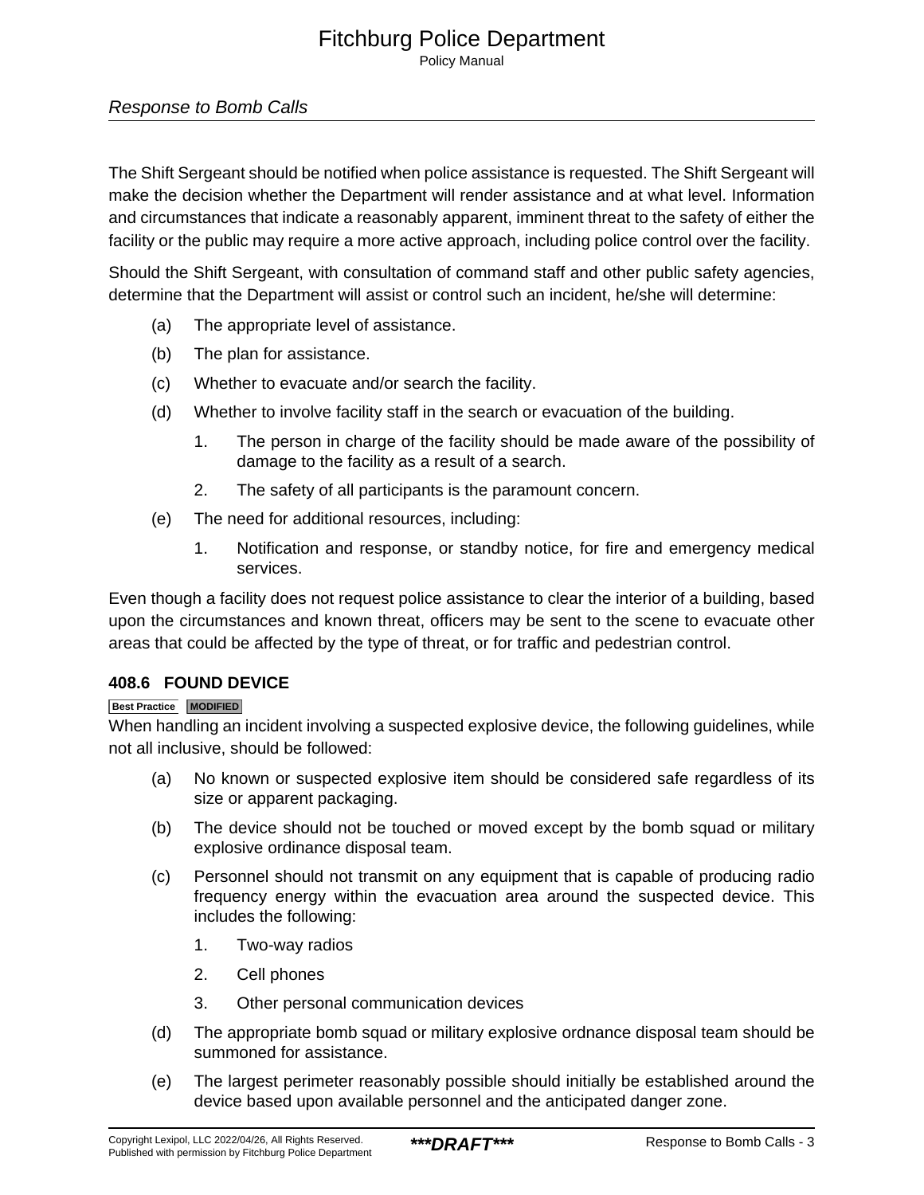The Shift Sergeant should be notified when police assistance is requested. The Shift Sergeant will make the decision whether the Department will render assistance and at what level. Information and circumstances that indicate a reasonably apparent, imminent threat to the safety of either the facility or the public may require a more active approach, including police control over the facility.

Should the Shift Sergeant, with consultation of command staff and other public safety agencies, determine that the Department will assist or control such an incident, he/she will determine:

(a) The appropriate level of assistance.

(b) The plan for assistance.

(c) Whether to evacuate and/or search the facility.

(d) Whether to involve facility staff in the search or evacuation of the building.

   1. The person in charge of the facility should be made aware of the possibility of damage to the facility as a result of a search.

   2. The safety of all participants is the paramount concern.

(e) The need for additional resources, including:

   1. Notification and response, or standby notice, for fire and emergency medical services.

Even though a facility does not request police assistance to clear the interior of a building, based upon the circumstances and known threat, officers may be sent to the scene to evacuate other areas that could be affected by the type of threat, or for traffic and pedestrian control.

### 408.6 FOUND DEVICE

Best Practice | MODIFIED

When handling an incident involving a suspected explosive device, the following guidelines, while not all inclusive, should be followed:

(a) No known or suspected explosive item should be considered safe regardless of its size or apparent packaging.

(b) The device should not be touched or moved except by the bomb squad or military explosive ordinance disposal team.

(c) Personnel should not transmit on any equipment that is capable of producing radio frequency energy within the evacuation area around the suspected device. This includes the following:

   1. Two-way radios

   2. Cell phones

   3. Other personal communication devices

(d) The appropriate bomb squad or military explosive ordnance disposal team should be summoned for assistance.

(e) The largest perimeter reasonably possible should initially be established around the device based upon available personnel and the anticipated danger zone.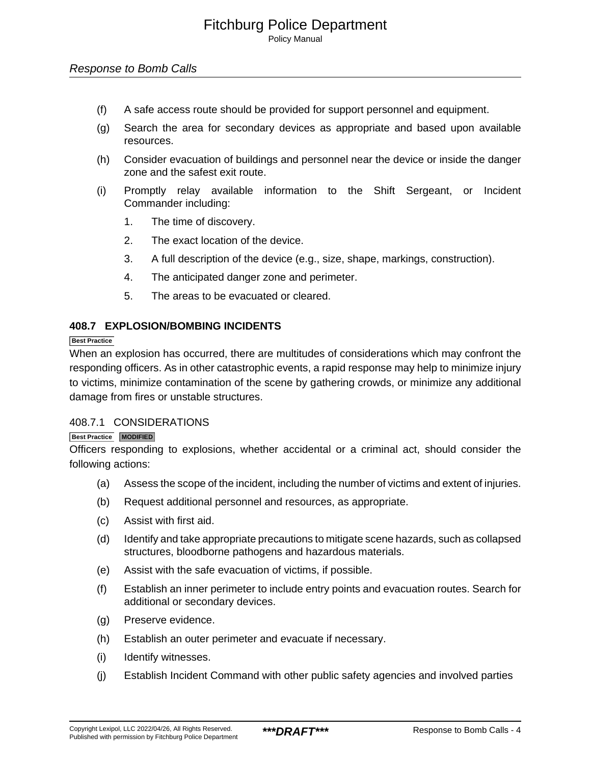(f) A safe access route should be provided for support personnel and equipment.

(g) Search the area for secondary devices as appropriate and based upon available resources.

(h) Consider evacuation of buildings and personnel near the device or inside the danger zone and the safest exit route.

(i) Promptly relay available information to the Shift Sergeant, or Incident Commander including:

1. The time of discovery.
2. The exact location of the device.
3. A full description of the device (e.g., size, shape, markings, construction).
4. The anticipated danger zone and perimeter.
5. The areas to be evacuated or cleared.

## 408.7 EXPLOSION/BOMBING INCIDENTS

Best Practice

When an explosion has occurred, there are multitudes of considerations which may confront the responding officers. As in other catastrophic events, a rapid response may help to minimize injury to victims, minimize contamination of the scene by gathering crowds, or minimize any additional damage from fires or unstable structures.

### 408.7.1 CONSIDERATIONS

Best Practice MODIFIED

Officers responding to explosions, whether accidental or a criminal act, should consider the following actions:

(a) Assess the scope of the incident, including the number of victims and extent of injuries.

(b) Request additional personnel and resources, as appropriate.

(c) Assist with first aid.

(d) Identify and take appropriate precautions to mitigate scene hazards, such as collapsed structures, bloodborne pathogens and hazardous materials.

(e) Assist with the safe evacuation of victims, if possible.

(f) Establish an inner perimeter to include entry points and evacuation routes. Search for additional or secondary devices.

(g) Preserve evidence.

(h) Establish an outer perimeter and evacuate if necessary.

(i) Identify witnesses.

(j) Establish Incident Command with other public safety agencies and involved parties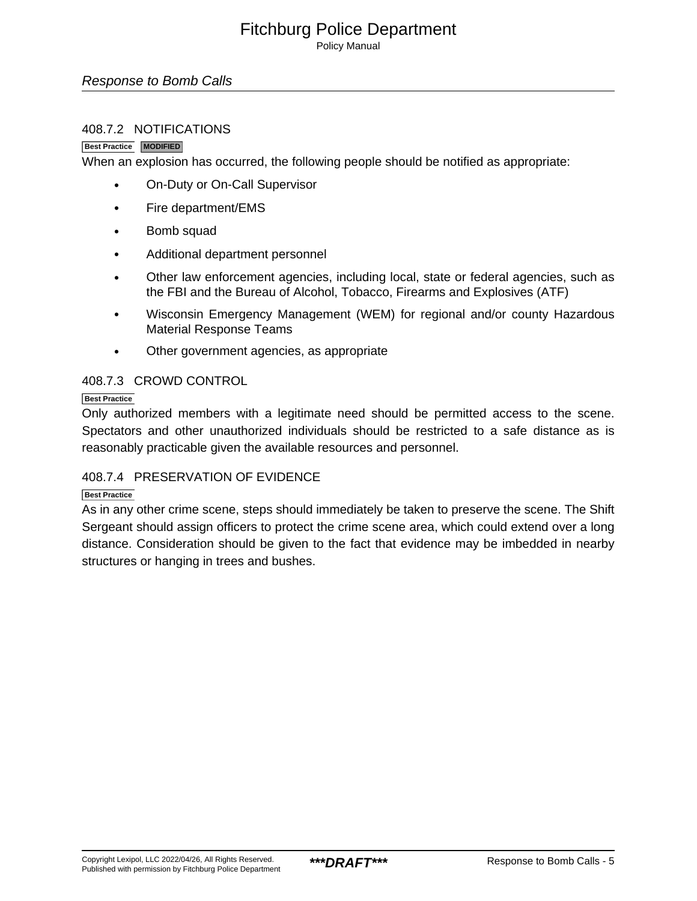### 408.7.2 NOTIFICATIONS

Best Practice MODIFIED

When an explosion has occurred, the following people should be notified as appropriate:

- On-Duty or On-Call Supervisor
- Fire department/EMS
- Bomb squad
- Additional department personnel
- Other law enforcement agencies, including local, state or federal agencies, such as the FBI and the Bureau of Alcohol, Tobacco, Firearms and Explosives (ATF)
- Wisconsin Emergency Management (WEM) for regional and/or county Hazardous Material Response Teams
- Other government agencies, as appropriate

### 408.7.3 CROWD CONTROL

Best Practice

Only authorized members with a legitimate need should be permitted access to the scene. Spectators and other unauthorized individuals should be restricted to a safe distance as is reasonably practicable given the available resources and personnel.

### 408.7.4 PRESERVATION OF EVIDENCE

Best Practice

As in any other crime scene, steps should immediately be taken to preserve the scene. The Shift Sergeant should assign officers to protect the crime scene area, which could extend over a long distance. Consideration should be given to the fact that evidence may be imbedded in nearby structures or hanging in trees and bushes.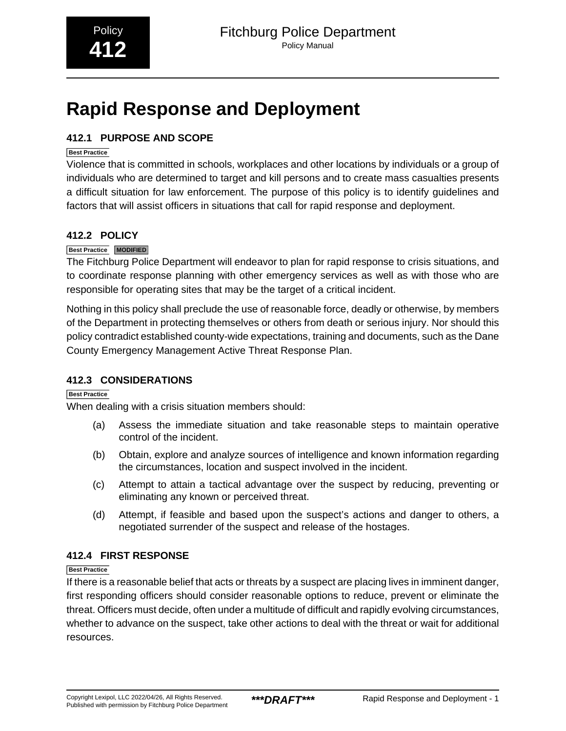Policy
**412**

# Rapid Response and Deployment

## 412.1 PURPOSE AND SCOPE

Best Practice

Violence that is committed in schools, workplaces and other locations by individuals or a group of individuals who are determined to target and kill persons and to create mass casualties presents a difficult situation for law enforcement. The purpose of this policy is to identify guidelines and factors that will assist officers in situations that call for rapid response and deployment.

## 412.2 POLICY

Best Practice MODIFIED

The Fitchburg Police Department will endeavor to plan for rapid response to crisis situations, and to coordinate response planning with other emergency services as well as with those who are responsible for operating sites that may be the target of a critical incident.

Nothing in this policy shall preclude the use of reasonable force, deadly or otherwise, by members of the Department in protecting themselves or others from death or serious injury. Nor should this policy contradict established county-wide expectations, training and documents, such as the Dane County Emergency Management Active Threat Response Plan.

## 412.3 CONSIDERATIONS

Best Practice

When dealing with a crisis situation members should:

(a) Assess the immediate situation and take reasonable steps to maintain operative control of the incident.

(b) Obtain, explore and analyze sources of intelligence and known information regarding the circumstances, location and suspect involved in the incident.

(c) Attempt to attain a tactical advantage over the suspect by reducing, preventing or eliminating any known or perceived threat.

(d) Attempt, if feasible and based upon the suspect's actions and danger to others, a negotiated surrender of the suspect and release of the hostages.

## 412.4 FIRST RESPONSE

Best Practice

If there is a reasonable belief that acts or threats by a suspect are placing lives in imminent danger, first responding officers should consider reasonable options to reduce, prevent or eliminate the threat. Officers must decide, often under a multitude of difficult and rapidly evolving circumstances, whether to advance on the suspect, take other actions to deal with the threat or wait for additional resources.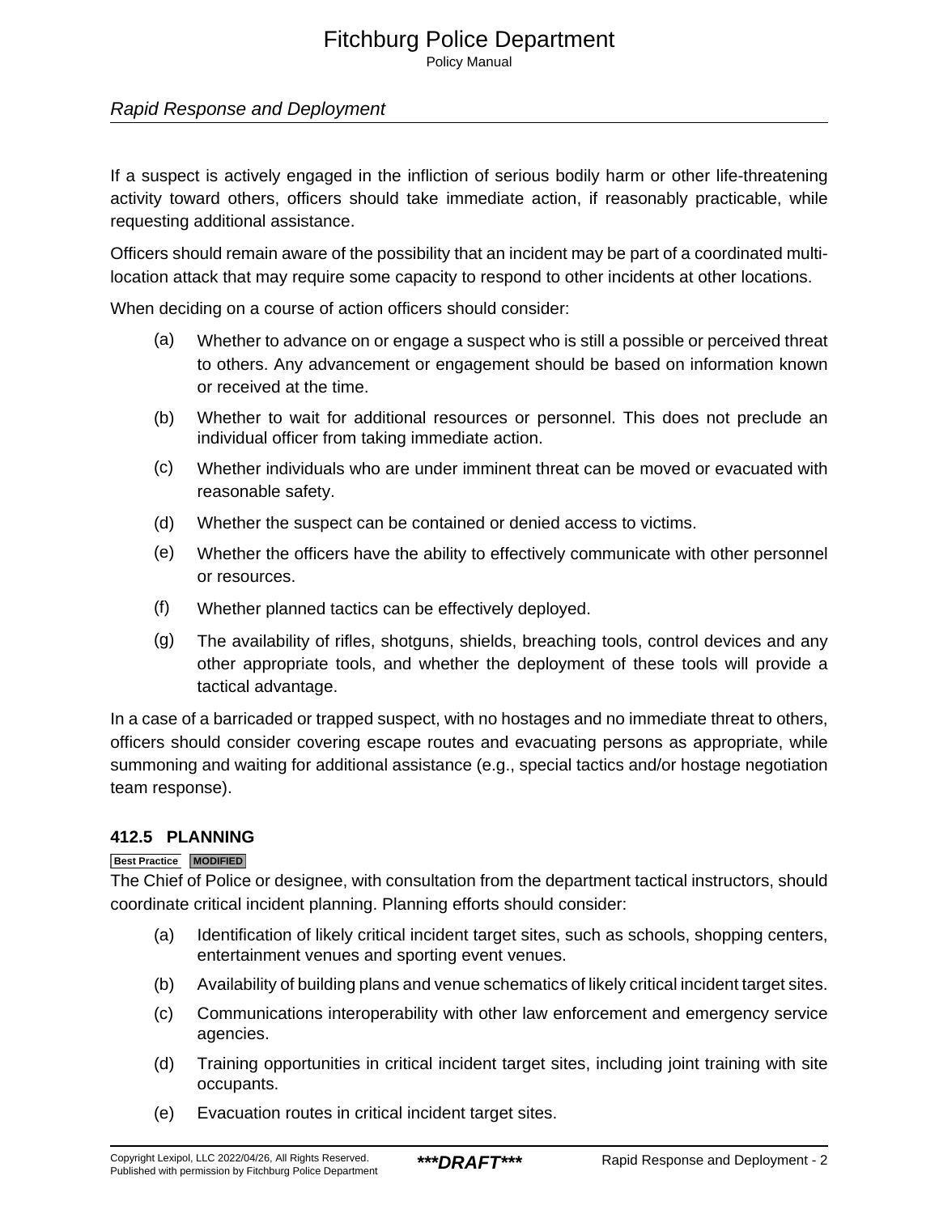If a suspect is actively engaged in the infliction of serious bodily harm or other life-threatening activity toward others, officers should take immediate action, if reasonably practicable, while requesting additional assistance.

Officers should remain aware of the possibility that an incident may be part of a coordinated multi-location attack that may require some capacity to respond to other incidents at other locations.

When deciding on a course of action officers should consider:

(a) Whether to advance on or engage a suspect who is still a possible or perceived threat to others. Any advancement or engagement should be based on information known or received at the time.

(b) Whether to wait for additional resources or personnel. This does not preclude an individual officer from taking immediate action.

(c) Whether individuals who are under imminent threat can be moved or evacuated with reasonable safety.

(d) Whether the suspect can be contained or denied access to victims.

(e) Whether the officers have the ability to effectively communicate with other personnel or resources.

(f) Whether planned tactics can be effectively deployed.

(g) The availability of rifles, shotguns, shields, breaching tools, control devices and any other appropriate tools, and whether the deployment of these tools will provide a tactical advantage.

In a case of a barricaded or trapped suspect, with no hostages and no immediate threat to others, officers should consider covering escape routes and evacuating persons as appropriate, while summoning and waiting for additional assistance (e.g., special tactics and/or hostage negotiation team response).

### 412.5 PLANNING

Best Practice MODIFIED

The Chief of Police or designee, with consultation from the department tactical instructors, should coordinate critical incident planning. Planning efforts should consider:

(a) Identification of likely critical incident target sites, such as schools, shopping centers, entertainment venues and sporting event venues.

(b) Availability of building plans and venue schematics of likely critical incident target sites.

(c) Communications interoperability with other law enforcement and emergency service agencies.

(d) Training opportunities in critical incident target sites, including joint training with site occupants.

(e) Evacuation routes in critical incident target sites.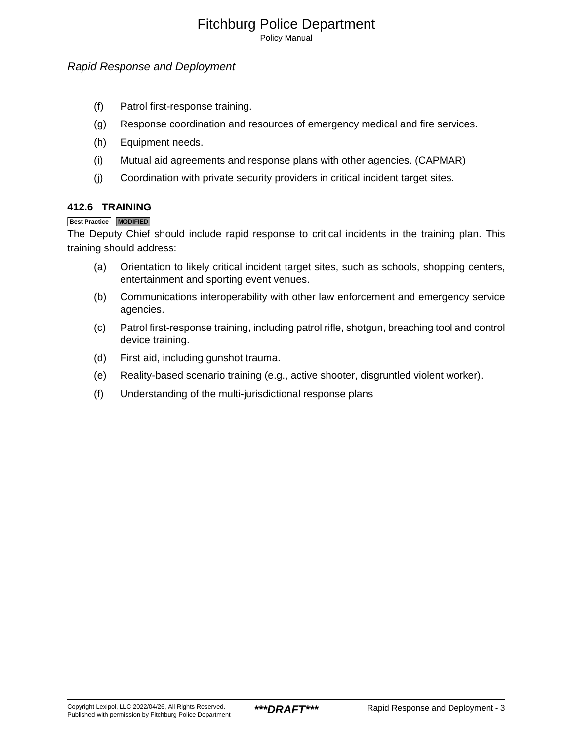(f) Patrol first-response training.

(g) Response coordination and resources of emergency medical and fire services.

(h) Equipment needs.

(i) Mutual aid agreements and response plans with other agencies. (CAPMAR)

(j) Coordination with private security providers in critical incident target sites.

### 412.6 TRAINING

Best Practice MODIFIED

The Deputy Chief should include rapid response to critical incidents in the training plan. This training should address:

(a) Orientation to likely critical incident target sites, such as schools, shopping centers, entertainment and sporting event venues.

(b) Communications interoperability with other law enforcement and emergency service agencies.

(c) Patrol first-response training, including patrol rifle, shotgun, breaching tool and control device training.

(d) First aid, including gunshot trauma.

(e) Reality-based scenario training (e.g., active shooter, disgruntled violent worker).

(f) Understanding of the multi-jurisdictional response plans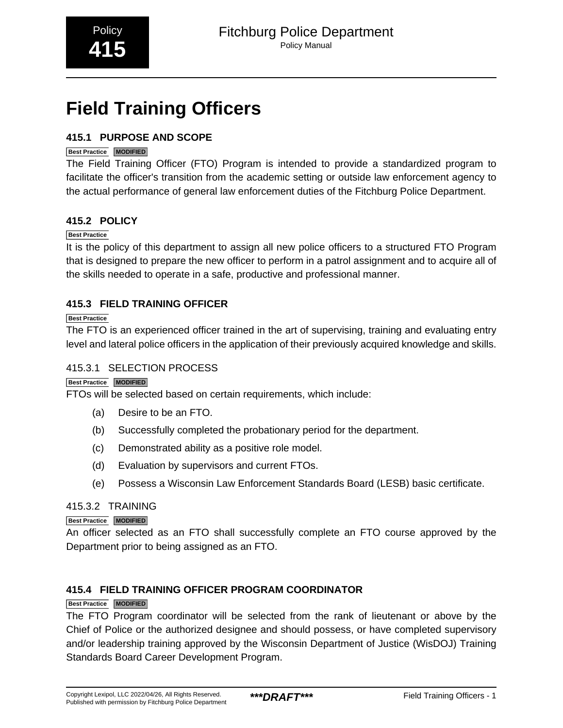# Field Training Officers

## 415.1 PURPOSE AND SCOPE

Best Practice MODIFIED

The Field Training Officer (FTO) Program is intended to provide a standardized program to facilitate the officer's transition from the academic setting or outside law enforcement agency to the actual performance of general law enforcement duties of the Fitchburg Police Department.

## 415.2 POLICY

Best Practice

It is the policy of this department to assign all new police officers to a structured FTO Program that is designed to prepare the new officer to perform in a patrol assignment and to acquire all of the skills needed to operate in a safe, productive and professional manner.

## 415.3 FIELD TRAINING OFFICER

Best Practice

The FTO is an experienced officer trained in the art of supervising, training and evaluating entry level and lateral police officers in the application of their previously acquired knowledge and skills.

### 415.3.1 SELECTION PROCESS

Best Practice MODIFIED

FTOs will be selected based on certain requirements, which include:

(a) Desire to be an FTO.

(b) Successfully completed the probationary period for the department.

(c) Demonstrated ability as a positive role model.

(d) Evaluation by supervisors and current FTOs.

(e) Possess a Wisconsin Law Enforcement Standards Board (LESB) basic certificate.

### 415.3.2 TRAINING

Best Practice MODIFIED

An officer selected as an FTO shall successfully complete an FTO course approved by the Department prior to being assigned as an FTO.

## 415.4 FIELD TRAINING OFFICER PROGRAM COORDINATOR

Best Practice MODIFIED

The FTO Program coordinator will be selected from the rank of lieutenant or above by the Chief of Police or the authorized designee and should possess, or have completed supervisory and/or leadership training approved by the Wisconsin Department of Justice (WisDOJ) Training Standards Board Career Development Program.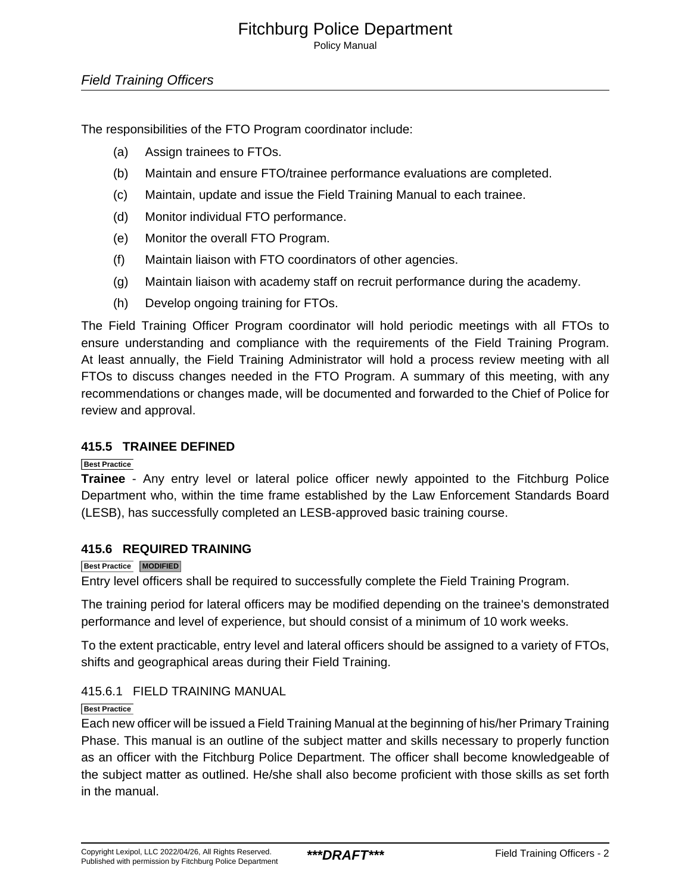The responsibilities of the FTO Program coordinator include:

(a) Assign trainees to FTOs.

(b) Maintain and ensure FTO/trainee performance evaluations are completed.

(c) Maintain, update and issue the Field Training Manual to each trainee.

(d) Monitor individual FTO performance.

(e) Monitor the overall FTO Program.

(f) Maintain liaison with FTO coordinators of other agencies.

(g) Maintain liaison with academy staff on recruit performance during the academy.

(h) Develop ongoing training for FTOs.

The Field Training Officer Program coordinator will hold periodic meetings with all FTOs to ensure understanding and compliance with the requirements of the Field Training Program. At least annually, the Field Training Administrator will hold a process review meeting with all FTOs to discuss changes needed in the FTO Program. A summary of this meeting, with any recommendations or changes made, will be documented and forwarded to the Chief of Police for review and approval.

## 415.5 TRAINEE DEFINED

Best Practice

**Trainee** - Any entry level or lateral police officer newly appointed to the Fitchburg Police Department who, within the time frame established by the Law Enforcement Standards Board (LESB), has successfully completed an LESB-approved basic training course.

## 415.6 REQUIRED TRAINING

Best Practice MODIFIED

Entry level officers shall be required to successfully complete the Field Training Program.

The training period for lateral officers may be modified depending on the trainee's demonstrated performance and level of experience, but should consist of a minimum of 10 work weeks.

To the extent practicable, entry level and lateral officers should be assigned to a variety of FTOs, shifts and geographical areas during their Field Training.

### 415.6.1 FIELD TRAINING MANUAL

Best Practice

Each new officer will be issued a Field Training Manual at the beginning of his/her Primary Training Phase. This manual is an outline of the subject matter and skills necessary to properly function as an officer with the Fitchburg Police Department. The officer shall become knowledgeable of the subject matter as outlined. He/she shall also become proficient with those skills as set forth in the manual.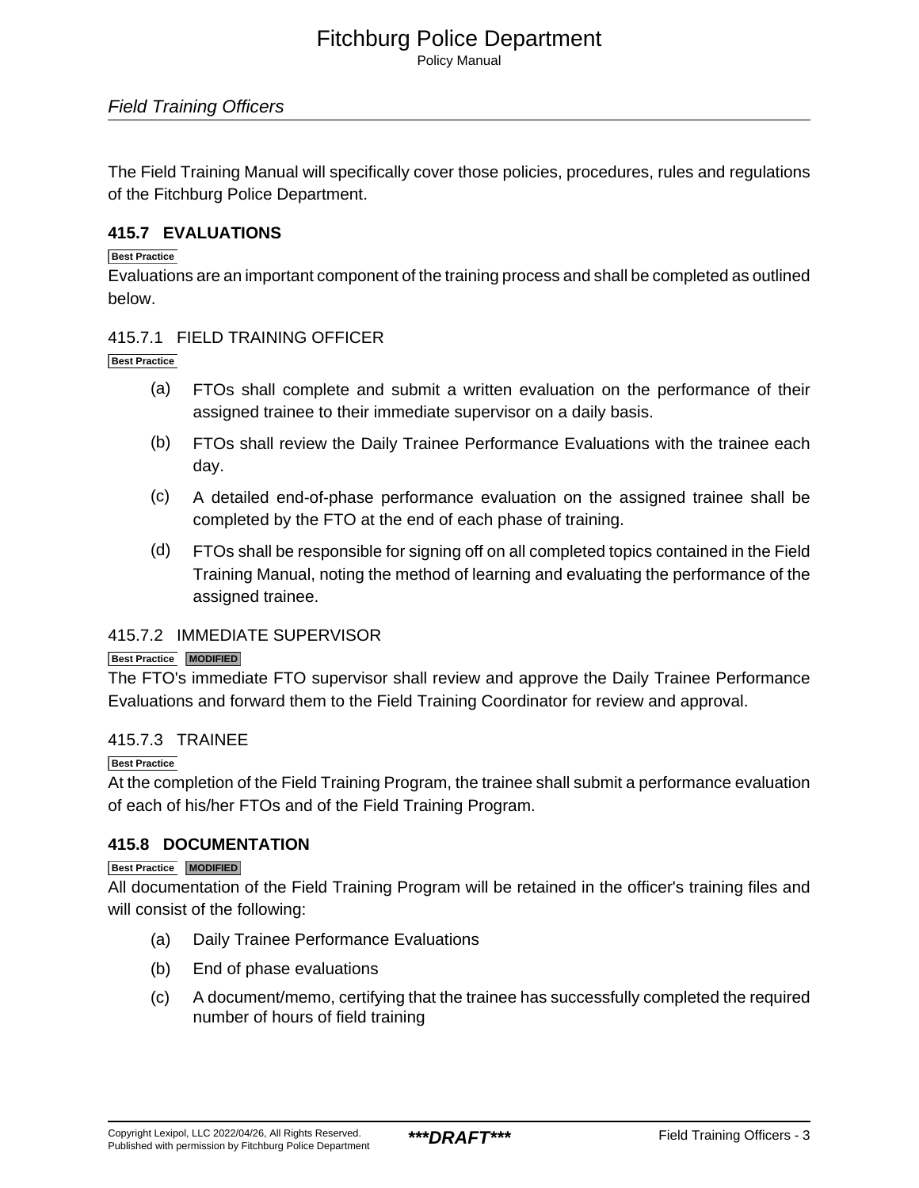The Field Training Manual will specifically cover those policies, procedures, rules and regulations of the Fitchburg Police Department.

## 415.7 EVALUATIONS

Best Practice

Evaluations are an important component of the training process and shall be completed as outlined below.

### 415.7.1 FIELD TRAINING OFFICER

Best Practice

(a) FTOs shall complete and submit a written evaluation on the performance of their assigned trainee to their immediate supervisor on a daily basis.

(b) FTOs shall review the Daily Trainee Performance Evaluations with the trainee each day.

(c) A detailed end-of-phase performance evaluation on the assigned trainee shall be completed by the FTO at the end of each phase of training.

(d) FTOs shall be responsible for signing off on all completed topics contained in the Field Training Manual, noting the method of learning and evaluating the performance of the assigned trainee.

### 415.7.2 IMMEDIATE SUPERVISOR

Best Practice MODIFIED

The FTO's immediate FTO supervisor shall review and approve the Daily Trainee Performance Evaluations and forward them to the Field Training Coordinator for review and approval.

### 415.7.3 TRAINEE

Best Practice

At the completion of the Field Training Program, the trainee shall submit a performance evaluation of each of his/her FTOs and of the Field Training Program.

## 415.8 DOCUMENTATION

Best Practice MODIFIED

All documentation of the Field Training Program will be retained in the officer's training files and will consist of the following:

(a) Daily Trainee Performance Evaluations

(b) End of phase evaluations

(c) A document/memo, certifying that the trainee has successfully completed the required number of hours of field training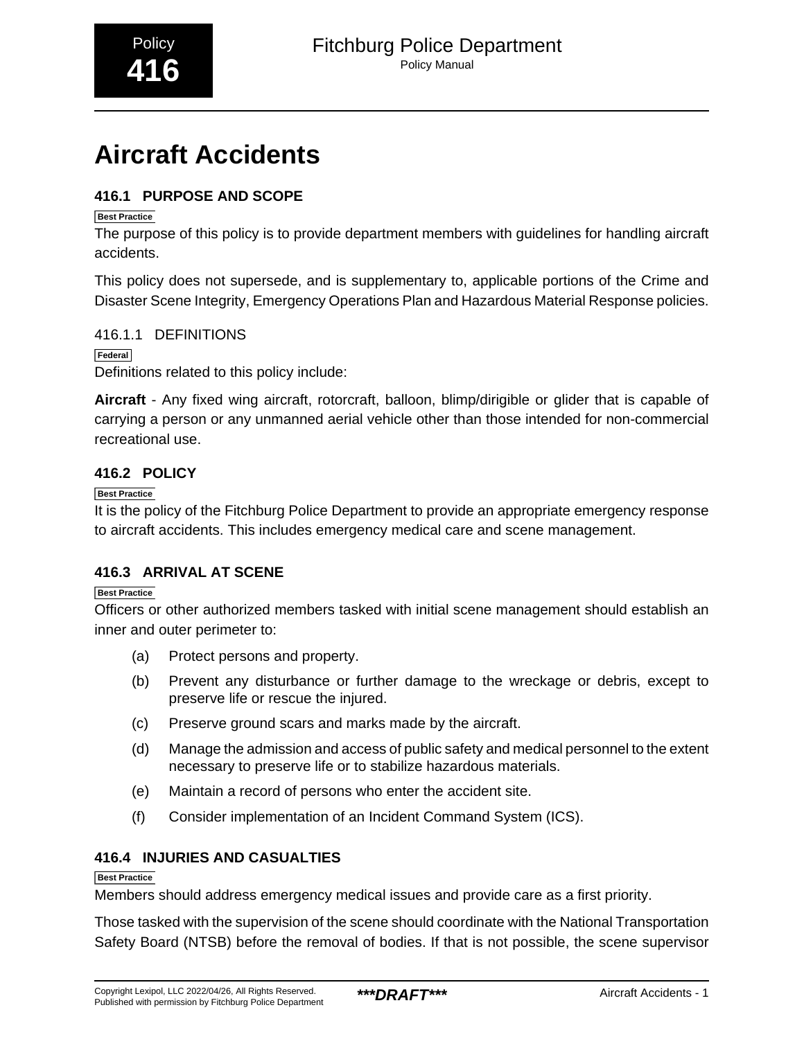Policy **416**

# Aircraft Accidents

## 416.1 PURPOSE AND SCOPE

Best Practice

The purpose of this policy is to provide department members with guidelines for handling aircraft accidents.

This policy does not supersede, and is supplementary to, applicable portions of the Crime and Disaster Scene Integrity, Emergency Operations Plan and Hazardous Material Response policies.

### 416.1.1 DEFINITIONS

Federal

Definitions related to this policy include:

**Aircraft** - Any fixed wing aircraft, rotorcraft, balloon, blimp/dirigible or glider that is capable of carrying a person or any unmanned aerial vehicle other than those intended for non-commercial recreational use.

## 416.2 POLICY

Best Practice

It is the policy of the Fitchburg Police Department to provide an appropriate emergency response to aircraft accidents. This includes emergency medical care and scene management.

## 416.3 ARRIVAL AT SCENE

Best Practice

Officers or other authorized members tasked with initial scene management should establish an inner and outer perimeter to:

(a) Protect persons and property.

(b) Prevent any disturbance or further damage to the wreckage or debris, except to preserve life or rescue the injured.

(c) Preserve ground scars and marks made by the aircraft.

(d) Manage the admission and access of public safety and medical personnel to the extent necessary to preserve life or to stabilize hazardous materials.

(e) Maintain a record of persons who enter the accident site.

(f) Consider implementation of an Incident Command System (ICS).

## 416.4 INJURIES AND CASUALTIES

Best Practice

Members should address emergency medical issues and provide care as a first priority.

Those tasked with the supervision of the scene should coordinate with the National Transportation Safety Board (NTSB) before the removal of bodies. If that is not possible, the scene supervisor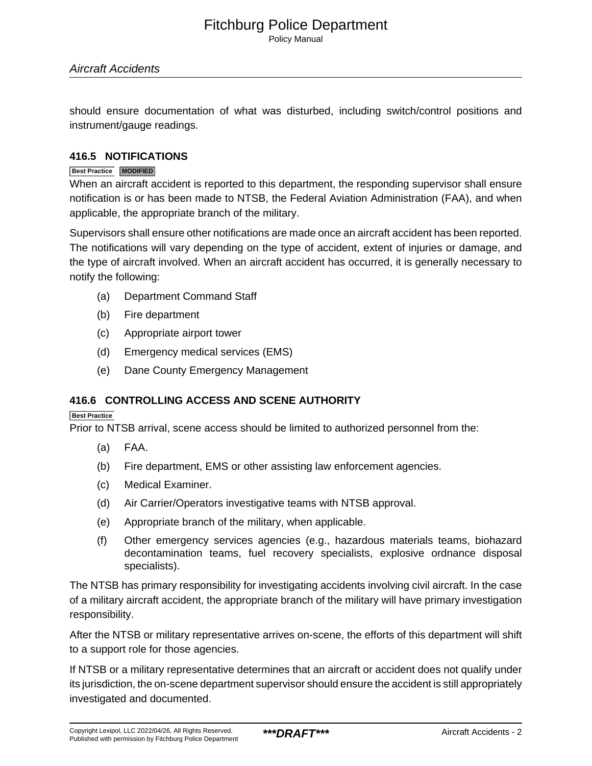should ensure documentation of what was disturbed, including switch/control positions and instrument/gauge readings.

### 416.5 NOTIFICATIONS

Best Practice MODIFIED

When an aircraft accident is reported to this department, the responding supervisor shall ensure notification is or has been made to NTSB, the Federal Aviation Administration (FAA), and when applicable, the appropriate branch of the military.

Supervisors shall ensure other notifications are made once an aircraft accident has been reported. The notifications will vary depending on the type of accident, extent of injuries or damage, and the type of aircraft involved. When an aircraft accident has occurred, it is generally necessary to notify the following:

(a) Department Command Staff

(b) Fire department

(c) Appropriate airport tower

(d) Emergency medical services (EMS)

(e) Dane County Emergency Management

### 416.6 CONTROLLING ACCESS AND SCENE AUTHORITY

Best Practice

Prior to NTSB arrival, scene access should be limited to authorized personnel from the:

(a) FAA.

(b) Fire department, EMS or other assisting law enforcement agencies.

(c) Medical Examiner.

(d) Air Carrier/Operators investigative teams with NTSB approval.

(e) Appropriate branch of the military, when applicable.

(f) Other emergency services agencies (e.g., hazardous materials teams, biohazard decontamination teams, fuel recovery specialists, explosive ordnance disposal specialists).

The NTSB has primary responsibility for investigating accidents involving civil aircraft. In the case of a military aircraft accident, the appropriate branch of the military will have primary investigation responsibility.

After the NTSB or military representative arrives on-scene, the efforts of this department will shift to a support role for those agencies.

If NTSB or a military representative determines that an aircraft or accident does not qualify under its jurisdiction, the on-scene department supervisor should ensure the accident is still appropriately investigated and documented.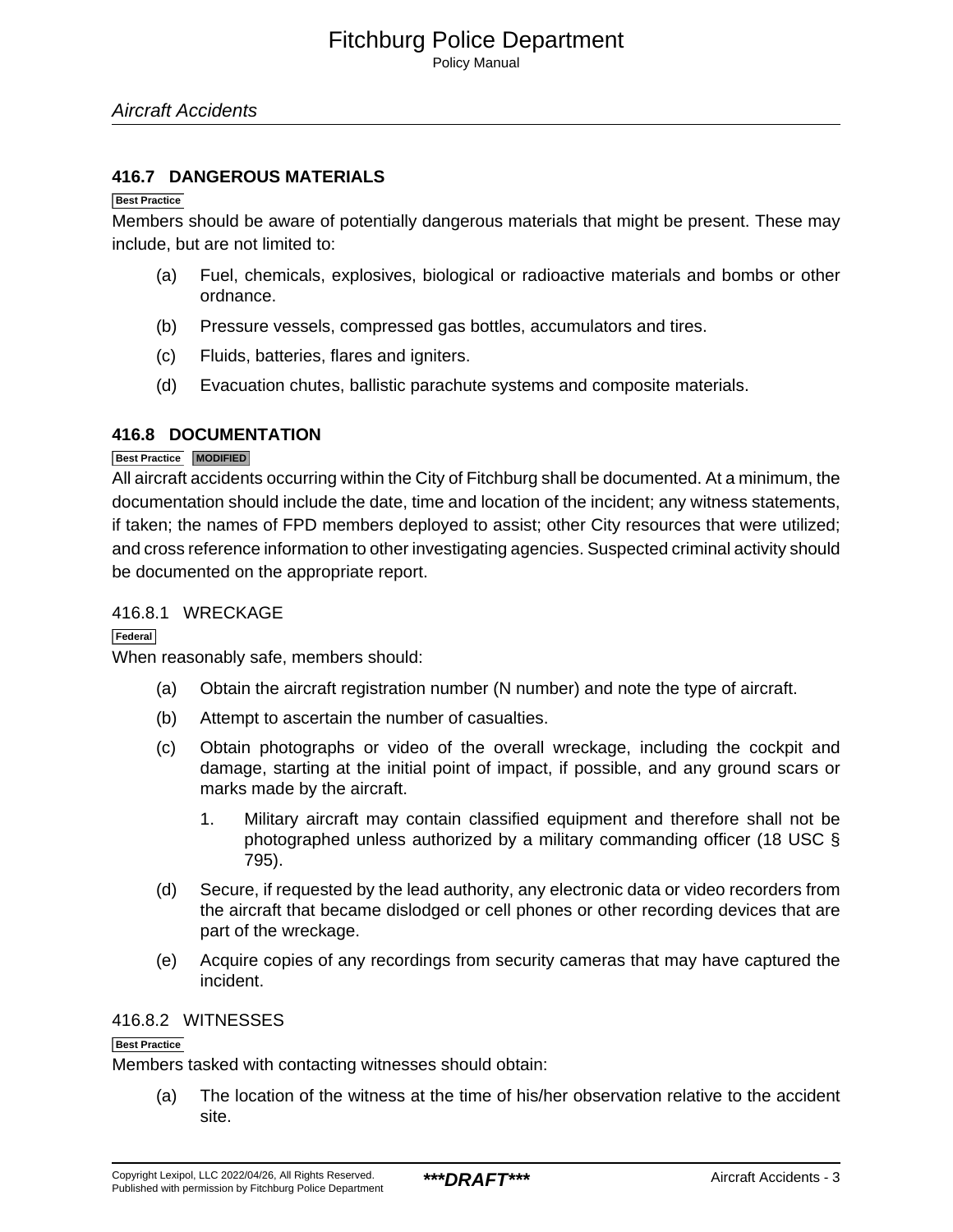## 416.7 DANGEROUS MATERIALS

Best Practice

Members should be aware of potentially dangerous materials that might be present. These may include, but are not limited to:

(a) Fuel, chemicals, explosives, biological or radioactive materials and bombs or other ordnance.

(b) Pressure vessels, compressed gas bottles, accumulators and tires.

(c) Fluids, batteries, flares and igniters.

(d) Evacuation chutes, ballistic parachute systems and composite materials.

## 416.8 DOCUMENTATION

Best Practice MODIFIED

All aircraft accidents occurring within the City of Fitchburg shall be documented. At a minimum, the documentation should include the date, time and location of the incident; any witness statements, if taken; the names of FPD members deployed to assist; other City resources that were utilized; and cross reference information to other investigating agencies. Suspected criminal activity should be documented on the appropriate report.

### 416.8.1 WRECKAGE

Federal

When reasonably safe, members should:

(a) Obtain the aircraft registration number (N number) and note the type of aircraft.

(b) Attempt to ascertain the number of casualties.

(c) Obtain photographs or video of the overall wreckage, including the cockpit and damage, starting at the initial point of impact, if possible, and any ground scars or marks made by the aircraft.

   1. Military aircraft may contain classified equipment and therefore shall not be photographed unless authorized by a military commanding officer (18 USC § 795).

(d) Secure, if requested by the lead authority, any electronic data or video recorders from the aircraft that became dislodged or cell phones or other recording devices that are part of the wreckage.

(e) Acquire copies of any recordings from security cameras that may have captured the incident.

### 416.8.2 WITNESSES

Best Practice

Members tasked with contacting witnesses should obtain:

(a) The location of the witness at the time of his/her observation relative to the accident site.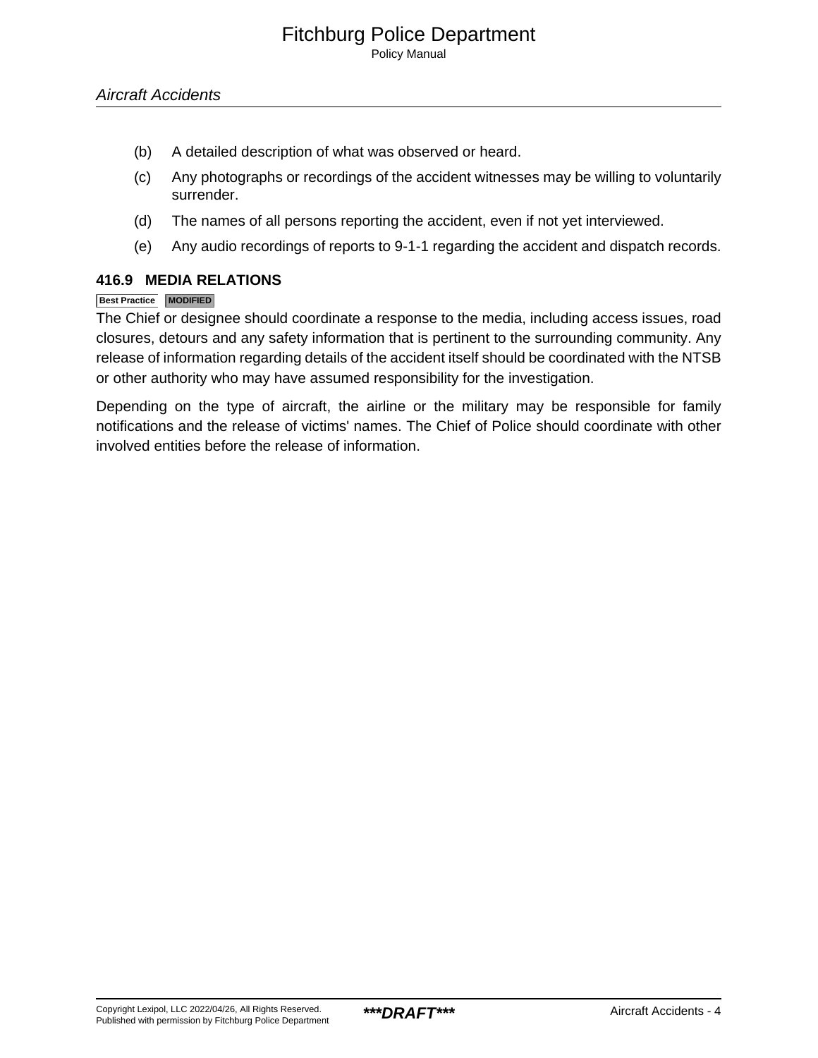(b) A detailed description of what was observed or heard.

(c) Any photographs or recordings of the accident witnesses may be willing to voluntarily surrender.

(d) The names of all persons reporting the accident, even if not yet interviewed.

(e) Any audio recordings of reports to 9-1-1 regarding the accident and dispatch records.

### 416.9 MEDIA RELATIONS

Best Practice MODIFIED

The Chief or designee should coordinate a response to the media, including access issues, road closures, detours and any safety information that is pertinent to the surrounding community. Any release of information regarding details of the accident itself should be coordinated with the NTSB or other authority who may have assumed responsibility for the investigation.

Depending on the type of aircraft, the airline or the military may be responsible for family notifications and the release of victims' names. The Chief of Police should coordinate with other involved entities before the release of information.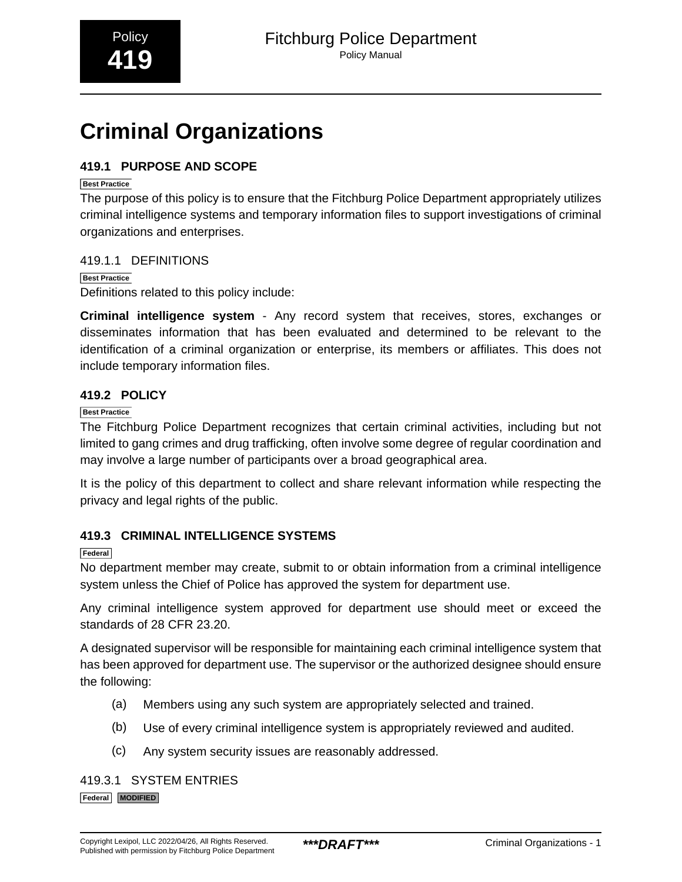Policy **419**

# Criminal Organizations

## 419.1 PURPOSE AND SCOPE

Best Practice

The purpose of this policy is to ensure that the Fitchburg Police Department appropriately utilizes criminal intelligence systems and temporary information files to support investigations of criminal organizations and enterprises.

### 419.1.1 DEFINITIONS

Best Practice

Definitions related to this policy include:

**Criminal intelligence system** - Any record system that receives, stores, exchanges or disseminates information that has been evaluated and determined to be relevant to the identification of a criminal organization or enterprise, its members or affiliates. This does not include temporary information files.

## 419.2 POLICY

Best Practice

The Fitchburg Police Department recognizes that certain criminal activities, including but not limited to gang crimes and drug trafficking, often involve some degree of regular coordination and may involve a large number of participants over a broad geographical area.

It is the policy of this department to collect and share relevant information while respecting the privacy and legal rights of the public.

## 419.3 CRIMINAL INTELLIGENCE SYSTEMS

Federal

No department member may create, submit to or obtain information from a criminal intelligence system unless the Chief of Police has approved the system for department use.

Any criminal intelligence system approved for department use should meet or exceed the standards of 28 CFR 23.20.

A designated supervisor will be responsible for maintaining each criminal intelligence system that has been approved for department use. The supervisor or the authorized designee should ensure the following:

(a) Members using any such system are appropriately selected and trained.

(b) Use of every criminal intelligence system is appropriately reviewed and audited.

(c) Any system security issues are reasonably addressed.

### 419.3.1 SYSTEM ENTRIES

Federal MODIFIED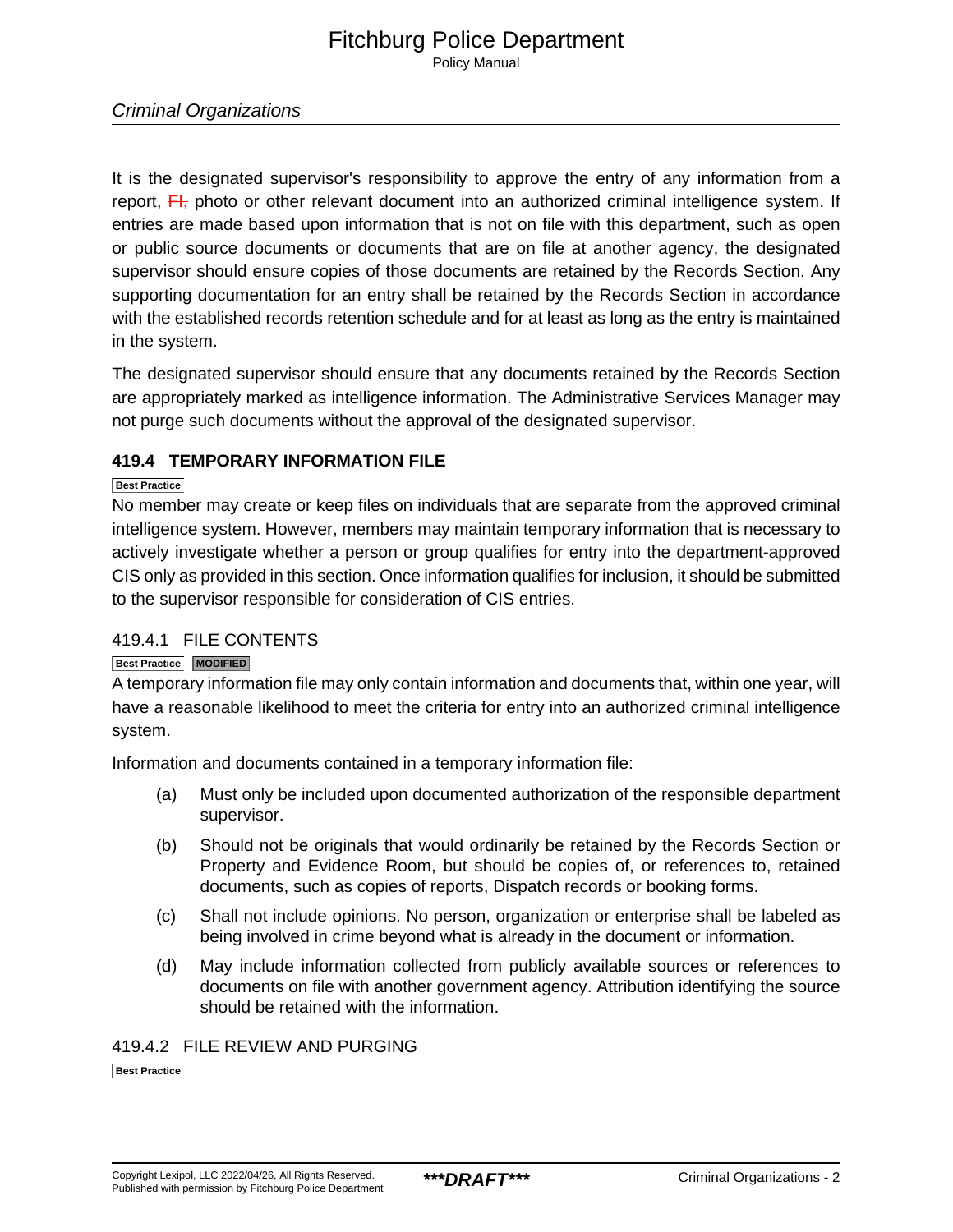It is the designated supervisor's responsibility to approve the entry of any information from a report, ~~FI,~~ photo or other relevant document into an authorized criminal intelligence system. If entries are made based upon information that is not on file with this department, such as open or public source documents or documents that are on file at another agency, the designated supervisor should ensure copies of those documents are retained by the Records Section. Any supporting documentation for an entry shall be retained by the Records Section in accordance with the established records retention schedule and for at least as long as the entry is maintained in the system.

The designated supervisor should ensure that any documents retained by the Records Section are appropriately marked as intelligence information. The Administrative Services Manager may not purge such documents without the approval of the designated supervisor.

### 419.4 TEMPORARY INFORMATION FILE

Best Practice

No member may create or keep files on individuals that are separate from the approved criminal intelligence system. However, members may maintain temporary information that is necessary to actively investigate whether a person or group qualifies for entry into the department-approved CIS only as provided in this section. Once information qualifies for inclusion, it should be submitted to the supervisor responsible for consideration of CIS entries.

#### 419.4.1 FILE CONTENTS

Best Practice MODIFIED

A temporary information file may only contain information and documents that, within one year, will have a reasonable likelihood to meet the criteria for entry into an authorized criminal intelligence system.

Information and documents contained in a temporary information file:

(a) Must only be included upon documented authorization of the responsible department supervisor.

(b) Should not be originals that would ordinarily be retained by the Records Section or Property and Evidence Room, but should be copies of, or references to, retained documents, such as copies of reports, Dispatch records or booking forms.

(c) Shall not include opinions. No person, organization or enterprise shall be labeled as being involved in crime beyond what is already in the document or information.

(d) May include information collected from publicly available sources or references to documents on file with another government agency. Attribution identifying the source should be retained with the information.

#### 419.4.2 FILE REVIEW AND PURGING

Best Practice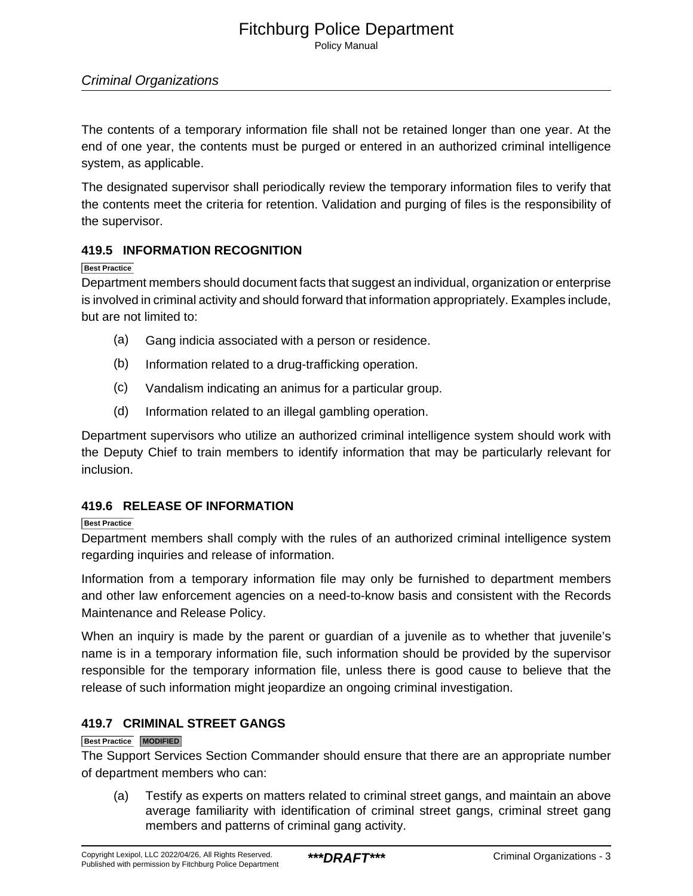The contents of a temporary information file shall not be retained longer than one year. At the end of one year, the contents must be purged or entered in an authorized criminal intelligence system, as applicable.

The designated supervisor shall periodically review the temporary information files to verify that the contents meet the criteria for retention. Validation and purging of files is the responsibility of the supervisor.

### 419.5 INFORMATION RECOGNITION

Best Practice

Department members should document facts that suggest an individual, organization or enterprise is involved in criminal activity and should forward that information appropriately. Examples include, but are not limited to:

(a) Gang indicia associated with a person or residence.

(b) Information related to a drug-trafficking operation.

(c) Vandalism indicating an animus for a particular group.

(d) Information related to an illegal gambling operation.

Department supervisors who utilize an authorized criminal intelligence system should work with the Deputy Chief to train members to identify information that may be particularly relevant for inclusion.

### 419.6 RELEASE OF INFORMATION

Best Practice

Department members shall comply with the rules of an authorized criminal intelligence system regarding inquiries and release of information.

Information from a temporary information file may only be furnished to department members and other law enforcement agencies on a need-to-know basis and consistent with the Records Maintenance and Release Policy.

When an inquiry is made by the parent or guardian of a juvenile as to whether that juvenile's name is in a temporary information file, such information should be provided by the supervisor responsible for the temporary information file, unless there is good cause to believe that the release of such information might jeopardize an ongoing criminal investigation.

### 419.7 CRIMINAL STREET GANGS

Best Practice MODIFIED

The Support Services Section Commander should ensure that there are an appropriate number of department members who can:

(a) Testify as experts on matters related to criminal street gangs, and maintain an above average familiarity with identification of criminal street gangs, criminal street gang members and patterns of criminal gang activity.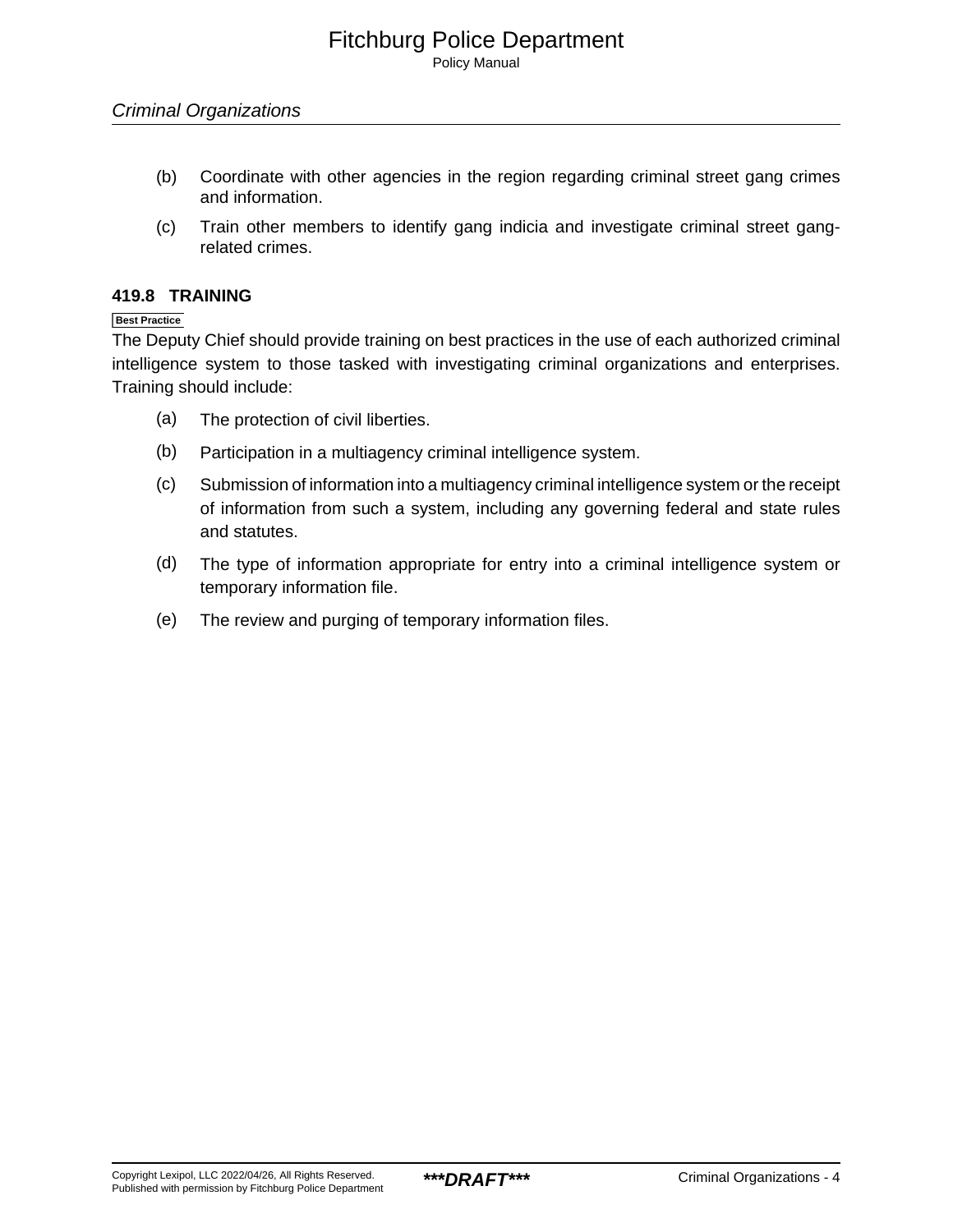(b) Coordinate with other agencies in the region regarding criminal street gang crimes and information.

(c) Train other members to identify gang indicia and investigate criminal street gang-related crimes.

## 419.8 TRAINING

Best Practice

The Deputy Chief should provide training on best practices in the use of each authorized criminal intelligence system to those tasked with investigating criminal organizations and enterprises. Training should include:

(a) The protection of civil liberties.

(b) Participation in a multiagency criminal intelligence system.

(c) Submission of information into a multiagency criminal intelligence system or the receipt of information from such a system, including any governing federal and state rules and statutes.

(d) The type of information appropriate for entry into a criminal intelligence system or temporary information file.

(e) The review and purging of temporary information files.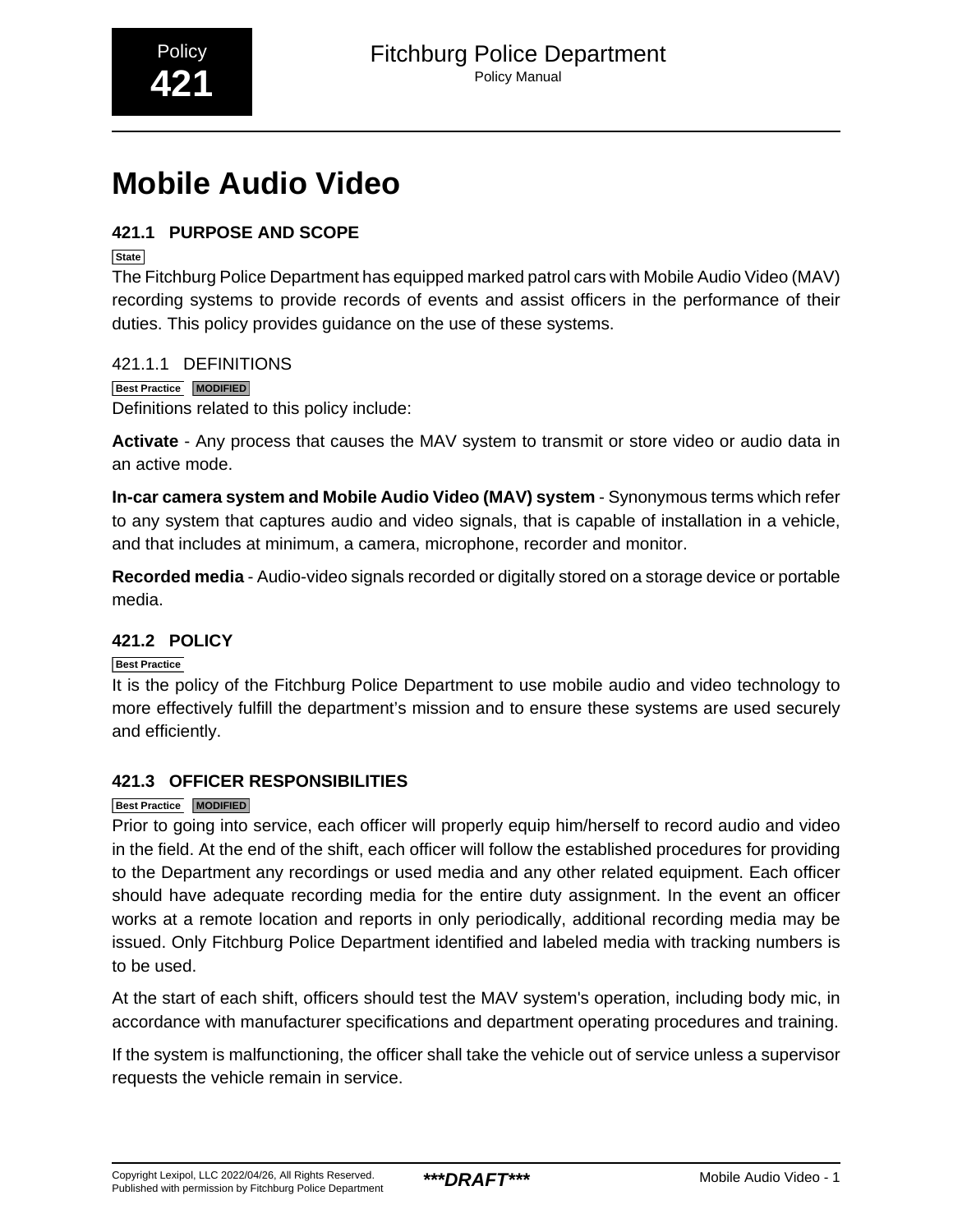Policy
**421**

# Mobile Audio Video

## 421.1 PURPOSE AND SCOPE

State

The Fitchburg Police Department has equipped marked patrol cars with Mobile Audio Video (MAV) recording systems to provide records of events and assist officers in the performance of their duties. This policy provides guidance on the use of these systems.

### 421.1.1 DEFINITIONS

Best Practice MODIFIED

Definitions related to this policy include:

**Activate** - Any process that causes the MAV system to transmit or store video or audio data in an active mode.

**In-car camera system and Mobile Audio Video (MAV) system** - Synonymous terms which refer to any system that captures audio and video signals, that is capable of installation in a vehicle, and that includes at minimum, a camera, microphone, recorder and monitor.

**Recorded media** - Audio-video signals recorded or digitally stored on a storage device or portable media.

## 421.2 POLICY

Best Practice

It is the policy of the Fitchburg Police Department to use mobile audio and video technology to more effectively fulfill the department's mission and to ensure these systems are used securely and efficiently.

## 421.3 OFFICER RESPONSIBILITIES

Best Practice MODIFIED

Prior to going into service, each officer will properly equip him/herself to record audio and video in the field. At the end of the shift, each officer will follow the established procedures for providing to the Department any recordings or used media and any other related equipment. Each officer should have adequate recording media for the entire duty assignment. In the event an officer works at a remote location and reports in only periodically, additional recording media may be issued. Only Fitchburg Police Department identified and labeled media with tracking numbers is to be used.

At the start of each shift, officers should test the MAV system's operation, including body mic, in accordance with manufacturer specifications and department operating procedures and training.

If the system is malfunctioning, the officer shall take the vehicle out of service unless a supervisor requests the vehicle remain in service.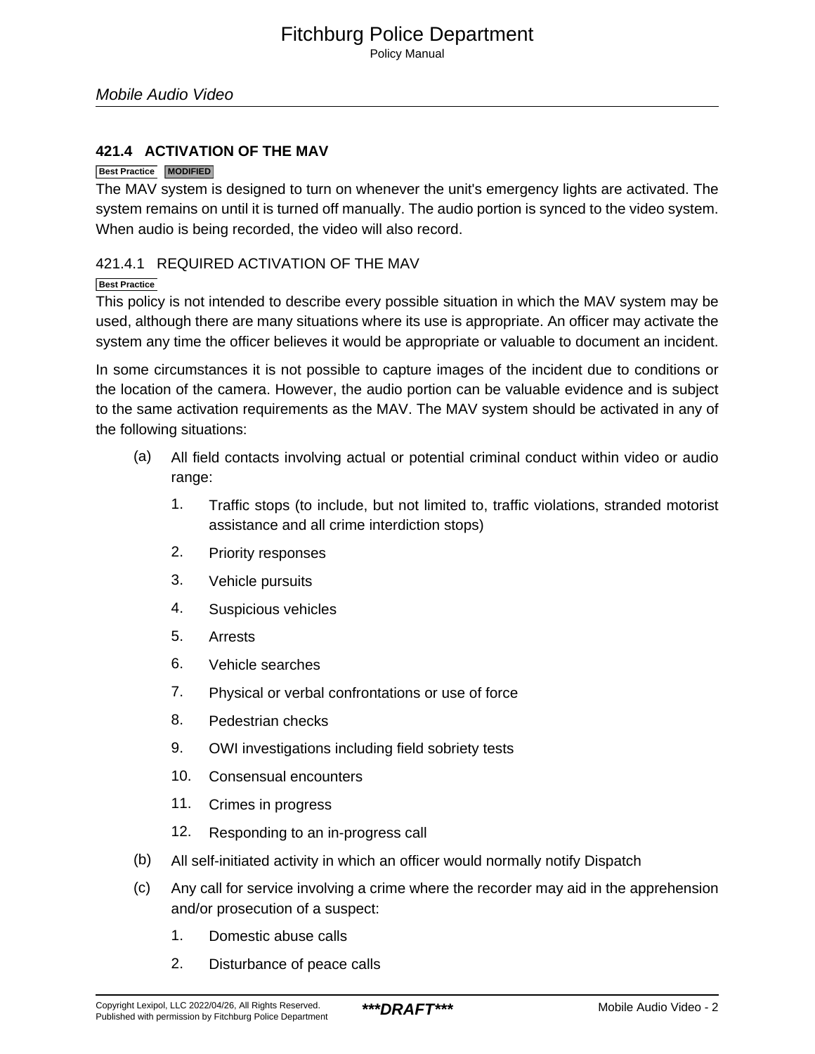## 421.4 ACTIVATION OF THE MAV

Best Practice MODIFIED

The MAV system is designed to turn on whenever the unit's emergency lights are activated. The system remains on until it is turned off manually. The audio portion is synced to the video system. When audio is being recorded, the video will also record.

### 421.4.1 REQUIRED ACTIVATION OF THE MAV

Best Practice

This policy is not intended to describe every possible situation in which the MAV system may be used, although there are many situations where its use is appropriate. An officer may activate the system any time the officer believes it would be appropriate or valuable to document an incident.

In some circumstances it is not possible to capture images of the incident due to conditions or the location of the camera. However, the audio portion can be valuable evidence and is subject to the same activation requirements as the MAV. The MAV system should be activated in any of the following situations:

(a) All field contacts involving actual or potential criminal conduct within video or audio range:

1. Traffic stops (to include, but not limited to, traffic violations, stranded motorist assistance and all crime interdiction stops)
2. Priority responses
3. Vehicle pursuits
4. Suspicious vehicles
5. Arrests
6. Vehicle searches
7. Physical or verbal confrontations or use of force
8. Pedestrian checks
9. OWI investigations including field sobriety tests
10. Consensual encounters
11. Crimes in progress
12. Responding to an in-progress call

(b) All self-initiated activity in which an officer would normally notify Dispatch

(c) Any call for service involving a crime where the recorder may aid in the apprehension and/or prosecution of a suspect:

1. Domestic abuse calls
2. Disturbance of peace calls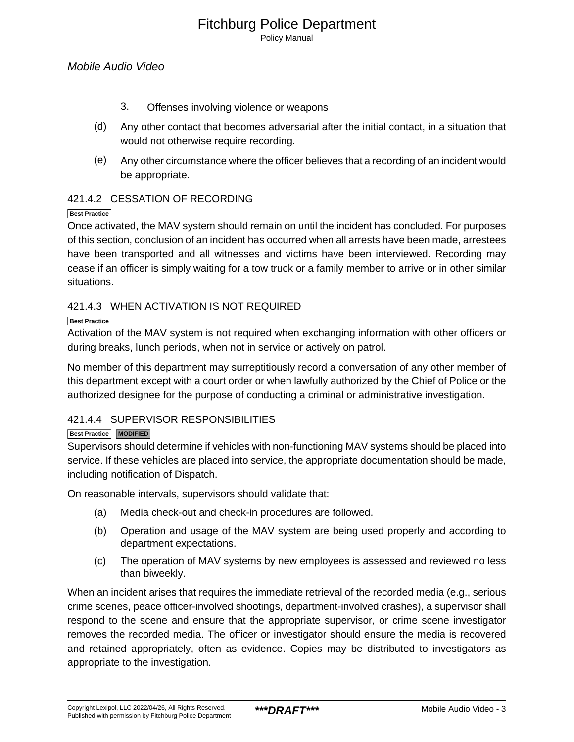3. Offenses involving violence or weapons

(d) Any other contact that becomes adversarial after the initial contact, in a situation that would not otherwise require recording.

(e) Any other circumstance where the officer believes that a recording of an incident would be appropriate.

### 421.4.2 CESSATION OF RECORDING

Best Practice

Once activated, the MAV system should remain on until the incident has concluded. For purposes of this section, conclusion of an incident has occurred when all arrests have been made, arrestees have been transported and all witnesses and victims have been interviewed. Recording may cease if an officer is simply waiting for a tow truck or a family member to arrive or in other similar situations.

### 421.4.3 WHEN ACTIVATION IS NOT REQUIRED

Best Practice

Activation of the MAV system is not required when exchanging information with other officers or during breaks, lunch periods, when not in service or actively on patrol.

No member of this department may surreptitiously record a conversation of any other member of this department except with a court order or when lawfully authorized by the Chief of Police or the authorized designee for the purpose of conducting a criminal or administrative investigation.

### 421.4.4 SUPERVISOR RESPONSIBILITIES

Best Practice MODIFIED

Supervisors should determine if vehicles with non-functioning MAV systems should be placed into service. If these vehicles are placed into service, the appropriate documentation should be made, including notification of Dispatch.

On reasonable intervals, supervisors should validate that:

(a) Media check-out and check-in procedures are followed.

(b) Operation and usage of the MAV system are being used properly and according to department expectations.

(c) The operation of MAV systems by new employees is assessed and reviewed no less than biweekly.

When an incident arises that requires the immediate retrieval of the recorded media (e.g., serious crime scenes, peace officer-involved shootings, department-involved crashes), a supervisor shall respond to the scene and ensure that the appropriate supervisor, or crime scene investigator removes the recorded media. The officer or investigator should ensure the media is recovered and retained appropriately, often as evidence. Copies may be distributed to investigators as appropriate to the investigation.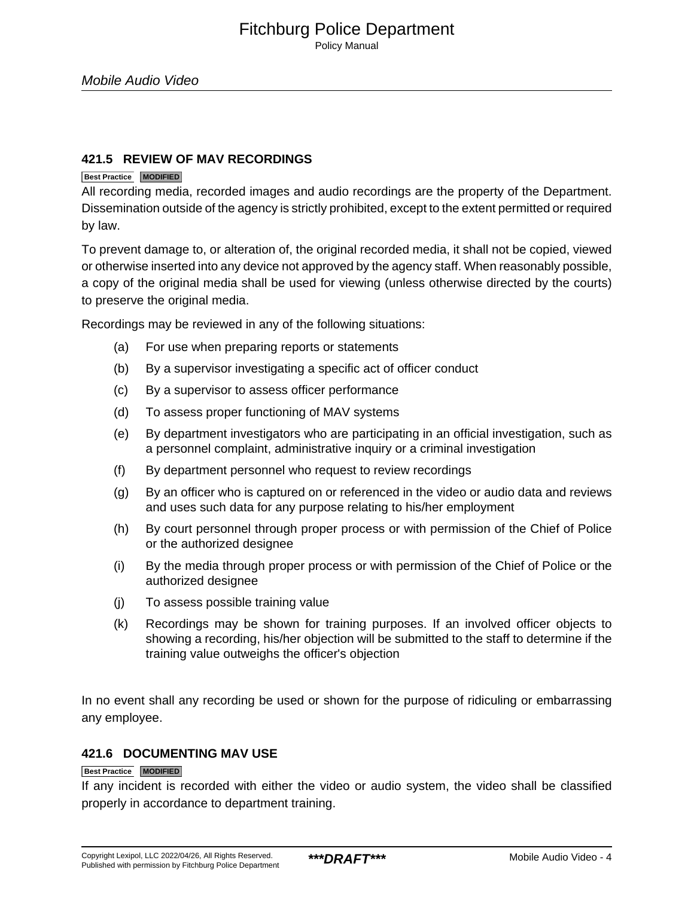### 421.5 REVIEW OF MAV RECORDINGS

Best Practice MODIFIED

All recording media, recorded images and audio recordings are the property of the Department. Dissemination outside of the agency is strictly prohibited, except to the extent permitted or required by law.

To prevent damage to, or alteration of, the original recorded media, it shall not be copied, viewed or otherwise inserted into any device not approved by the agency staff. When reasonably possible, a copy of the original media shall be used for viewing (unless otherwise directed by the courts) to preserve the original media.

Recordings may be reviewed in any of the following situations:

(a) For use when preparing reports or statements

(b) By a supervisor investigating a specific act of officer conduct

(c) By a supervisor to assess officer performance

(d) To assess proper functioning of MAV systems

(e) By department investigators who are participating in an official investigation, such as a personnel complaint, administrative inquiry or a criminal investigation

(f) By department personnel who request to review recordings

(g) By an officer who is captured on or referenced in the video or audio data and reviews and uses such data for any purpose relating to his/her employment

(h) By court personnel through proper process or with permission of the Chief of Police or the authorized designee

(i) By the media through proper process or with permission of the Chief of Police or the authorized designee

(j) To assess possible training value

(k) Recordings may be shown for training purposes. If an involved officer objects to showing a recording, his/her objection will be submitted to the staff to determine if the training value outweighs the officer's objection

In no event shall any recording be used or shown for the purpose of ridiculing or embarrassing any employee.

### 421.6 DOCUMENTING MAV USE

Best Practice MODIFIED

If any incident is recorded with either the video or audio system, the video shall be classified properly in accordance to department training.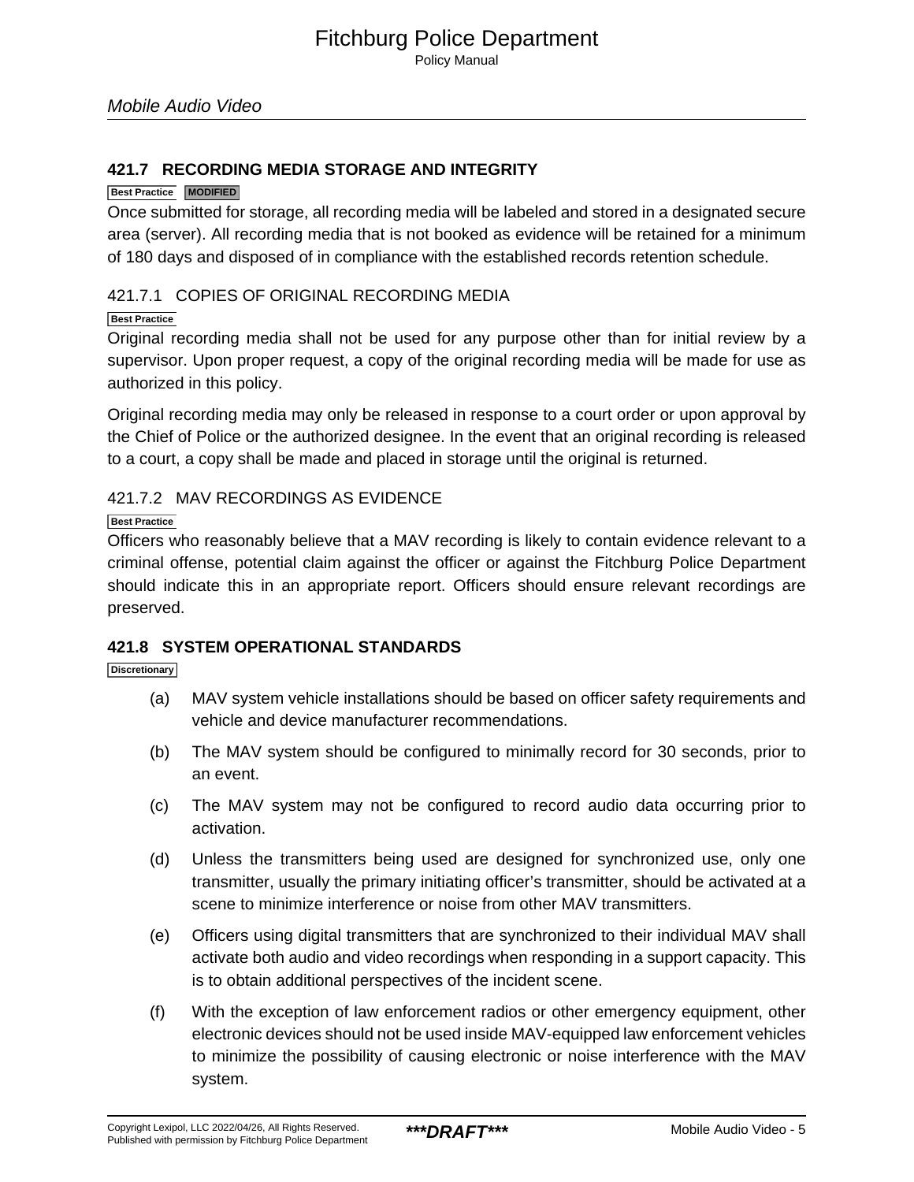## 421.7 RECORDING MEDIA STORAGE AND INTEGRITY

Best Practice MODIFIED

Once submitted for storage, all recording media will be labeled and stored in a designated secure area (server). All recording media that is not booked as evidence will be retained for a minimum of 180 days and disposed of in compliance with the established records retention schedule.

### 421.7.1 COPIES OF ORIGINAL RECORDING MEDIA

Best Practice

Original recording media shall not be used for any purpose other than for initial review by a supervisor. Upon proper request, a copy of the original recording media will be made for use as authorized in this policy.

Original recording media may only be released in response to a court order or upon approval by the Chief of Police or the authorized designee. In the event that an original recording is released to a court, a copy shall be made and placed in storage until the original is returned.

### 421.7.2 MAV RECORDINGS AS EVIDENCE

Best Practice

Officers who reasonably believe that a MAV recording is likely to contain evidence relevant to a criminal offense, potential claim against the officer or against the Fitchburg Police Department should indicate this in an appropriate report. Officers should ensure relevant recordings are preserved.

## 421.8 SYSTEM OPERATIONAL STANDARDS

Discretionary

(a) MAV system vehicle installations should be based on officer safety requirements and vehicle and device manufacturer recommendations.

(b) The MAV system should be configured to minimally record for 30 seconds, prior to an event.

(c) The MAV system may not be configured to record audio data occurring prior to activation.

(d) Unless the transmitters being used are designed for synchronized use, only one transmitter, usually the primary initiating officer's transmitter, should be activated at a scene to minimize interference or noise from other MAV transmitters.

(e) Officers using digital transmitters that are synchronized to their individual MAV shall activate both audio and video recordings when responding in a support capacity. This is to obtain additional perspectives of the incident scene.

(f) With the exception of law enforcement radios or other emergency equipment, other electronic devices should not be used inside MAV-equipped law enforcement vehicles to minimize the possibility of causing electronic or noise interference with the MAV system.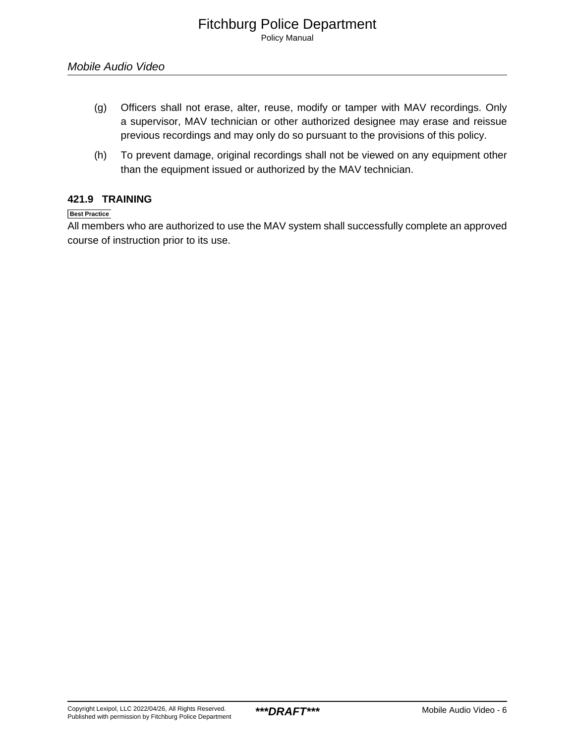(g) Officers shall not erase, alter, reuse, modify or tamper with MAV recordings. Only a supervisor, MAV technician or other authorized designee may erase and reissue previous recordings and may only do so pursuant to the provisions of this policy.

(h) To prevent damage, original recordings shall not be viewed on any equipment other than the equipment issued or authorized by the MAV technician.

## 421.9 TRAINING

Best Practice

All members who are authorized to use the MAV system shall successfully complete an approved course of instruction prior to its use.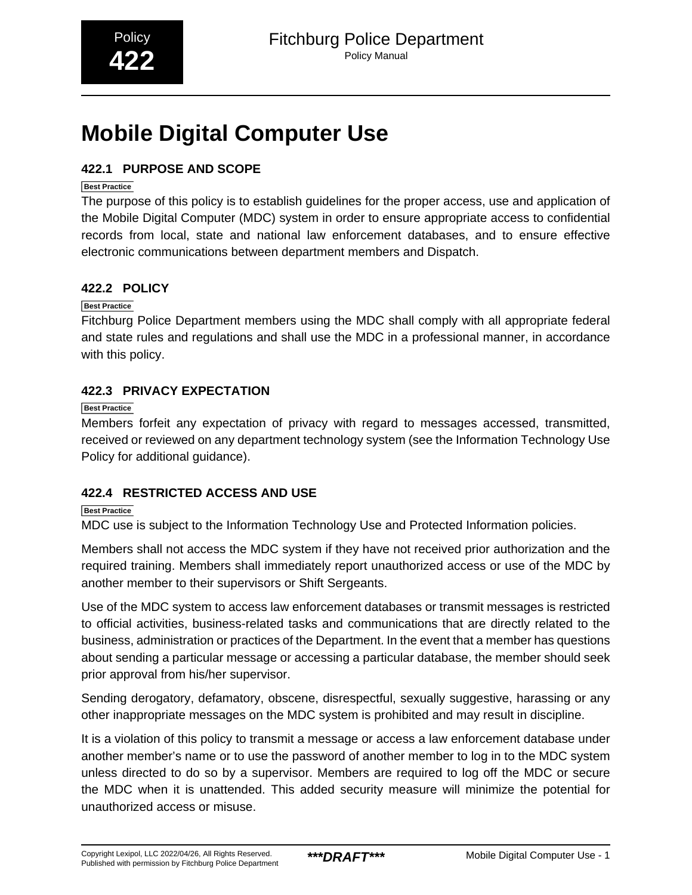Policy
**422**

# Mobile Digital Computer Use

## 422.1 PURPOSE AND SCOPE

Best Practice

The purpose of this policy is to establish guidelines for the proper access, use and application of the Mobile Digital Computer (MDC) system in order to ensure appropriate access to confidential records from local, state and national law enforcement databases, and to ensure effective electronic communications between department members and Dispatch.

## 422.2 POLICY

Best Practice

Fitchburg Police Department members using the MDC shall comply with all appropriate federal and state rules and regulations and shall use the MDC in a professional manner, in accordance with this policy.

## 422.3 PRIVACY EXPECTATION

Best Practice

Members forfeit any expectation of privacy with regard to messages accessed, transmitted, received or reviewed on any department technology system (see the Information Technology Use Policy for additional guidance).

## 422.4 RESTRICTED ACCESS AND USE

Best Practice

MDC use is subject to the Information Technology Use and Protected Information policies.

Members shall not access the MDC system if they have not received prior authorization and the required training. Members shall immediately report unauthorized access or use of the MDC by another member to their supervisors or Shift Sergeants.

Use of the MDC system to access law enforcement databases or transmit messages is restricted to official activities, business-related tasks and communications that are directly related to the business, administration or practices of the Department. In the event that a member has questions about sending a particular message or accessing a particular database, the member should seek prior approval from his/her supervisor.

Sending derogatory, defamatory, obscene, disrespectful, sexually suggestive, harassing or any other inappropriate messages on the MDC system is prohibited and may result in discipline.

It is a violation of this policy to transmit a message or access a law enforcement database under another member's name or to use the password of another member to log in to the MDC system unless directed to do so by a supervisor. Members are required to log off the MDC or secure the MDC when it is unattended. This added security measure will minimize the potential for unauthorized access or misuse.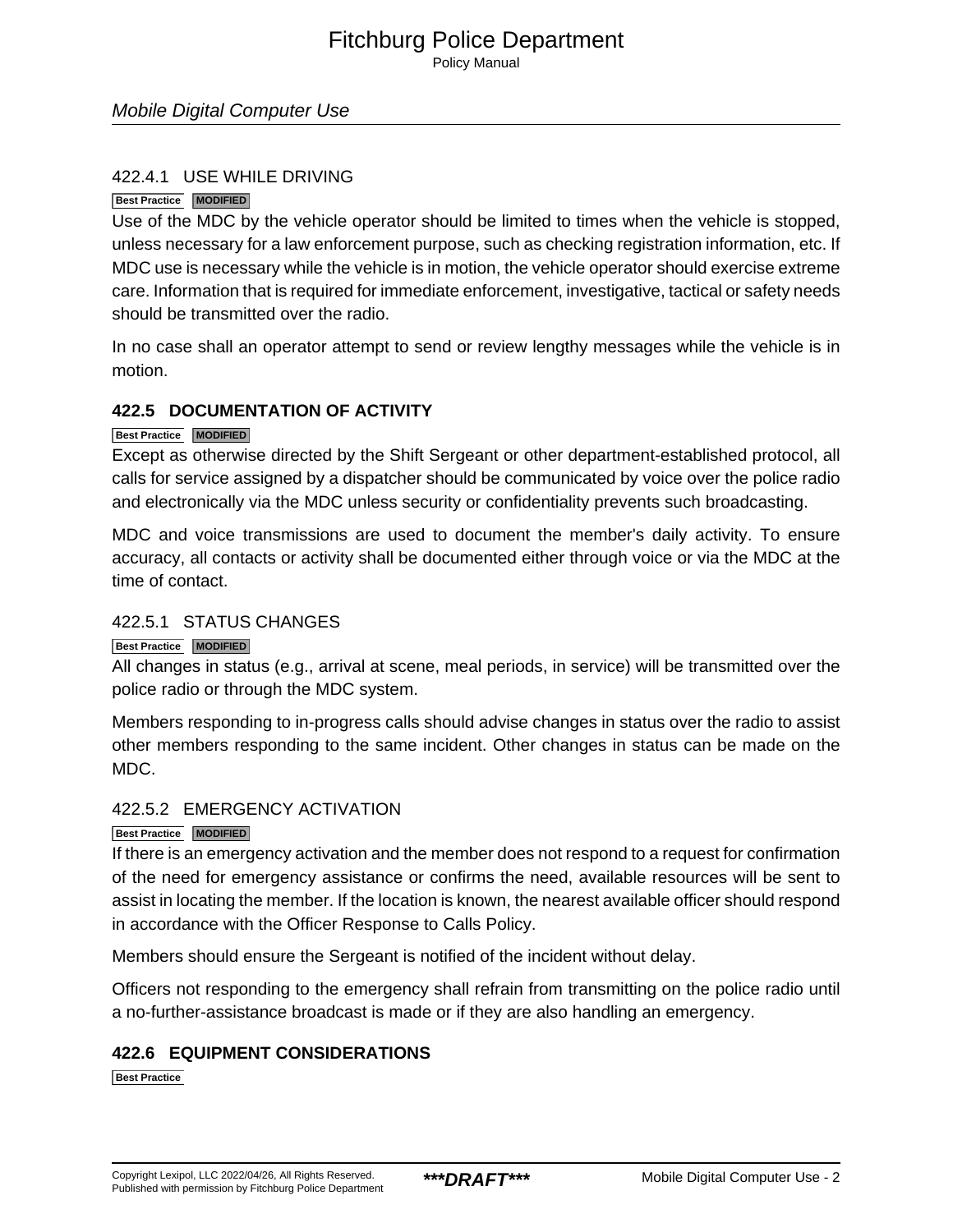### 422.4.1 USE WHILE DRIVING

Best Practice MODIFIED

Use of the MDC by the vehicle operator should be limited to times when the vehicle is stopped, unless necessary for a law enforcement purpose, such as checking registration information, etc. If MDC use is necessary while the vehicle is in motion, the vehicle operator should exercise extreme care. Information that is required for immediate enforcement, investigative, tactical or safety needs should be transmitted over the radio.

In no case shall an operator attempt to send or review lengthy messages while the vehicle is in motion.

## 422.5 DOCUMENTATION OF ACTIVITY

Best Practice MODIFIED

Except as otherwise directed by the Shift Sergeant or other department-established protocol, all calls for service assigned by a dispatcher should be communicated by voice over the police radio and electronically via the MDC unless security or confidentiality prevents such broadcasting.

MDC and voice transmissions are used to document the member's daily activity. To ensure accuracy, all contacts or activity shall be documented either through voice or via the MDC at the time of contact.

### 422.5.1 STATUS CHANGES

Best Practice MODIFIED

All changes in status (e.g., arrival at scene, meal periods, in service) will be transmitted over the police radio or through the MDC system.

Members responding to in-progress calls should advise changes in status over the radio to assist other members responding to the same incident. Other changes in status can be made on the MDC.

### 422.5.2 EMERGENCY ACTIVATION

Best Practice MODIFIED

If there is an emergency activation and the member does not respond to a request for confirmation of the need for emergency assistance or confirms the need, available resources will be sent to assist in locating the member. If the location is known, the nearest available officer should respond in accordance with the Officer Response to Calls Policy.

Members should ensure the Sergeant is notified of the incident without delay.

Officers not responding to the emergency shall refrain from transmitting on the police radio until a no-further-assistance broadcast is made or if they are also handling an emergency.

## 422.6 EQUIPMENT CONSIDERATIONS

Best Practice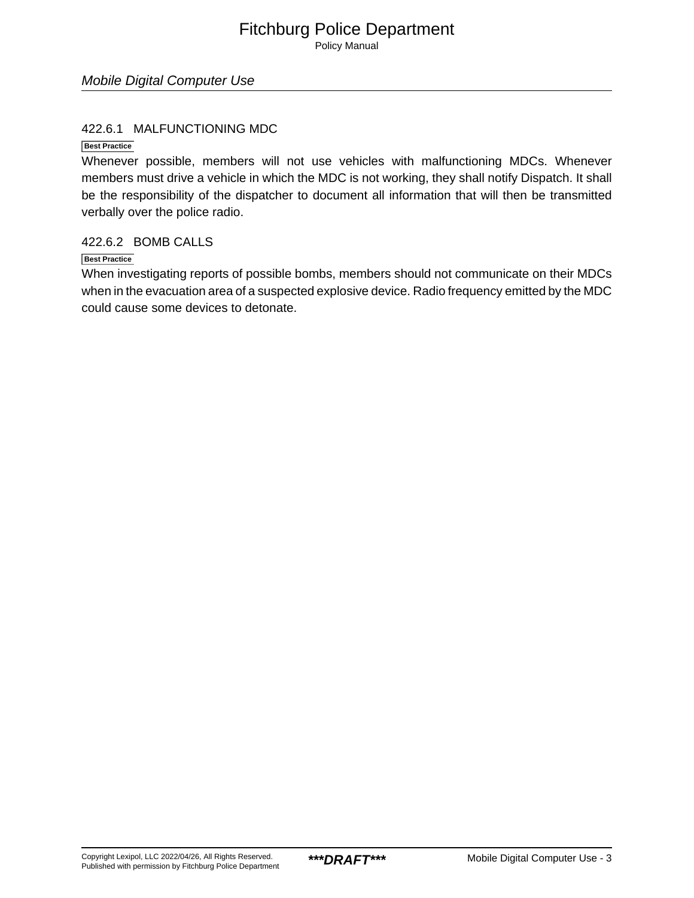### 422.6.1 MALFUNCTIONING MDC

Best Practice

Whenever possible, members will not use vehicles with malfunctioning MDCs. Whenever members must drive a vehicle in which the MDC is not working, they shall notify Dispatch. It shall be the responsibility of the dispatcher to document all information that will then be transmitted verbally over the police radio.

### 422.6.2 BOMB CALLS

Best Practice

When investigating reports of possible bombs, members should not communicate on their MDCs when in the evacuation area of a suspected explosive device. Radio frequency emitted by the MDC could cause some devices to detonate.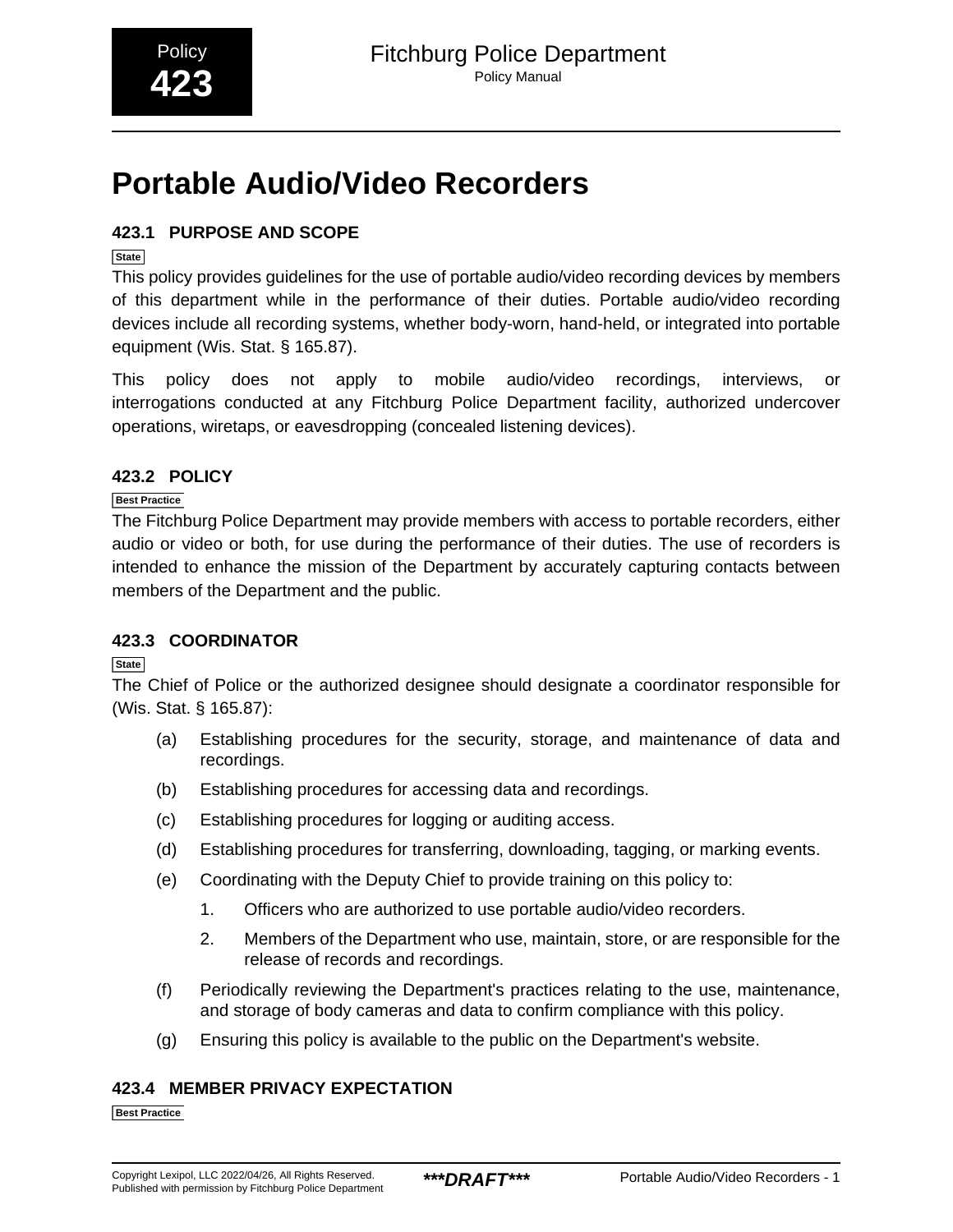Policy **423**

# Portable Audio/Video Recorders

## 423.1 PURPOSE AND SCOPE

State

This policy provides guidelines for the use of portable audio/video recording devices by members of this department while in the performance of their duties. Portable audio/video recording devices include all recording systems, whether body-worn, hand-held, or integrated into portable equipment (Wis. Stat. § 165.87).

This policy does not apply to mobile audio/video recordings, interviews, or interrogations conducted at any Fitchburg Police Department facility, authorized undercover operations, wiretaps, or eavesdropping (concealed listening devices).

## 423.2 POLICY

Best Practice

The Fitchburg Police Department may provide members with access to portable recorders, either audio or video or both, for use during the performance of their duties. The use of recorders is intended to enhance the mission of the Department by accurately capturing contacts between members of the Department and the public.

## 423.3 COORDINATOR

State

The Chief of Police or the authorized designee should designate a coordinator responsible for (Wis. Stat. § 165.87):

(a) Establishing procedures for the security, storage, and maintenance of data and recordings.

(b) Establishing procedures for accessing data and recordings.

(c) Establishing procedures for logging or auditing access.

(d) Establishing procedures for transferring, downloading, tagging, or marking events.

(e) Coordinating with the Deputy Chief to provide training on this policy to:

1. Officers who are authorized to use portable audio/video recorders.

2. Members of the Department who use, maintain, store, or are responsible for the release of records and recordings.

(f) Periodically reviewing the Department's practices relating to the use, maintenance, and storage of body cameras and data to confirm compliance with this policy.

(g) Ensuring this policy is available to the public on the Department's website.

## 423.4 MEMBER PRIVACY EXPECTATION

Best Practice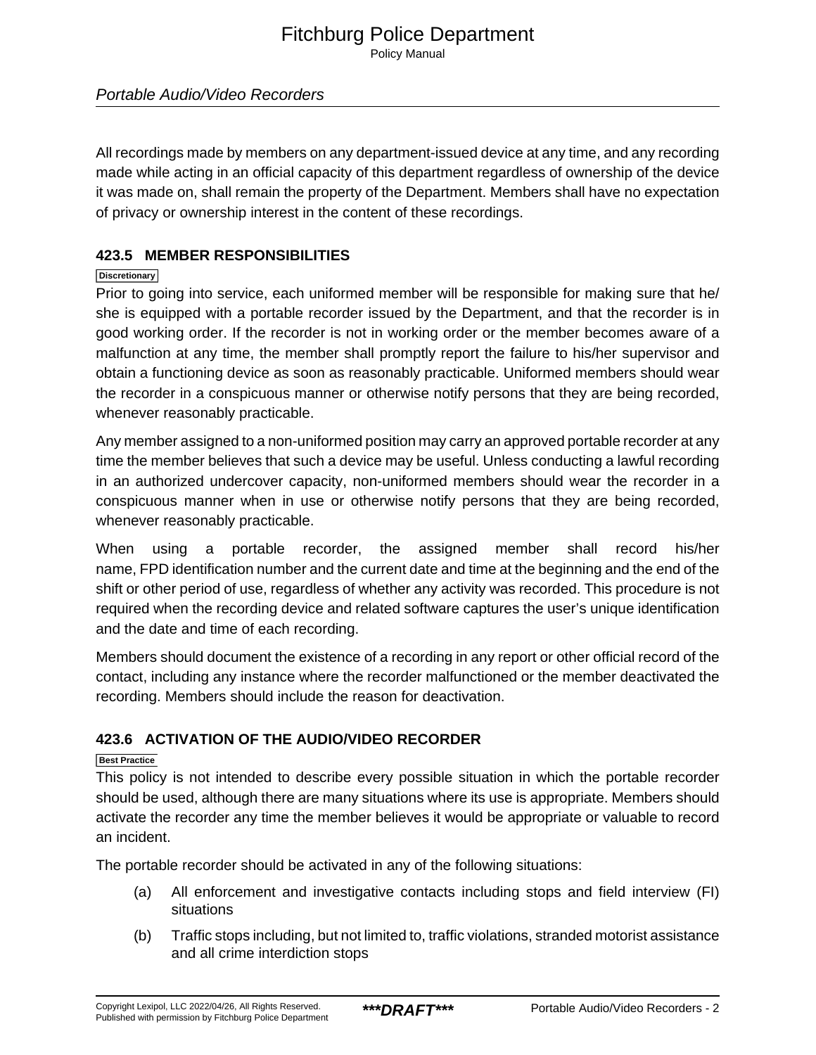All recordings made by members on any department-issued device at any time, and any recording made while acting in an official capacity of this department regardless of ownership of the device it was made on, shall remain the property of the Department. Members shall have no expectation of privacy or ownership interest in the content of these recordings.

### 423.5 MEMBER RESPONSIBILITIES

Discretionary

Prior to going into service, each uniformed member will be responsible for making sure that he/she is equipped with a portable recorder issued by the Department, and that the recorder is in good working order. If the recorder is not in working order or the member becomes aware of a malfunction at any time, the member shall promptly report the failure to his/her supervisor and obtain a functioning device as soon as reasonably practicable. Uniformed members should wear the recorder in a conspicuous manner or otherwise notify persons that they are being recorded, whenever reasonably practicable.

Any member assigned to a non-uniformed position may carry an approved portable recorder at any time the member believes that such a device may be useful. Unless conducting a lawful recording in an authorized undercover capacity, non-uniformed members should wear the recorder in a conspicuous manner when in use or otherwise notify persons that they are being recorded, whenever reasonably practicable.

When using a portable recorder, the assigned member shall record his/her name, FPD identification number and the current date and time at the beginning and the end of the shift or other period of use, regardless of whether any activity was recorded. This procedure is not required when the recording device and related software captures the user's unique identification and the date and time of each recording.

Members should document the existence of a recording in any report or other official record of the contact, including any instance where the recorder malfunctioned or the member deactivated the recording. Members should include the reason for deactivation.

### 423.6 ACTIVATION OF THE AUDIO/VIDEO RECORDER

Best Practice

This policy is not intended to describe every possible situation in which the portable recorder should be used, although there are many situations where its use is appropriate. Members should activate the recorder any time the member believes it would be appropriate or valuable to record an incident.

The portable recorder should be activated in any of the following situations:

(a) All enforcement and investigative contacts including stops and field interview (FI) situations

(b) Traffic stops including, but not limited to, traffic violations, stranded motorist assistance and all crime interdiction stops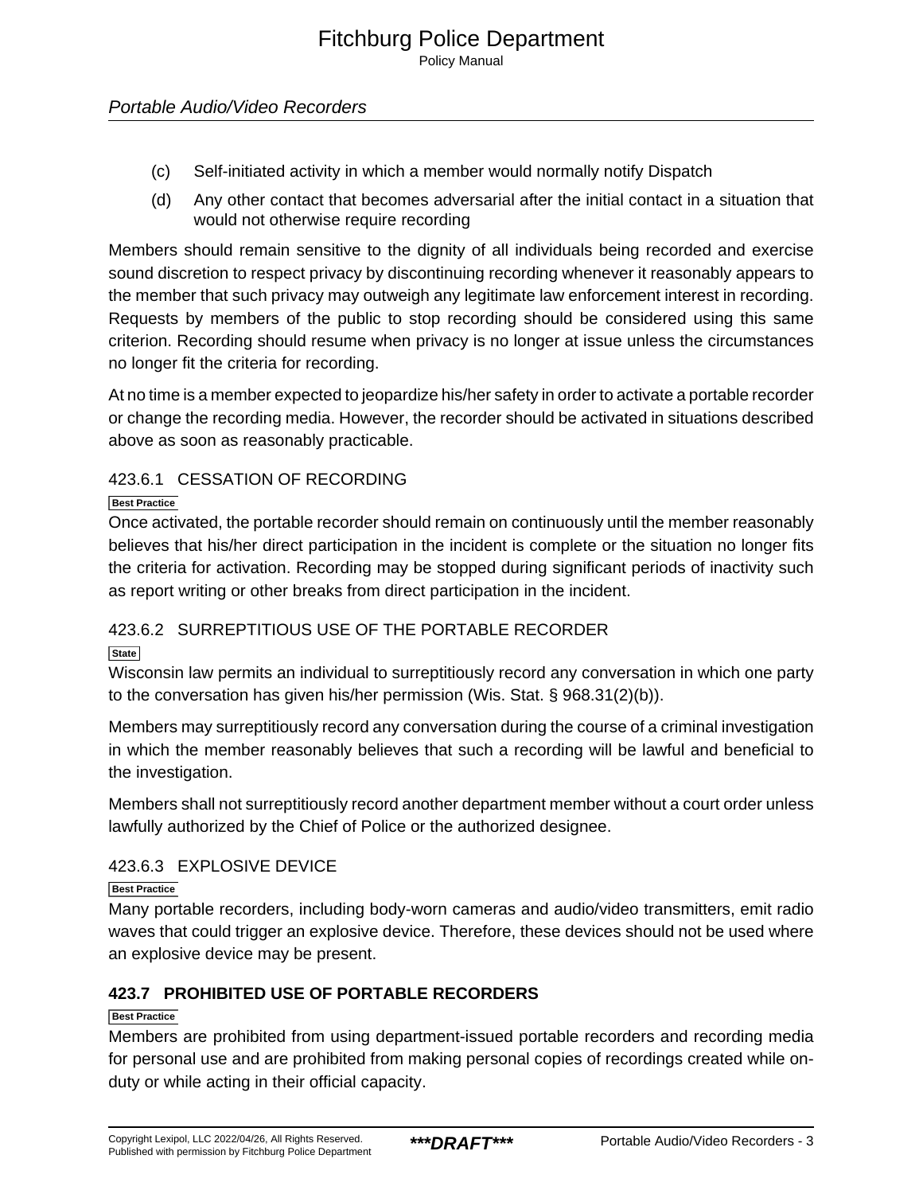(c) Self-initiated activity in which a member would normally notify Dispatch

(d) Any other contact that becomes adversarial after the initial contact in a situation that would not otherwise require recording

Members should remain sensitive to the dignity of all individuals being recorded and exercise sound discretion to respect privacy by discontinuing recording whenever it reasonably appears to the member that such privacy may outweigh any legitimate law enforcement interest in recording. Requests by members of the public to stop recording should be considered using this same criterion. Recording should resume when privacy is no longer at issue unless the circumstances no longer fit the criteria for recording.

At no time is a member expected to jeopardize his/her safety in order to activate a portable recorder or change the recording media. However, the recorder should be activated in situations described above as soon as reasonably practicable.

### 423.6.1 CESSATION OF RECORDING

Best Practice

Once activated, the portable recorder should remain on continuously until the member reasonably believes that his/her direct participation in the incident is complete or the situation no longer fits the criteria for activation. Recording may be stopped during significant periods of inactivity such as report writing or other breaks from direct participation in the incident.

### 423.6.2 SURREPTITIOUS USE OF THE PORTABLE RECORDER

State

Wisconsin law permits an individual to surreptitiously record any conversation in which one party to the conversation has given his/her permission (Wis. Stat. § 968.31(2)(b)).

Members may surreptitiously record any conversation during the course of a criminal investigation in which the member reasonably believes that such a recording will be lawful and beneficial to the investigation.

Members shall not surreptitiously record another department member without a court order unless lawfully authorized by the Chief of Police or the authorized designee.

### 423.6.3 EXPLOSIVE DEVICE

Best Practice

Many portable recorders, including body-worn cameras and audio/video transmitters, emit radio waves that could trigger an explosive device. Therefore, these devices should not be used where an explosive device may be present.

## 423.7 PROHIBITED USE OF PORTABLE RECORDERS

Best Practice

Members are prohibited from using department-issued portable recorders and recording media for personal use and are prohibited from making personal copies of recordings created while on-duty or while acting in their official capacity.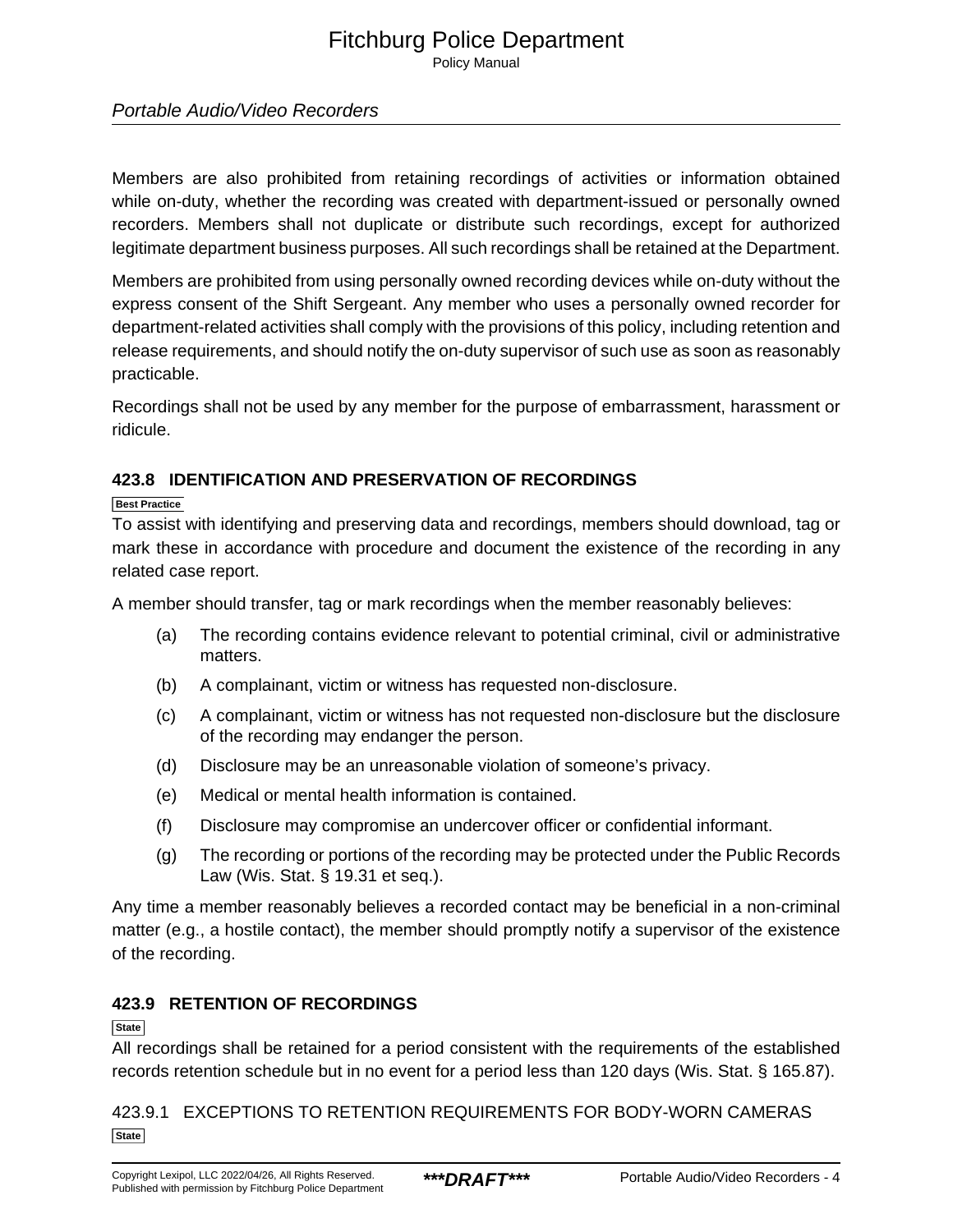Members are also prohibited from retaining recordings of activities or information obtained while on-duty, whether the recording was created with department-issued or personally owned recorders. Members shall not duplicate or distribute such recordings, except for authorized legitimate department business purposes. All such recordings shall be retained at the Department.

Members are prohibited from using personally owned recording devices while on-duty without the express consent of the Shift Sergeant. Any member who uses a personally owned recorder for department-related activities shall comply with the provisions of this policy, including retention and release requirements, and should notify the on-duty supervisor of such use as soon as reasonably practicable.

Recordings shall not be used by any member for the purpose of embarrassment, harassment or ridicule.

## 423.8 IDENTIFICATION AND PRESERVATION OF RECORDINGS

Best Practice

To assist with identifying and preserving data and recordings, members should download, tag or mark these in accordance with procedure and document the existence of the recording in any related case report.

A member should transfer, tag or mark recordings when the member reasonably believes:

(a) The recording contains evidence relevant to potential criminal, civil or administrative matters.

(b) A complainant, victim or witness has requested non-disclosure.

(c) A complainant, victim or witness has not requested non-disclosure but the disclosure of the recording may endanger the person.

(d) Disclosure may be an unreasonable violation of someone's privacy.

(e) Medical or mental health information is contained.

(f) Disclosure may compromise an undercover officer or confidential informant.

(g) The recording or portions of the recording may be protected under the Public Records Law (Wis. Stat. § 19.31 et seq.).

Any time a member reasonably believes a recorded contact may be beneficial in a non-criminal matter (e.g., a hostile contact), the member should promptly notify a supervisor of the existence of the recording.

## 423.9 RETENTION OF RECORDINGS

State

All recordings shall be retained for a period consistent with the requirements of the established records retention schedule but in no event for a period less than 120 days (Wis. Stat. § 165.87).

### 423.9.1 EXCEPTIONS TO RETENTION REQUIREMENTS FOR BODY-WORN CAMERAS

State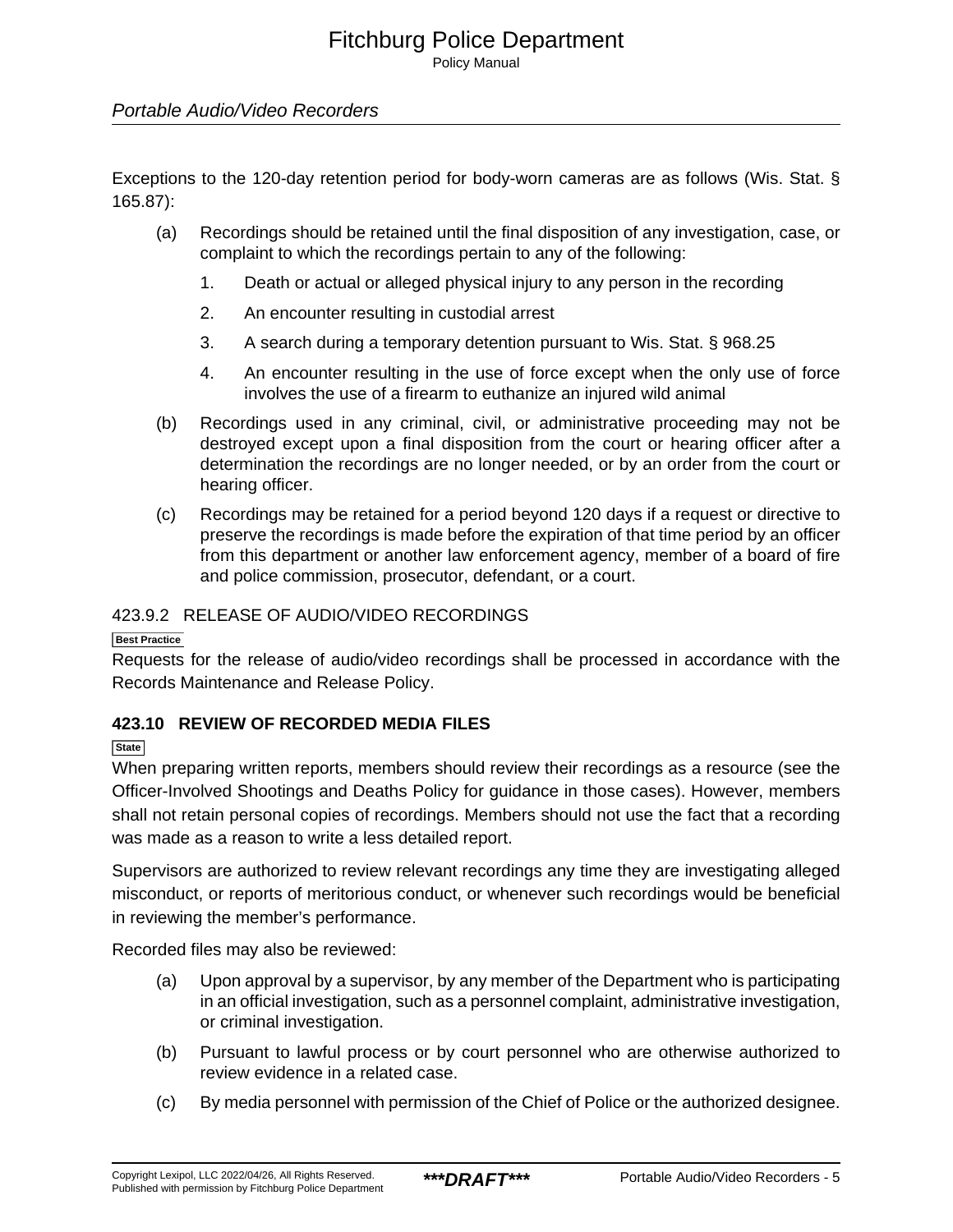Exceptions to the 120-day retention period for body-worn cameras are as follows (Wis. Stat. § 165.87):

(a) Recordings should be retained until the final disposition of any investigation, case, or complaint to which the recordings pertain to any of the following:

1. Death or actual or alleged physical injury to any person in the recording
2. An encounter resulting in custodial arrest
3. A search during a temporary detention pursuant to Wis. Stat. § 968.25
4. An encounter resulting in the use of force except when the only use of force involves the use of a firearm to euthanize an injured wild animal

(b) Recordings used in any criminal, civil, or administrative proceeding may not be destroyed except upon a final disposition from the court or hearing officer after a determination the recordings are no longer needed, or by an order from the court or hearing officer.

(c) Recordings may be retained for a period beyond 120 days if a request or directive to preserve the recordings is made before the expiration of that time period by an officer from this department or another law enforcement agency, member of a board of fire and police commission, prosecutor, defendant, or a court.

### 423.9.2 RELEASE OF AUDIO/VIDEO RECORDINGS

Best Practice

Requests for the release of audio/video recordings shall be processed in accordance with the Records Maintenance and Release Policy.

## 423.10 REVIEW OF RECORDED MEDIA FILES

State

When preparing written reports, members should review their recordings as a resource (see the Officer-Involved Shootings and Deaths Policy for guidance in those cases). However, members shall not retain personal copies of recordings. Members should not use the fact that a recording was made as a reason to write a less detailed report.

Supervisors are authorized to review relevant recordings any time they are investigating alleged misconduct, or reports of meritorious conduct, or whenever such recordings would be beneficial in reviewing the member's performance.

Recorded files may also be reviewed:

(a) Upon approval by a supervisor, by any member of the Department who is participating in an official investigation, such as a personnel complaint, administrative investigation, or criminal investigation.

(b) Pursuant to lawful process or by court personnel who are otherwise authorized to review evidence in a related case.

(c) By media personnel with permission of the Chief of Police or the authorized designee.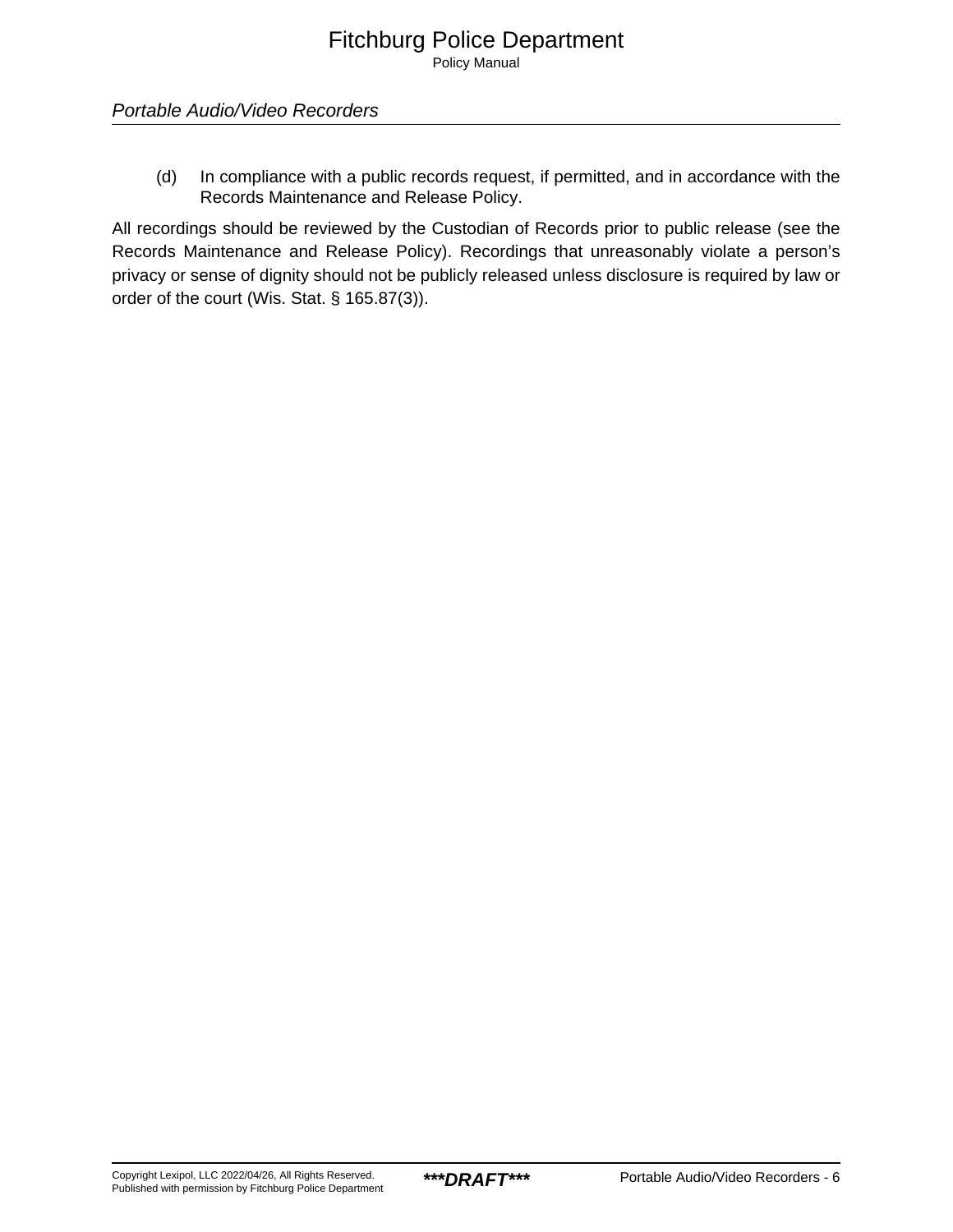(d) In compliance with a public records request, if permitted, and in accordance with the Records Maintenance and Release Policy.

All recordings should be reviewed by the Custodian of Records prior to public release (see the Records Maintenance and Release Policy). Recordings that unreasonably violate a person's privacy or sense of dignity should not be publicly released unless disclosure is required by law or order of the court (Wis. Stat. § 165.87(3)).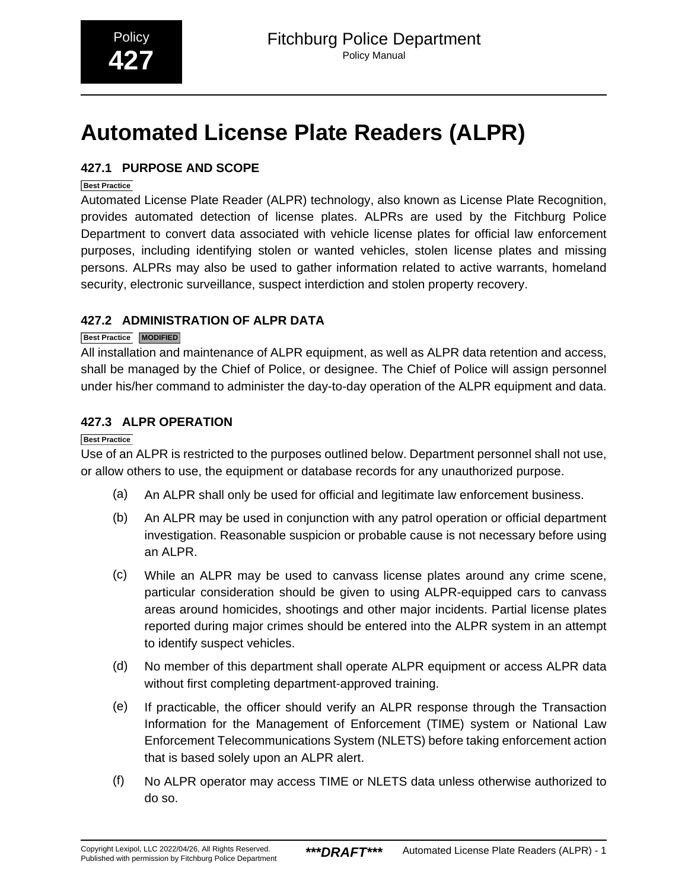Policy
**427**

# Automated License Plate Readers (ALPR)

## 427.1 PURPOSE AND SCOPE

Best Practice

Automated License Plate Reader (ALPR) technology, also known as License Plate Recognition, provides automated detection of license plates. ALPRs are used by the Fitchburg Police Department to convert data associated with vehicle license plates for official law enforcement purposes, including identifying stolen or wanted vehicles, stolen license plates and missing persons. ALPRs may also be used to gather information related to active warrants, homeland security, electronic surveillance, suspect interdiction and stolen property recovery.

## 427.2 ADMINISTRATION OF ALPR DATA

Best Practice MODIFIED

All installation and maintenance of ALPR equipment, as well as ALPR data retention and access, shall be managed by the Chief of Police, or designee. The Chief of Police will assign personnel under his/her command to administer the day-to-day operation of the ALPR equipment and data.

## 427.3 ALPR OPERATION

Best Practice

Use of an ALPR is restricted to the purposes outlined below. Department personnel shall not use, or allow others to use, the equipment or database records for any unauthorized purpose.

(a) An ALPR shall only be used for official and legitimate law enforcement business.

(b) An ALPR may be used in conjunction with any patrol operation or official department investigation. Reasonable suspicion or probable cause is not necessary before using an ALPR.

(c) While an ALPR may be used to canvass license plates around any crime scene, particular consideration should be given to using ALPR-equipped cars to canvass areas around homicides, shootings and other major incidents. Partial license plates reported during major crimes should be entered into the ALPR system in an attempt to identify suspect vehicles.

(d) No member of this department shall operate ALPR equipment or access ALPR data without first completing department-approved training.

(e) If practicable, the officer should verify an ALPR response through the Transaction Information for the Management of Enforcement (TIME) system or National Law Enforcement Telecommunications System (NLETS) before taking enforcement action that is based solely upon an ALPR alert.

(f) No ALPR operator may access TIME or NLETS data unless otherwise authorized to do so.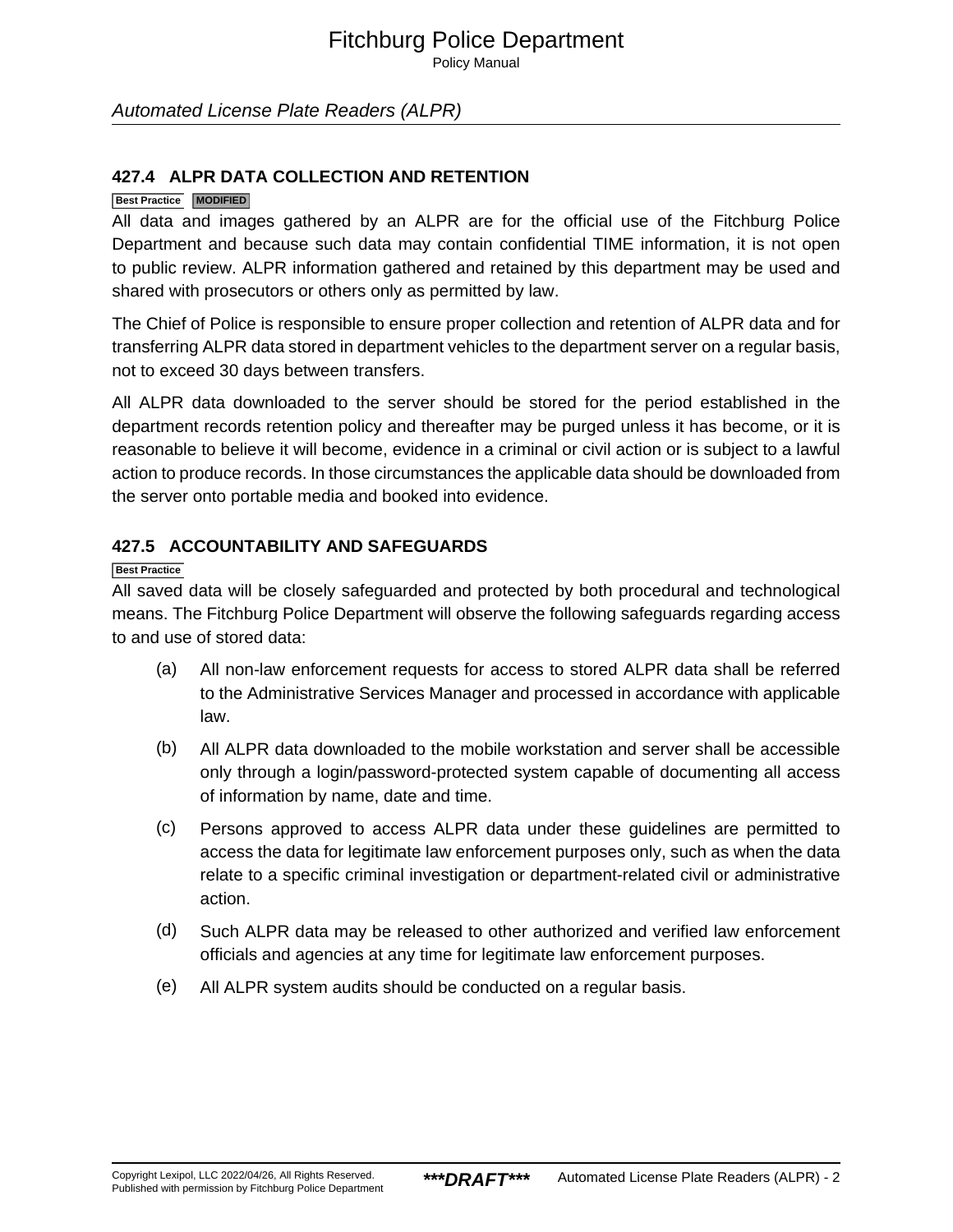## 427.4 ALPR DATA COLLECTION AND RETENTION

Best Practice MODIFIED

All data and images gathered by an ALPR are for the official use of the Fitchburg Police Department and because such data may contain confidential TIME information, it is not open to public review. ALPR information gathered and retained by this department may be used and shared with prosecutors or others only as permitted by law.

The Chief of Police is responsible to ensure proper collection and retention of ALPR data and for transferring ALPR data stored in department vehicles to the department server on a regular basis, not to exceed 30 days between transfers.

All ALPR data downloaded to the server should be stored for the period established in the department records retention policy and thereafter may be purged unless it has become, or it is reasonable to believe it will become, evidence in a criminal or civil action or is subject to a lawful action to produce records. In those circumstances the applicable data should be downloaded from the server onto portable media and booked into evidence.

## 427.5 ACCOUNTABILITY AND SAFEGUARDS

Best Practice

All saved data will be closely safeguarded and protected by both procedural and technological means. The Fitchburg Police Department will observe the following safeguards regarding access to and use of stored data:

(a) All non-law enforcement requests for access to stored ALPR data shall be referred to the Administrative Services Manager and processed in accordance with applicable law.

(b) All ALPR data downloaded to the mobile workstation and server shall be accessible only through a login/password-protected system capable of documenting all access of information by name, date and time.

(c) Persons approved to access ALPR data under these guidelines are permitted to access the data for legitimate law enforcement purposes only, such as when the data relate to a specific criminal investigation or department-related civil or administrative action.

(d) Such ALPR data may be released to other authorized and verified law enforcement officials and agencies at any time for legitimate law enforcement purposes.

(e) All ALPR system audits should be conducted on a regular basis.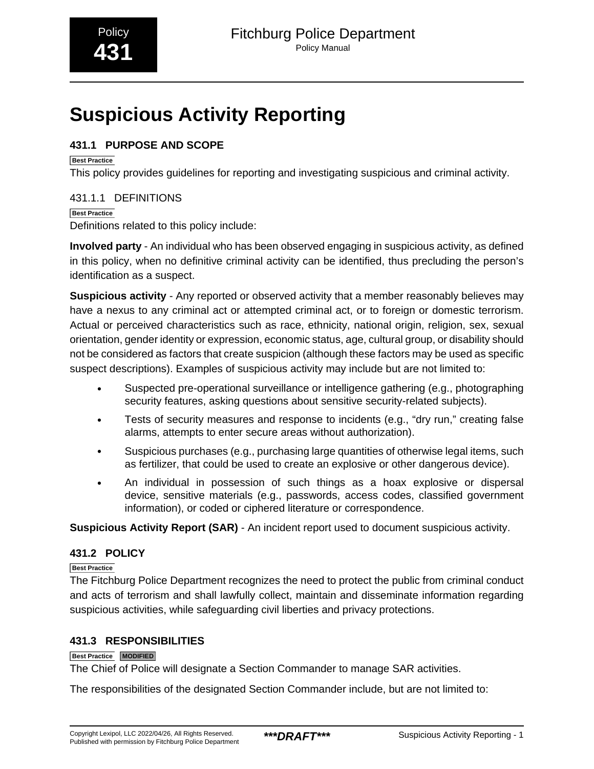Policy **431**

# Suspicious Activity Reporting

## 431.1 PURPOSE AND SCOPE

Best Practice

This policy provides guidelines for reporting and investigating suspicious and criminal activity.

### 431.1.1 DEFINITIONS

Best Practice

Definitions related to this policy include:

**Involved party** - An individual who has been observed engaging in suspicious activity, as defined in this policy, when no definitive criminal activity can be identified, thus precluding the person's identification as a suspect.

**Suspicious activity** - Any reported or observed activity that a member reasonably believes may have a nexus to any criminal act or attempted criminal act, or to foreign or domestic terrorism. Actual or perceived characteristics such as race, ethnicity, national origin, religion, sex, sexual orientation, gender identity or expression, economic status, age, cultural group, or disability should not be considered as factors that create suspicion (although these factors may be used as specific suspect descriptions). Examples of suspicious activity may include but are not limited to:

- Suspected pre-operational surveillance or intelligence gathering (e.g., photographing security features, asking questions about sensitive security-related subjects).
- Tests of security measures and response to incidents (e.g., "dry run," creating false alarms, attempts to enter secure areas without authorization).
- Suspicious purchases (e.g., purchasing large quantities of otherwise legal items, such as fertilizer, that could be used to create an explosive or other dangerous device).
- An individual in possession of such things as a hoax explosive or dispersal device, sensitive materials (e.g., passwords, access codes, classified government information), or coded or ciphered literature or correspondence.

**Suspicious Activity Report (SAR)** - An incident report used to document suspicious activity.

## 431.2 POLICY

Best Practice

The Fitchburg Police Department recognizes the need to protect the public from criminal conduct and acts of terrorism and shall lawfully collect, maintain and disseminate information regarding suspicious activities, while safeguarding civil liberties and privacy protections.

## 431.3 RESPONSIBILITIES

Best Practice MODIFIED

The Chief of Police will designate a Section Commander to manage SAR activities.

The responsibilities of the designated Section Commander include, but are not limited to: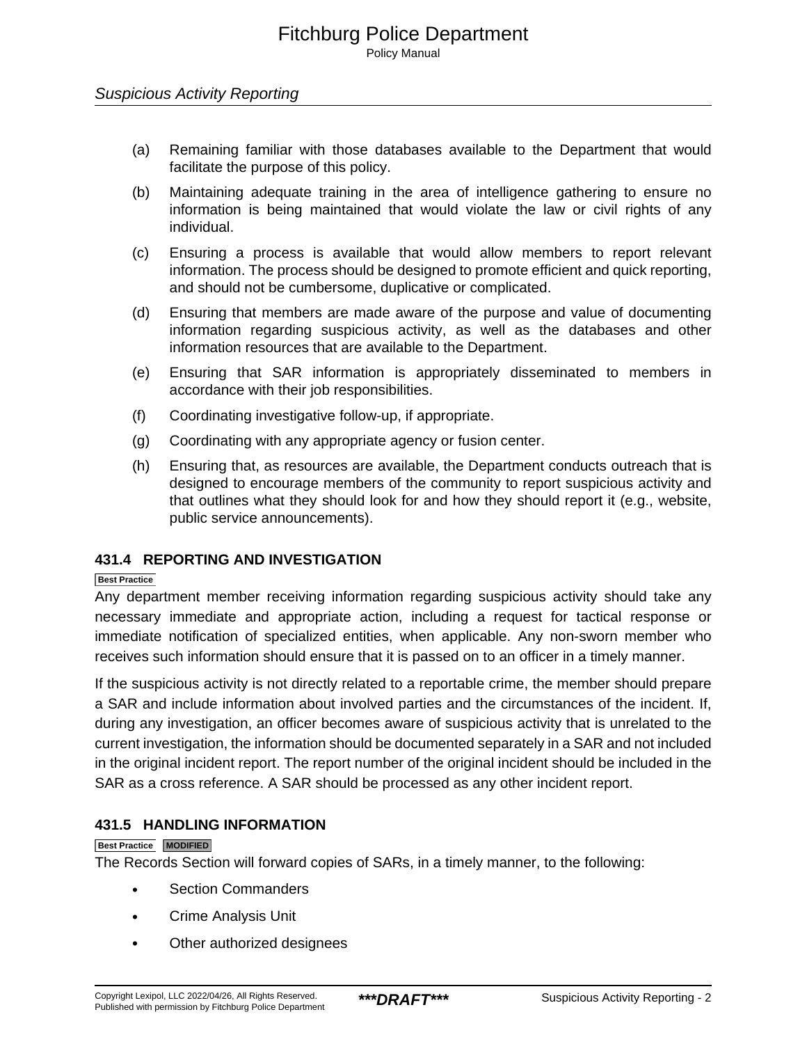(a) Remaining familiar with those databases available to the Department that would facilitate the purpose of this policy.

(b) Maintaining adequate training in the area of intelligence gathering to ensure no information is being maintained that would violate the law or civil rights of any individual.

(c) Ensuring a process is available that would allow members to report relevant information. The process should be designed to promote efficient and quick reporting, and should not be cumbersome, duplicative or complicated.

(d) Ensuring that members are made aware of the purpose and value of documenting information regarding suspicious activity, as well as the databases and other information resources that are available to the Department.

(e) Ensuring that SAR information is appropriately disseminated to members in accordance with their job responsibilities.

(f) Coordinating investigative follow-up, if appropriate.

(g) Coordinating with any appropriate agency or fusion center.

(h) Ensuring that, as resources are available, the Department conducts outreach that is designed to encourage members of the community to report suspicious activity and that outlines what they should look for and how they should report it (e.g., website, public service announcements).

### 431.4 REPORTING AND INVESTIGATION

**Best Practice**

Any department member receiving information regarding suspicious activity should take any necessary immediate and appropriate action, including a request for tactical response or immediate notification of specialized entities, when applicable. Any non-sworn member who receives such information should ensure that it is passed on to an officer in a timely manner.

If the suspicious activity is not directly related to a reportable crime, the member should prepare a SAR and include information about involved parties and the circumstances of the incident. If, during any investigation, an officer becomes aware of suspicious activity that is unrelated to the current investigation, the information should be documented separately in a SAR and not included in the original incident report. The report number of the original incident should be included in the SAR as a cross reference. A SAR should be processed as any other incident report.

### 431.5 HANDLING INFORMATION

**Best Practice** **MODIFIED**

The Records Section will forward copies of SARs, in a timely manner, to the following:

- Section Commanders
- Crime Analysis Unit
- Other authorized designees